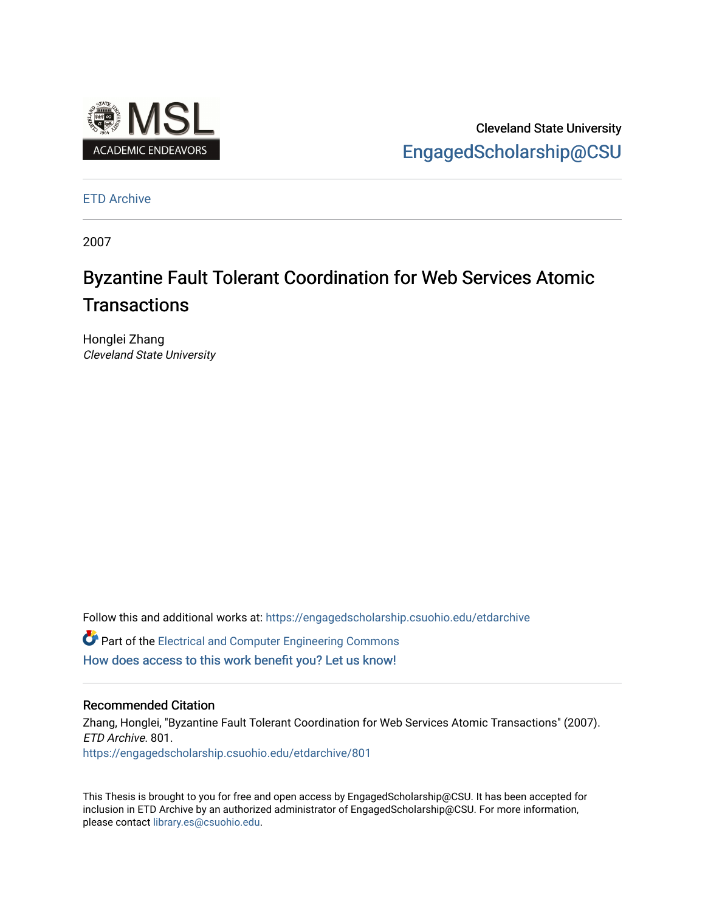MSL ACADEMIC ENDEAVORS

Cleveland State University
EngagedScholarship@CSU

ETD Archive

2007

# Byzantine Fault Tolerant Coordination for Web Services Atomic Transactions

Honglei Zhang
*Cleveland State University*

Follow this and additional works at: https://engagedscholarship.csuohio.edu/etdarchive

Part of the Electrical and Computer Engineering Commons

How does access to this work benefit you? Let us know!

## Recommended Citation

Zhang, Honglei, "Byzantine Fault Tolerant Coordination for Web Services Atomic Transactions" (2007). *ETD Archive*. 801.
https://engagedscholarship.csuohio.edu/etdarchive/801

This Thesis is brought to you for free and open access by EngagedScholarship@CSU. It has been accepted for inclusion in ETD Archive by an authorized administrator of EngagedScholarship@CSU. For more information, please contact library.es@csuohio.edu.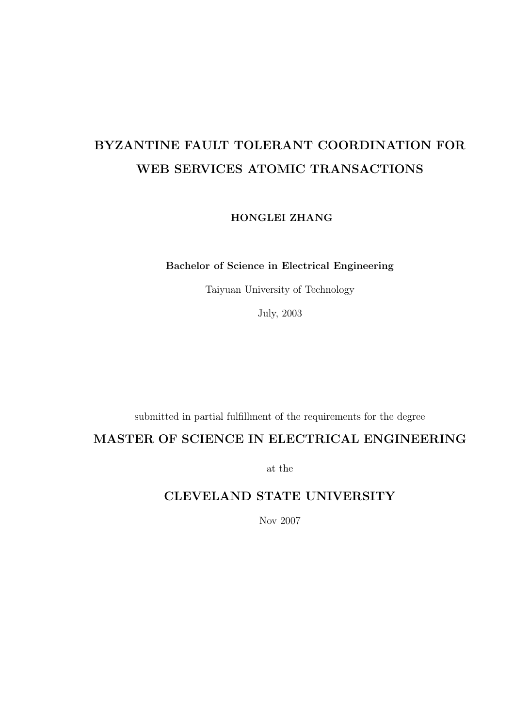# BYZANTINE FAULT TOLERANT COORDINATION FOR WEB SERVICES ATOMIC TRANSACTIONS

**HONGLEI ZHANG**

**Bachelor of Science in Electrical Engineering**

Taiyuan University of Technology

July, 2003

submitted in partial fulfillment of the requirements for the degree

**MASTER OF SCIENCE IN ELECTRICAL ENGINEERING**

at the

**CLEVELAND STATE UNIVERSITY**

Nov 2007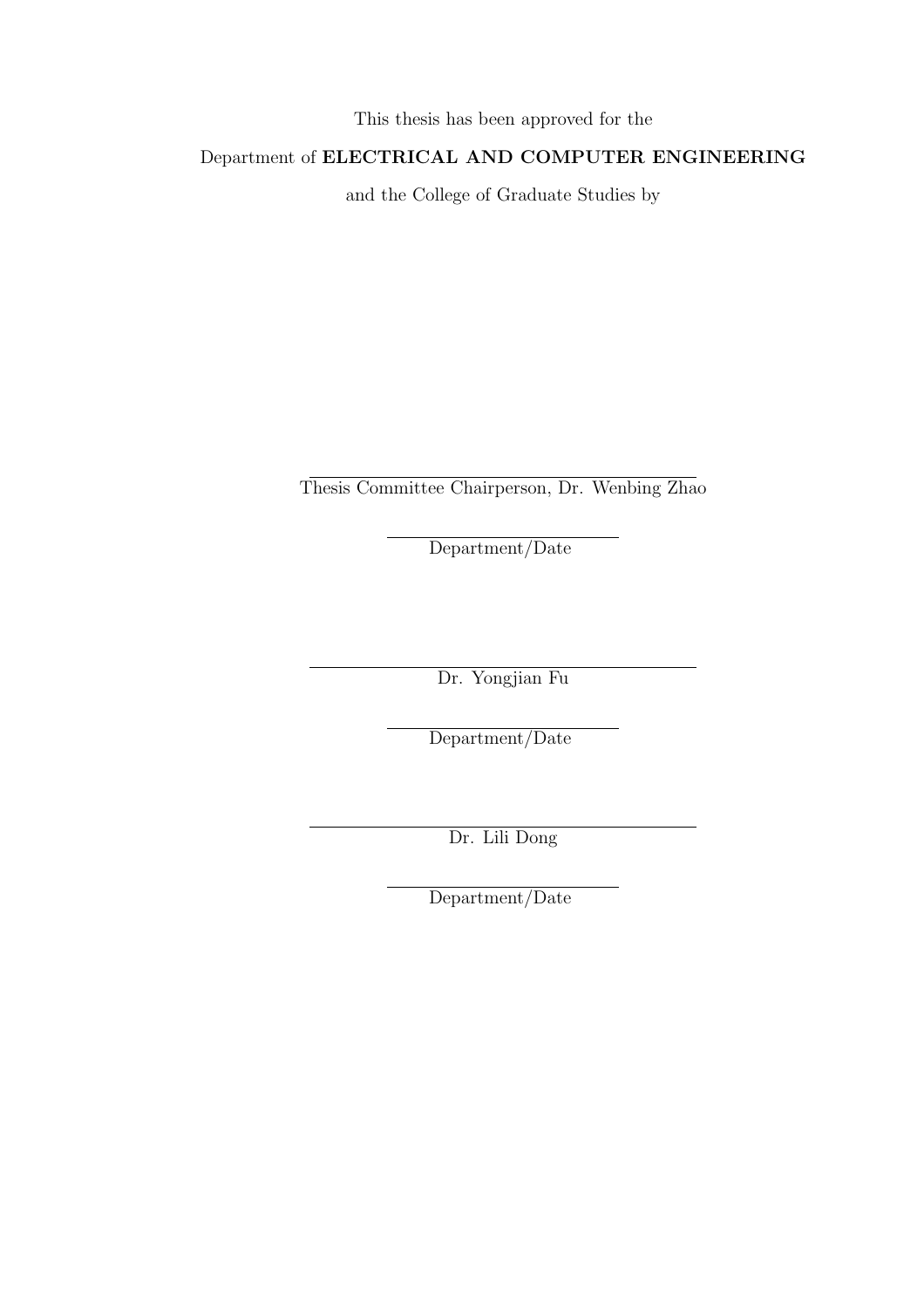This thesis has been approved for the

Department of **ELECTRICAL AND COMPUTER ENGINEERING**

and the College of Graduate Studies by

Thesis Committee Chairperson, Dr. Wenbing Zhao

Department/Date

Dr. Yongjian Fu

Department/Date

Dr. Lili Dong

Department/Date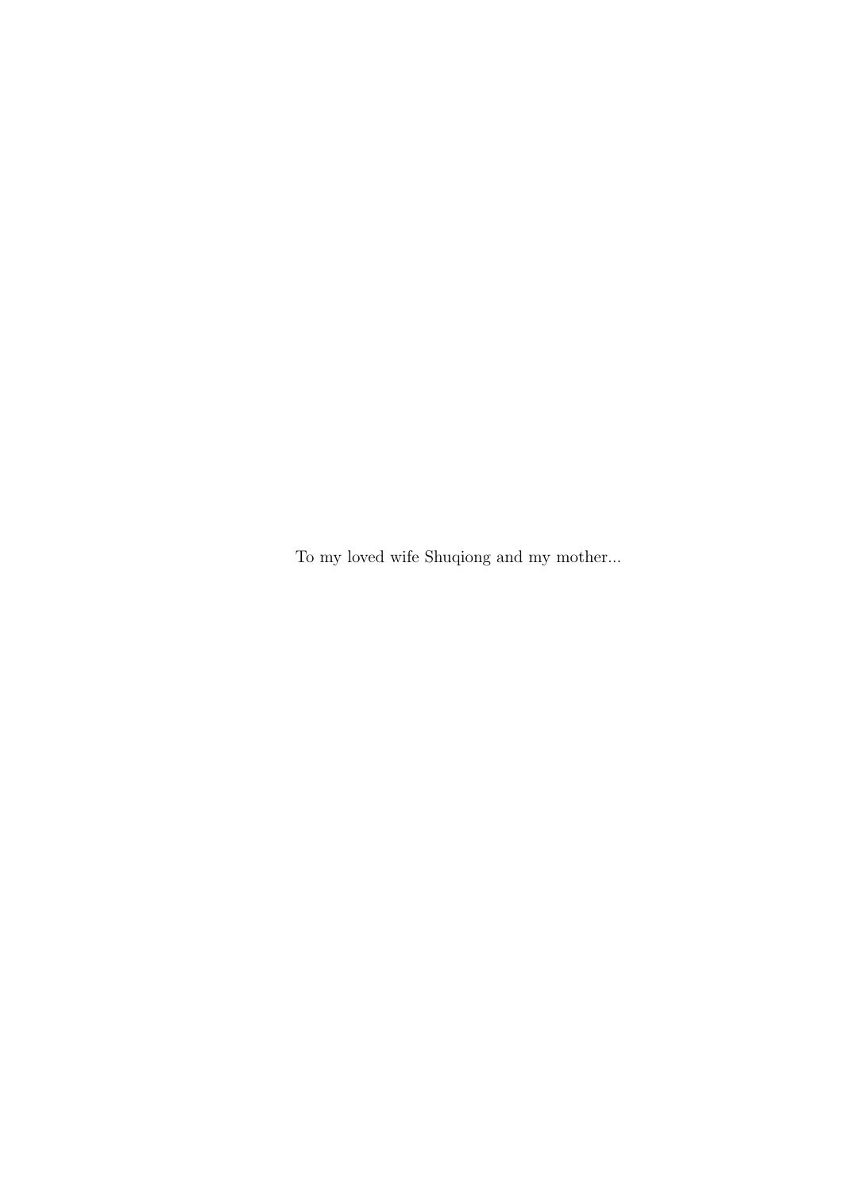To my loved wife Shuqiong and my mother...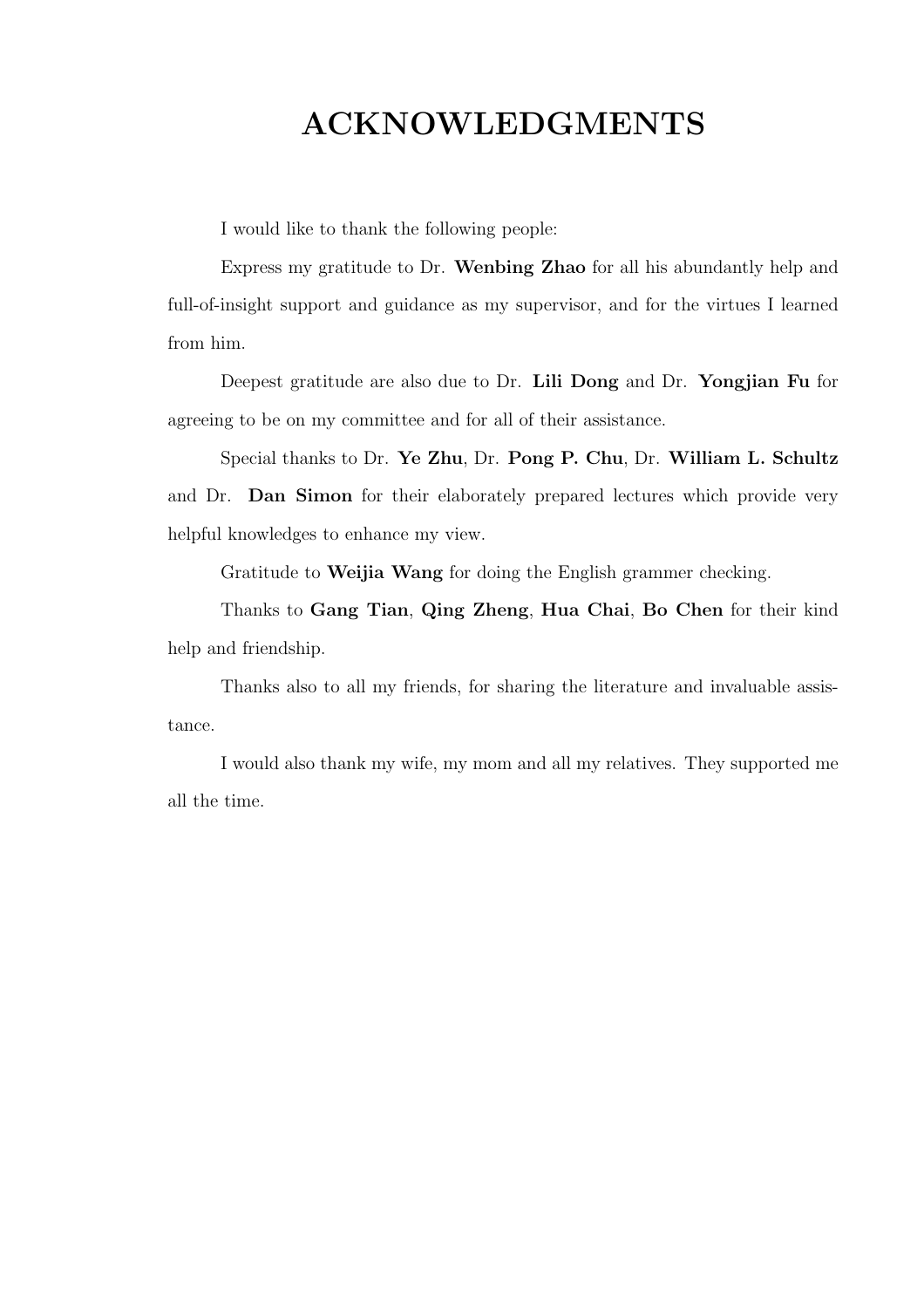# ACKNOWLEDGMENTS

I would like to thank the following people:

Express my gratitude to Dr. **Wenbing Zhao** for all his abundantly help and full-of-insight support and guidance as my supervisor, and for the virtues I learned from him.

Deepest gratitude are also due to Dr. **Lili Dong** and Dr. **Yongjian Fu** for agreeing to be on my committee and for all of their assistance.

Special thanks to Dr. **Ye Zhu**, Dr. **Pong P. Chu**, Dr. **William L. Schultz** and Dr. **Dan Simon** for their elaborately prepared lectures which provide very helpful knowledges to enhance my view.

Gratitude to **Weijia Wang** for doing the English grammer checking.

Thanks to **Gang Tian**, **Qing Zheng**, **Hua Chai**, **Bo Chen** for their kind help and friendship.

Thanks also to all my friends, for sharing the literature and invaluable assistance.

I would also thank my wife, my mom and all my relatives. They supported me all the time.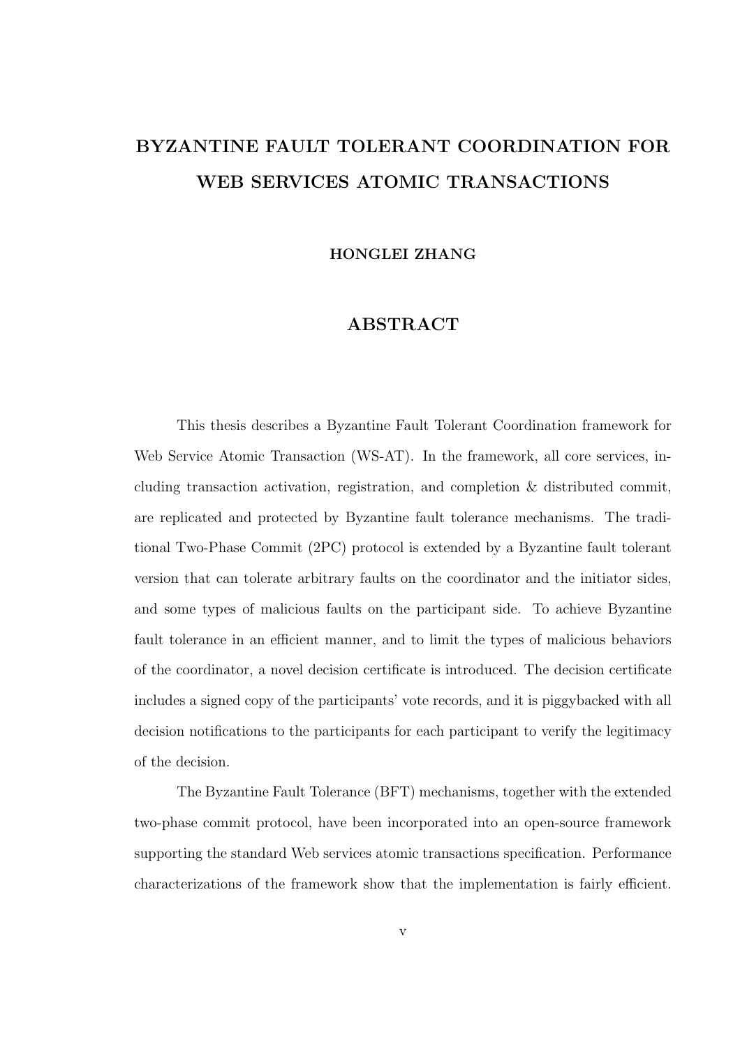# BYZANTINE FAULT TOLERANT COORDINATION FOR WEB SERVICES ATOMIC TRANSACTIONS

**HONGLEI ZHANG**

## ABSTRACT

This thesis describes a Byzantine Fault Tolerant Coordination framework for Web Service Atomic Transaction (WS-AT). In the framework, all core services, including transaction activation, registration, and completion & distributed commit, are replicated and protected by Byzantine fault tolerance mechanisms. The traditional Two-Phase Commit (2PC) protocol is extended by a Byzantine fault tolerant version that can tolerate arbitrary faults on the coordinator and the initiator sides, and some types of malicious faults on the participant side. To achieve Byzantine fault tolerance in an efficient manner, and to limit the types of malicious behaviors of the coordinator, a novel decision certificate is introduced. The decision certificate includes a signed copy of the participants' vote records, and it is piggybacked with all decision notifications to the participants for each participant to verify the legitimacy of the decision.

The Byzantine Fault Tolerance (BFT) mechanisms, together with the extended two-phase commit protocol, have been incorporated into an open-source framework supporting the standard Web services atomic transactions specification. Performance characterizations of the framework show that the implementation is fairly efficient.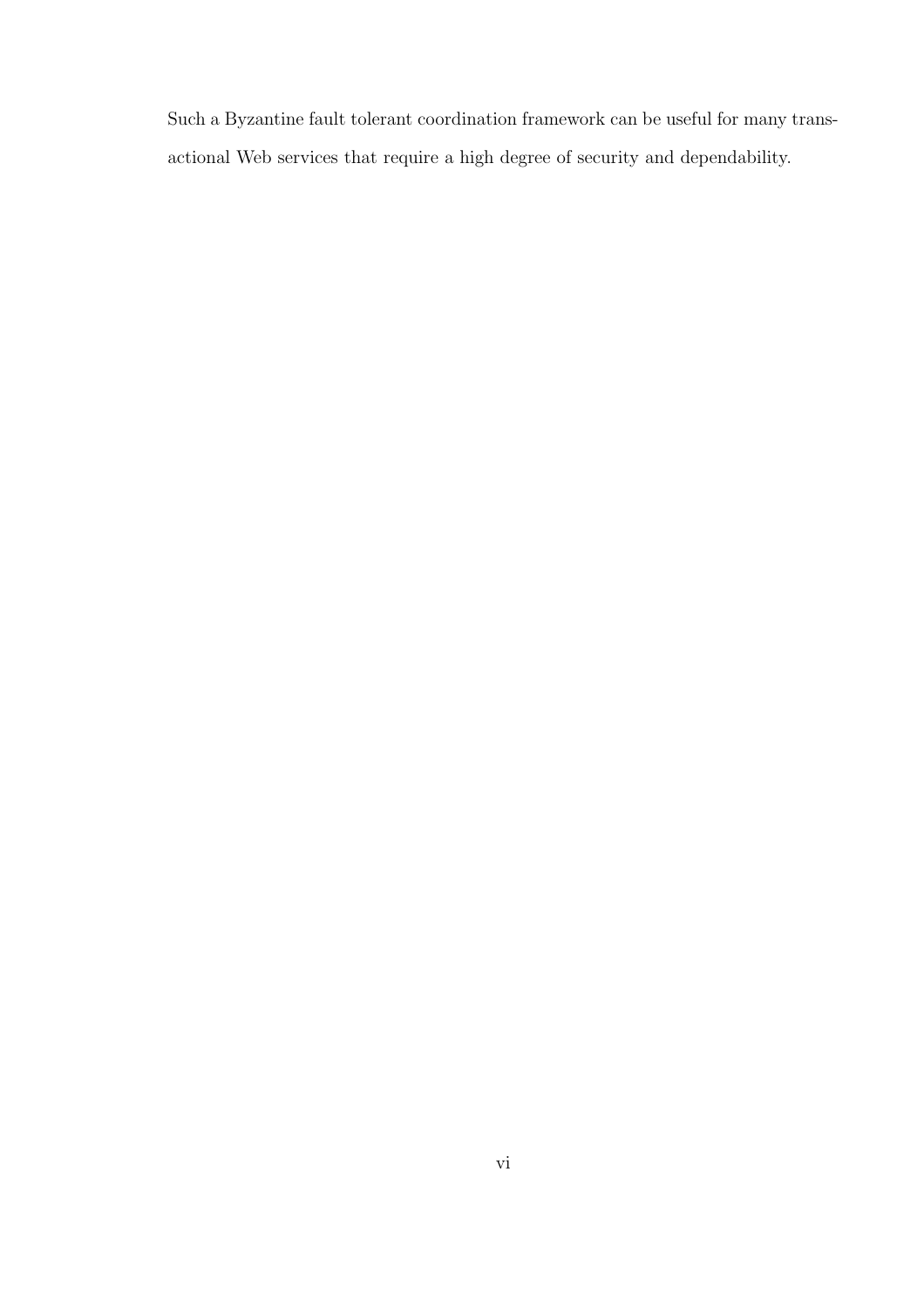Such a Byzantine fault tolerant coordination framework can be useful for many transactional Web services that require a high degree of security and dependability.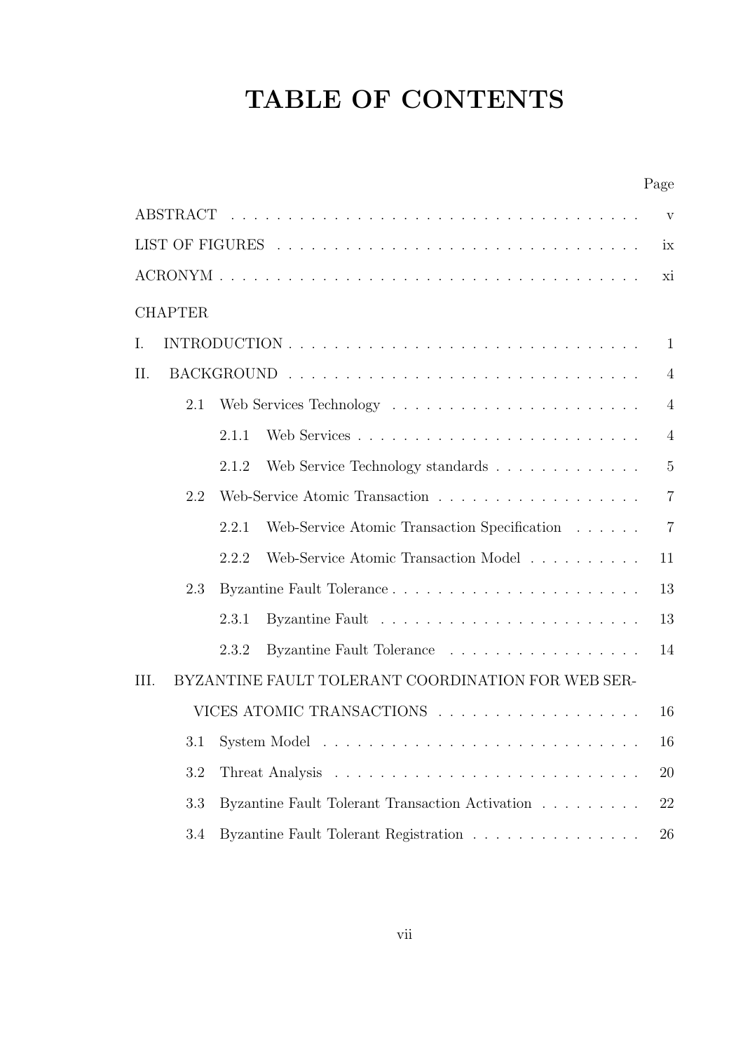# TABLE OF CONTENTS

| | Page |
|---|---|
| ABSTRACT | v |
| LIST OF FIGURES | ix |
| ACRONYM | xi |
| CHAPTER | |
| I. INTRODUCTION | 1 |
| II. BACKGROUND | 4 |
| 2.1 Web Services Technology | 4 |
| 2.1.1 Web Services | 4 |
| 2.1.2 Web Service Technology standards | 5 |
| 2.2 Web-Service Atomic Transaction | 7 |
| 2.2.1 Web-Service Atomic Transaction Specification | 7 |
| 2.2.2 Web-Service Atomic Transaction Model | 11 |
| 2.3 Byzantine Fault Tolerance | 13 |
| 2.3.1 Byzantine Fault | 13 |
| 2.3.2 Byzantine Fault Tolerance | 14 |
| III. BYZANTINE FAULT TOLERANT COORDINATION FOR WEB SERVICES ATOMIC TRANSACTIONS | 16 |
| 3.1 System Model | 16 |
| 3.2 Threat Analysis | 20 |
| 3.3 Byzantine Fault Tolerant Transaction Activation | 22 |
| 3.4 Byzantine Fault Tolerant Registration | 26 |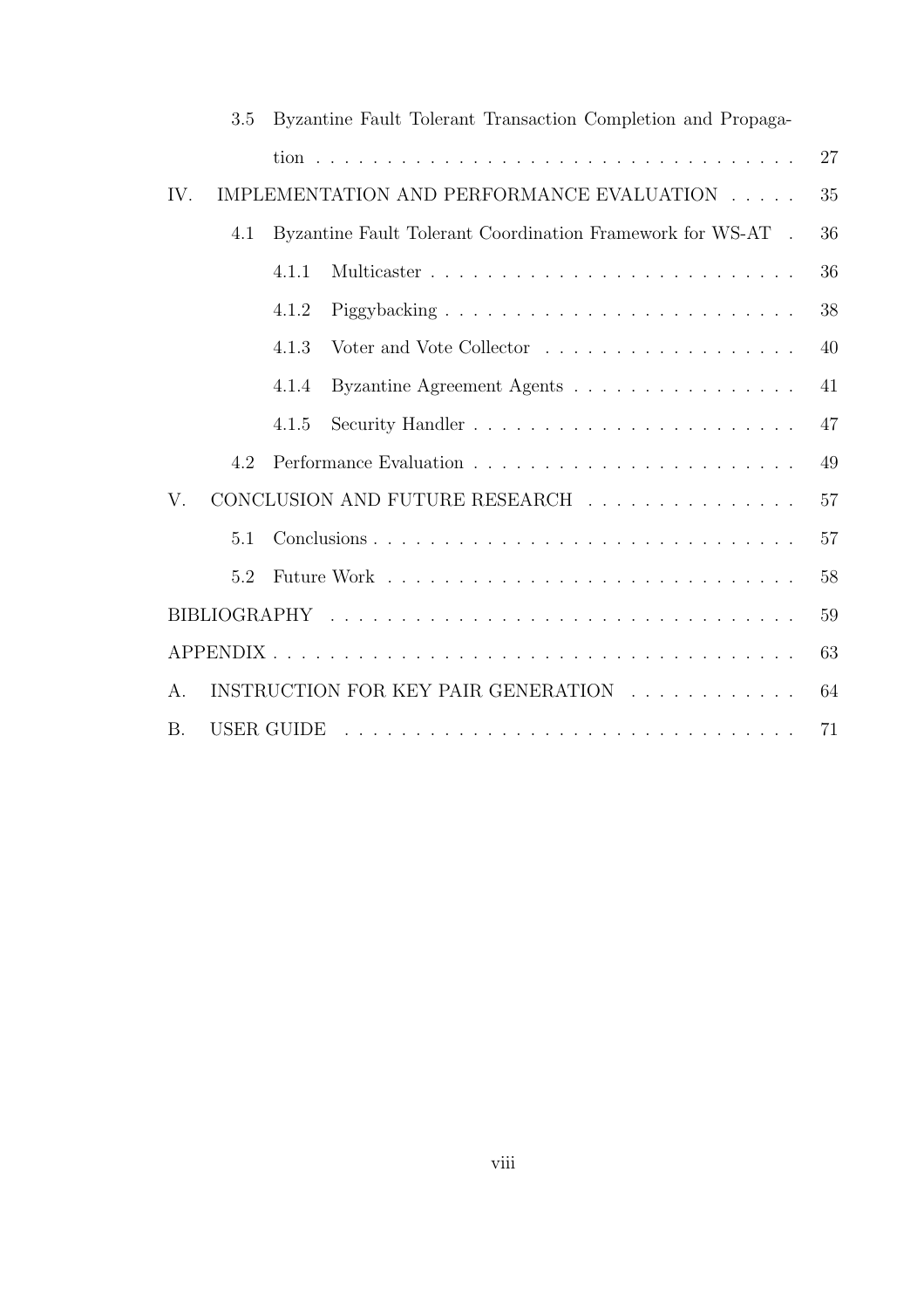3.5 Byzantine Fault Tolerant Transaction Completion and Propagation . . . . . . . . . . . . . . . . . . . . . . . . . . . . . . . . . . 27

IV. IMPLEMENTATION AND PERFORMANCE EVALUATION . . . . . 35

4.1 Byzantine Fault Tolerant Coordination Framework for WS-AT . 36

4.1.1 Multicaster . . . . . . . . . . . . . . . . . . . . . . . . . 36

4.1.2 Piggybacking . . . . . . . . . . . . . . . . . . . . . . . . 38

4.1.3 Voter and Vote Collector . . . . . . . . . . . . . . . . . . 40

4.1.4 Byzantine Agreement Agents . . . . . . . . . . . . . . . . 41

4.1.5 Security Handler . . . . . . . . . . . . . . . . . . . . . . 47

4.2 Performance Evaluation . . . . . . . . . . . . . . . . . . . . . . . 49

V. CONCLUSION AND FUTURE RESEARCH . . . . . . . . . . . . . . . 57

5.1 Conclusions . . . . . . . . . . . . . . . . . . . . . . . . . . . . . 57

5.2 Future Work . . . . . . . . . . . . . . . . . . . . . . . . . . . . . 58

BIBLIOGRAPHY . . . . . . . . . . . . . . . . . . . . . . . . . . . . . . . . 59

APPENDIX . . . . . . . . . . . . . . . . . . . . . . . . . . . . . . . . . . . 63

A. INSTRUCTION FOR KEY PAIR GENERATION . . . . . . . . . . . . 64

B. USER GUIDE . . . . . . . . . . . . . . . . . . . . . . . . . . . . . . . 71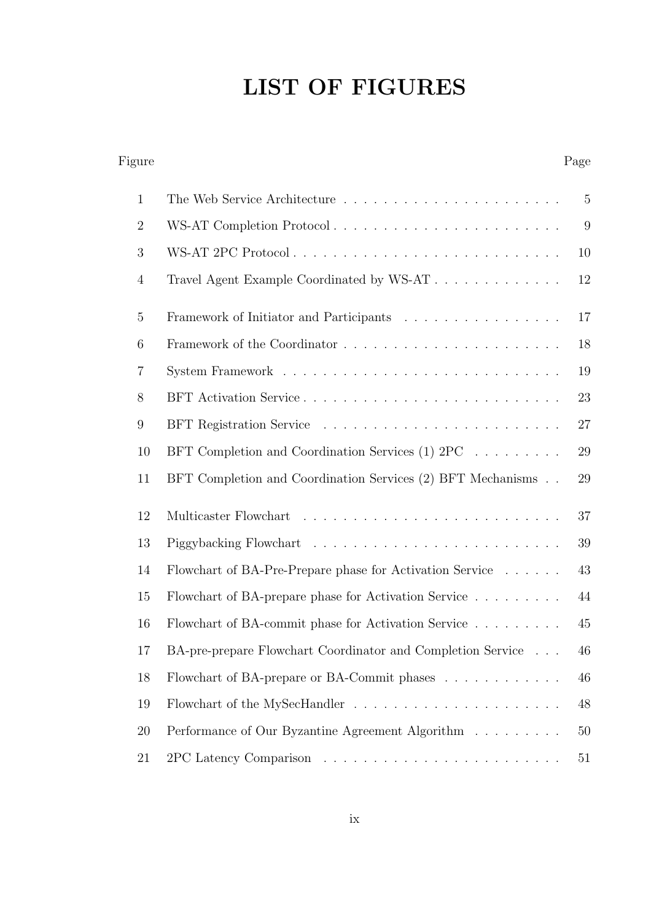# LIST OF FIGURES

| Figure | | Page |
|---|---|---|
| 1 | The Web Service Architecture | 5 |
| 2 | WS-AT Completion Protocol | 9 |
| 3 | WS-AT 2PC Protocol | 10 |
| 4 | Travel Agent Example Coordinated by WS-AT | 12 |
| 5 | Framework of Initiator and Participants | 17 |
| 6 | Framework of the Coordinator | 18 |
| 7 | System Framework | 19 |
| 8 | BFT Activation Service | 23 |
| 9 | BFT Registration Service | 27 |
| 10 | BFT Completion and Coordination Services (1) 2PC | 29 |
| 11 | BFT Completion and Coordination Services (2) BFT Mechanisms | 29 |
| 12 | Multicaster Flowchart | 37 |
| 13 | Piggybacking Flowchart | 39 |
| 14 | Flowchart of BA-Pre-Prepare phase for Activation Service | 43 |
| 15 | Flowchart of BA-prepare phase for Activation Service | 44 |
| 16 | Flowchart of BA-commit phase for Activation Service | 45 |
| 17 | BA-pre-prepare Flowchart Coordinator and Completion Service | 46 |
| 18 | Flowchart of BA-prepare or BA-Commit phases | 46 |
| 19 | Flowchart of the MySecHandler | 48 |
| 20 | Performance of Our Byzantine Agreement Algorithm | 50 |
| 21 | 2PC Latency Comparison | 51 |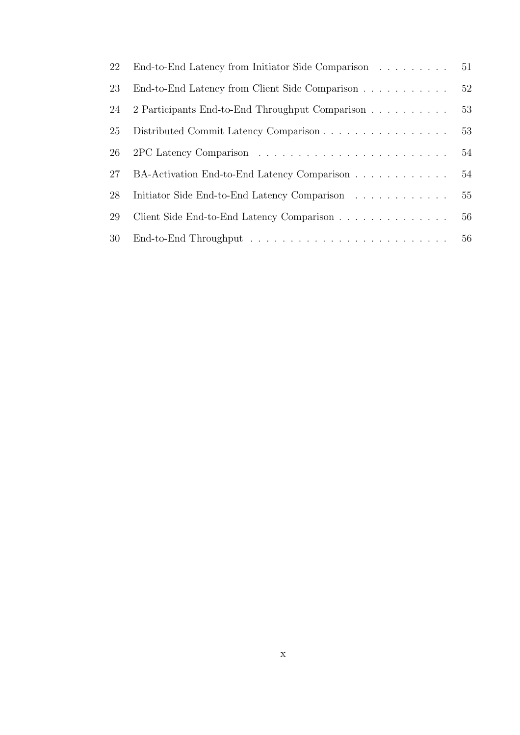| | | |
|---|---|---|
| 22 | End-to-End Latency from Initiator Side Comparison | 51 |
| 23 | End-to-End Latency from Client Side Comparison | 52 |
| 24 | 2 Participants End-to-End Throughput Comparison | 53 |
| 25 | Distributed Commit Latency Comparison | 53 |
| 26 | 2PC Latency Comparison | 54 |
| 27 | BA-Activation End-to-End Latency Comparison | 54 |
| 28 | Initiator Side End-to-End Latency Comparison | 55 |
| 29 | Client Side End-to-End Latency Comparison | 56 |
| 30 | End-to-End Throughput | 56 |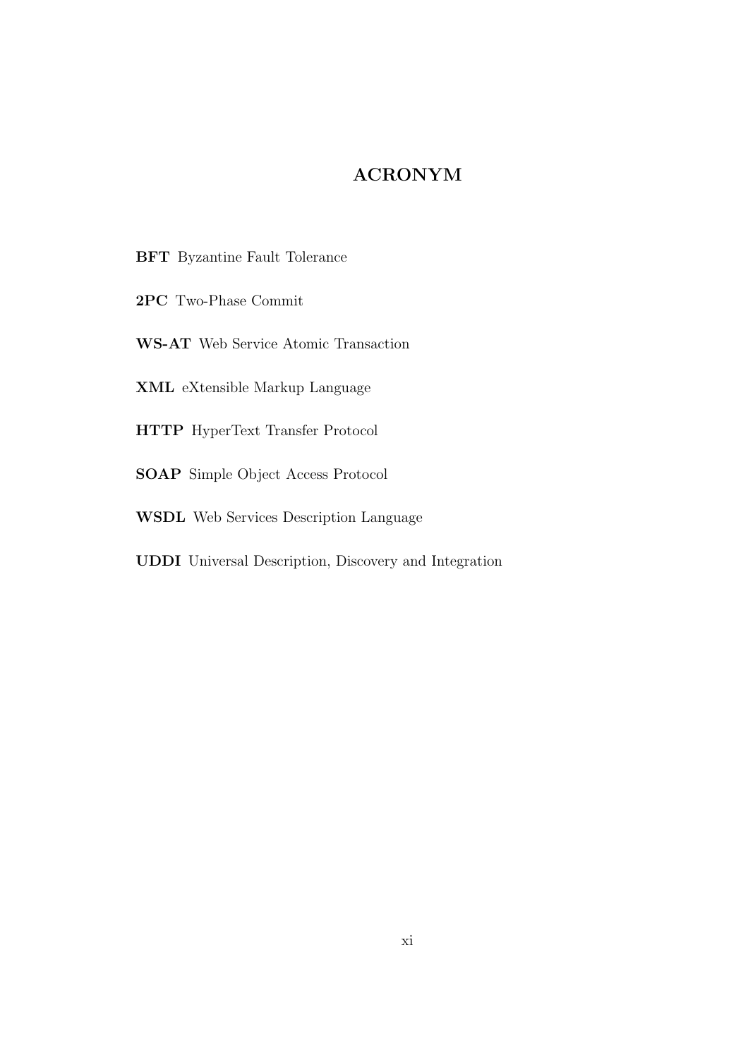# ACRONYM

**BFT** Byzantine Fault Tolerance

**2PC** Two-Phase Commit

**WS-AT** Web Service Atomic Transaction

**XML** eXtensible Markup Language

**HTTP** HyperText Transfer Protocol

**SOAP** Simple Object Access Protocol

**WSDL** Web Services Description Language

**UDDI** Universal Description, Discovery and Integration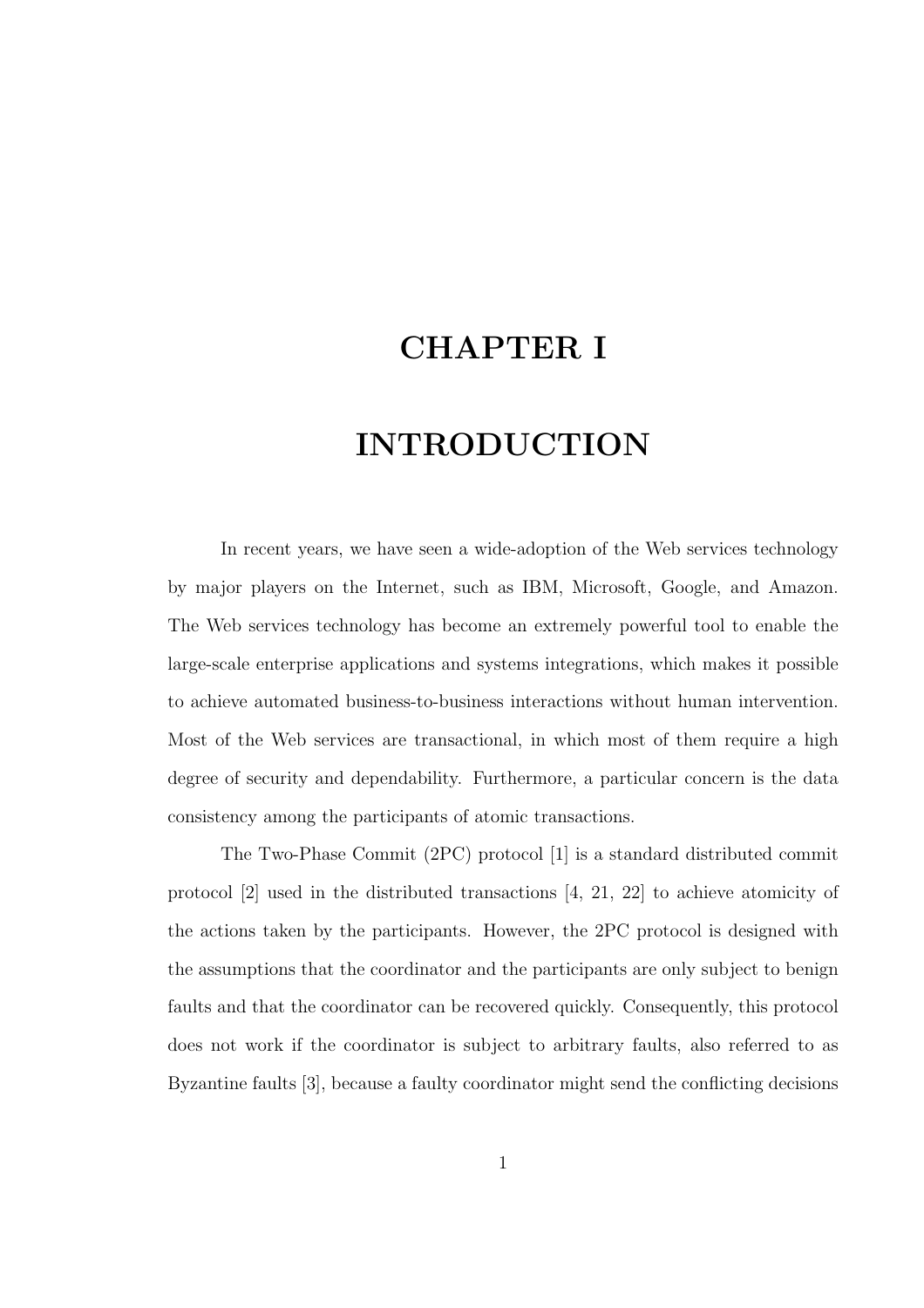# CHAPTER I

# INTRODUCTION

In recent years, we have seen a wide-adoption of the Web services technology by major players on the Internet, such as IBM, Microsoft, Google, and Amazon. The Web services technology has become an extremely powerful tool to enable the large-scale enterprise applications and systems integrations, which makes it possible to achieve automated business-to-business interactions without human intervention. Most of the Web services are transactional, in which most of them require a high degree of security and dependability. Furthermore, a particular concern is the data consistency among the participants of atomic transactions.

The Two-Phase Commit (2PC) protocol [1] is a standard distributed commit protocol [2] used in the distributed transactions [4, 21, 22] to achieve atomicity of the actions taken by the participants. However, the 2PC protocol is designed with the assumptions that the coordinator and the participants are only subject to benign faults and that the coordinator can be recovered quickly. Consequently, this protocol does not work if the coordinator is subject to arbitrary faults, also referred to as Byzantine faults [3], because a faulty coordinator might send the conflicting decisions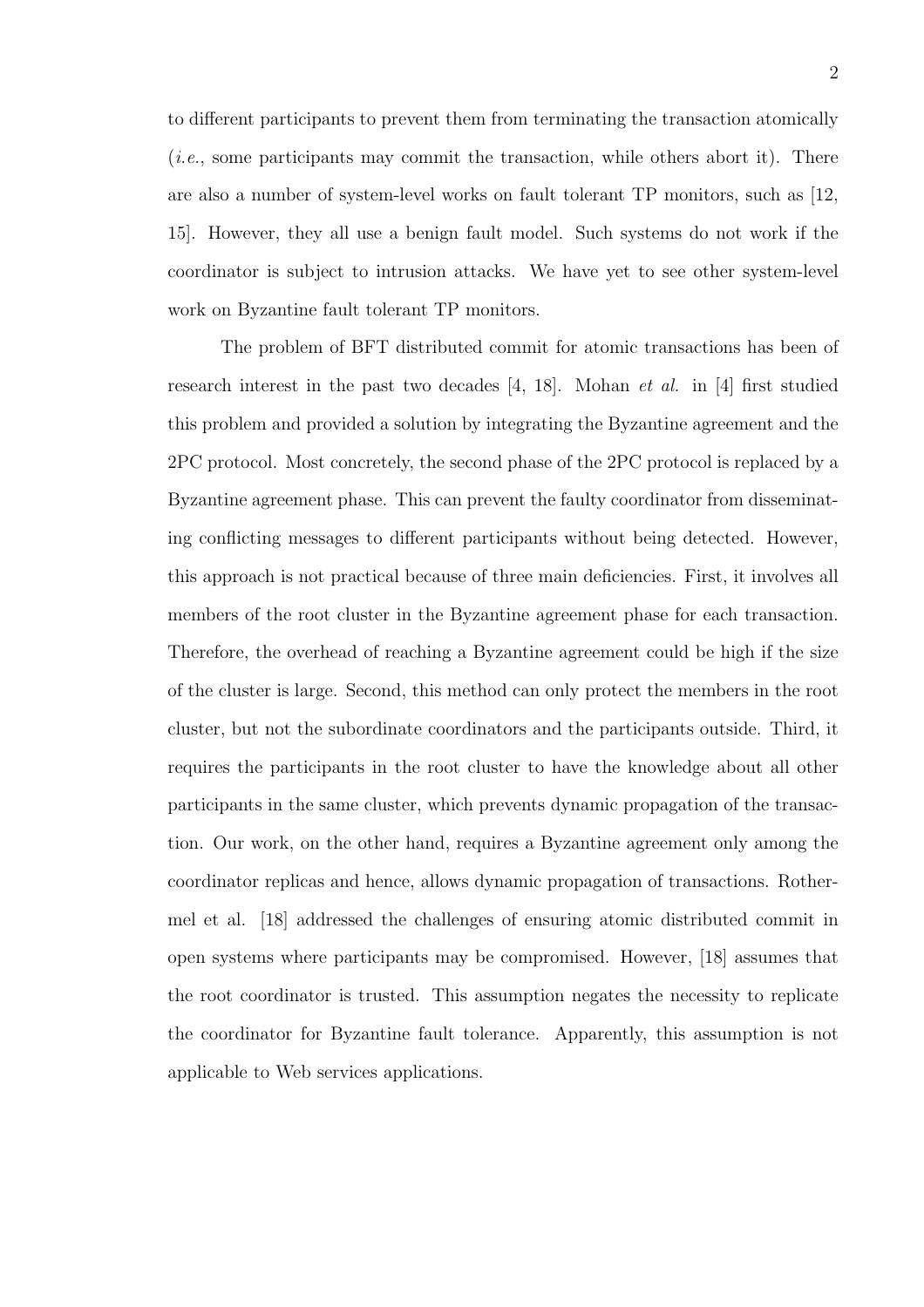to different participants to prevent them from terminating the transaction atomically (*i.e.*, some participants may commit the transaction, while others abort it). There are also a number of system-level works on fault tolerant TP monitors, such as [12, 15]. However, they all use a benign fault model. Such systems do not work if the coordinator is subject to intrusion attacks. We have yet to see other system-level work on Byzantine fault tolerant TP monitors.

The problem of BFT distributed commit for atomic transactions has been of research interest in the past two decades [4, 18]. Mohan *et al.* in [4] first studied this problem and provided a solution by integrating the Byzantine agreement and the 2PC protocol. Most concretely, the second phase of the 2PC protocol is replaced by a Byzantine agreement phase. This can prevent the faulty coordinator from disseminating conflicting messages to different participants without being detected. However, this approach is not practical because of three main deficiencies. First, it involves all members of the root cluster in the Byzantine agreement phase for each transaction. Therefore, the overhead of reaching a Byzantine agreement could be high if the size of the cluster is large. Second, this method can only protect the members in the root cluster, but not the subordinate coordinators and the participants outside. Third, it requires the participants in the root cluster to have the knowledge about all other participants in the same cluster, which prevents dynamic propagation of the transaction. Our work, on the other hand, requires a Byzantine agreement only among the coordinator replicas and hence, allows dynamic propagation of transactions. Rothermel et al. [18] addressed the challenges of ensuring atomic distributed commit in open systems where participants may be compromised. However, [18] assumes that the root coordinator is trusted. This assumption negates the necessity to replicate the coordinator for Byzantine fault tolerance. Apparently, this assumption is not applicable to Web services applications.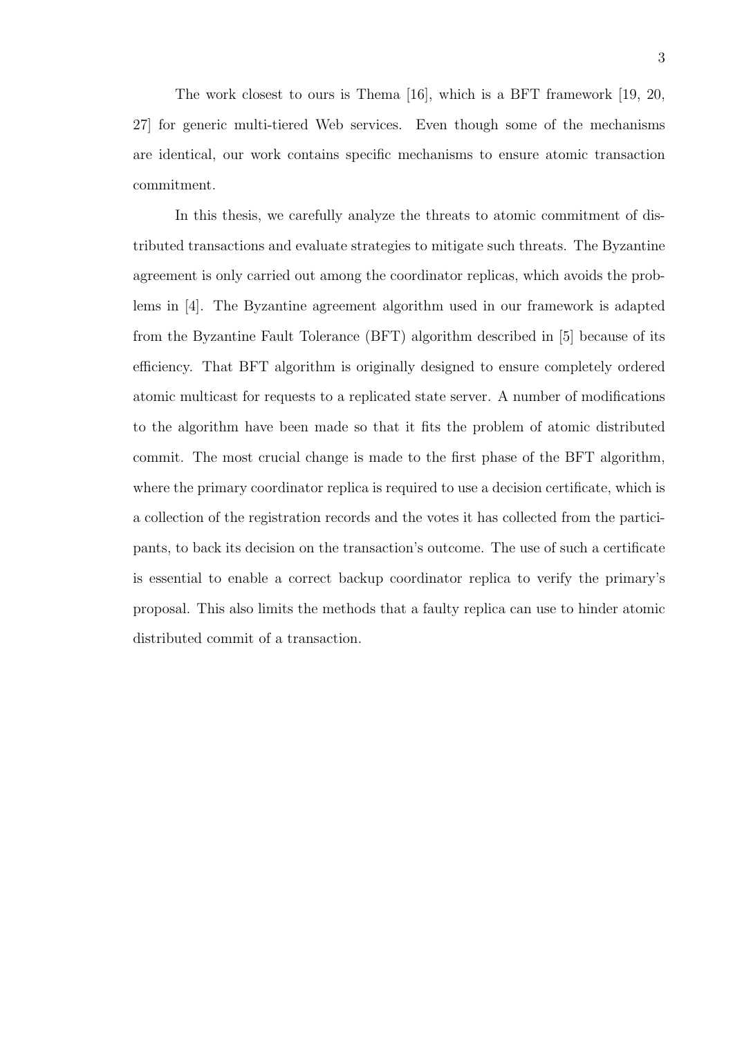The work closest to ours is Thema [16], which is a BFT framework [19, 20, 27] for generic multi-tiered Web services. Even though some of the mechanisms are identical, our work contains specific mechanisms to ensure atomic transaction commitment.

In this thesis, we carefully analyze the threats to atomic commitment of distributed transactions and evaluate strategies to mitigate such threats. The Byzantine agreement is only carried out among the coordinator replicas, which avoids the problems in [4]. The Byzantine agreement algorithm used in our framework is adapted from the Byzantine Fault Tolerance (BFT) algorithm described in [5] because of its efficiency. That BFT algorithm is originally designed to ensure completely ordered atomic multicast for requests to a replicated state server. A number of modifications to the algorithm have been made so that it fits the problem of atomic distributed commit. The most crucial change is made to the first phase of the BFT algorithm, where the primary coordinator replica is required to use a decision certificate, which is a collection of the registration records and the votes it has collected from the participants, to back its decision on the transaction's outcome. The use of such a certificate is essential to enable a correct backup coordinator replica to verify the primary's proposal. This also limits the methods that a faulty replica can use to hinder atomic distributed commit of a transaction.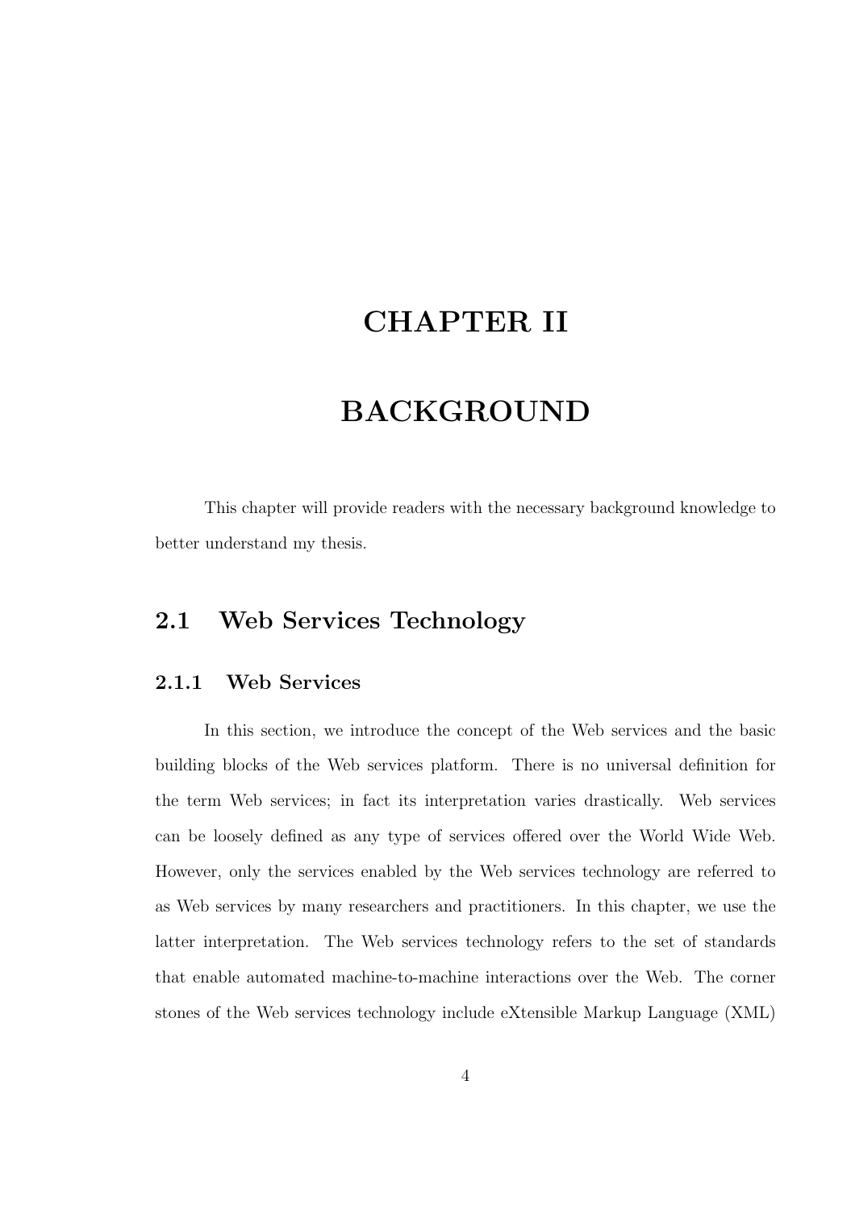# CHAPTER II

# BACKGROUND

This chapter will provide readers with the necessary background knowledge to better understand my thesis.

## 2.1 Web Services Technology

### 2.1.1 Web Services

In this section, we introduce the concept of the Web services and the basic building blocks of the Web services platform. There is no universal definition for the term Web services; in fact its interpretation varies drastically. Web services can be loosely defined as any type of services offered over the World Wide Web. However, only the services enabled by the Web services technology are referred to as Web services by many researchers and practitioners. In this chapter, we use the latter interpretation. The Web services technology refers to the set of standards that enable automated machine-to-machine interactions over the Web. The corner stones of the Web services technology include eXtensible Markup Language (XML)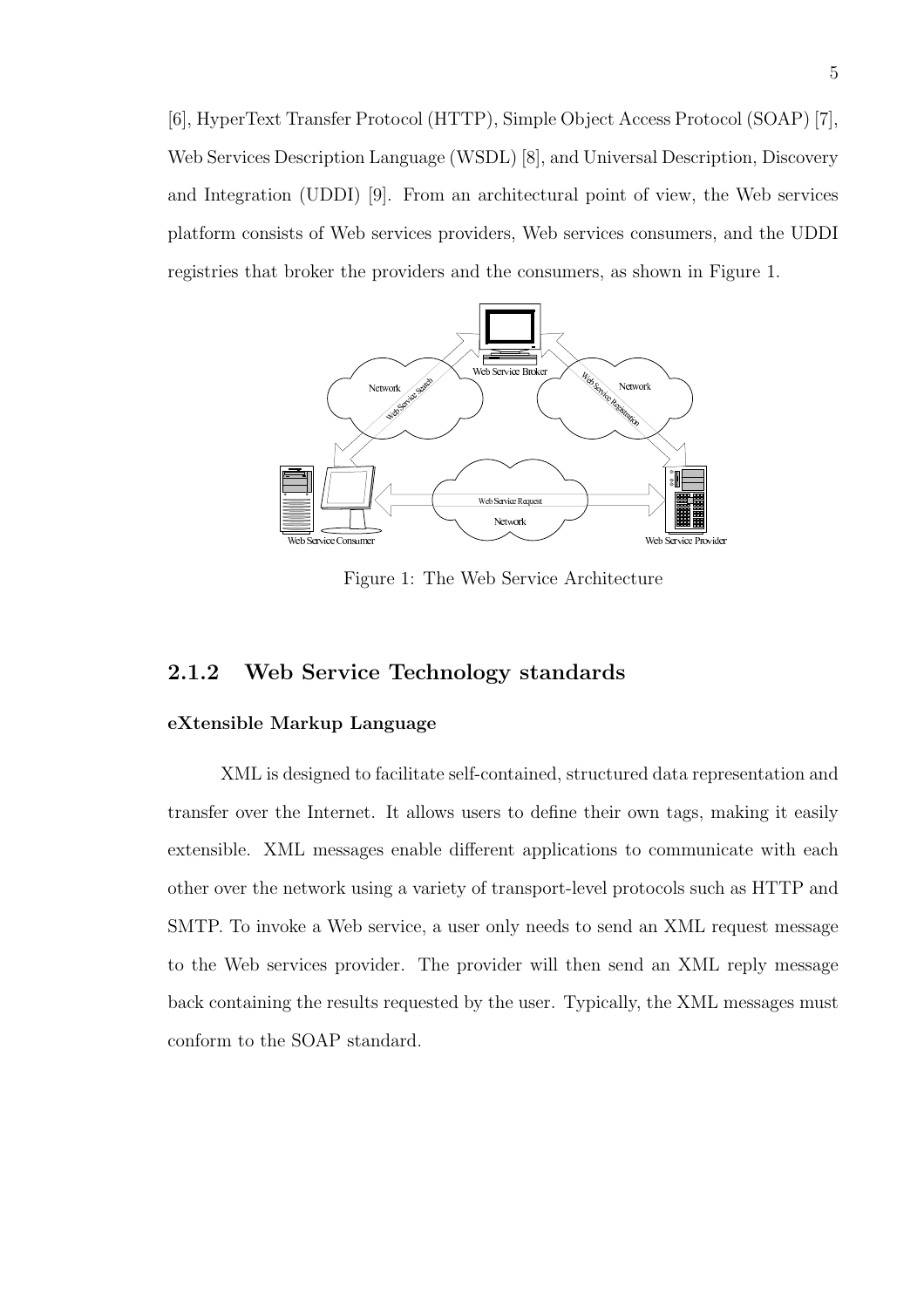[6], HyperText Transfer Protocol (HTTP), Simple Object Access Protocol (SOAP) [7], Web Services Description Language (WSDL) [8], and Universal Description, Discovery and Integration (UDDI) [9]. From an architectural point of view, the Web services platform consists of Web services providers, Web services consumers, and the UDDI registries that broker the providers and the consumers, as shown in Figure 1.

Figure 1: The Web Service Architecture

### 2.1.2 Web Service Technology standards

#### eXtensible Markup Language

XML is designed to facilitate self-contained, structured data representation and transfer over the Internet. It allows users to define their own tags, making it easily extensible. XML messages enable different applications to communicate with each other over the network using a variety of transport-level protocols such as HTTP and SMTP. To invoke a Web service, a user only needs to send an XML request message to the Web services provider. The provider will then send an XML reply message back containing the results requested by the user. Typically, the XML messages must conform to the SOAP standard.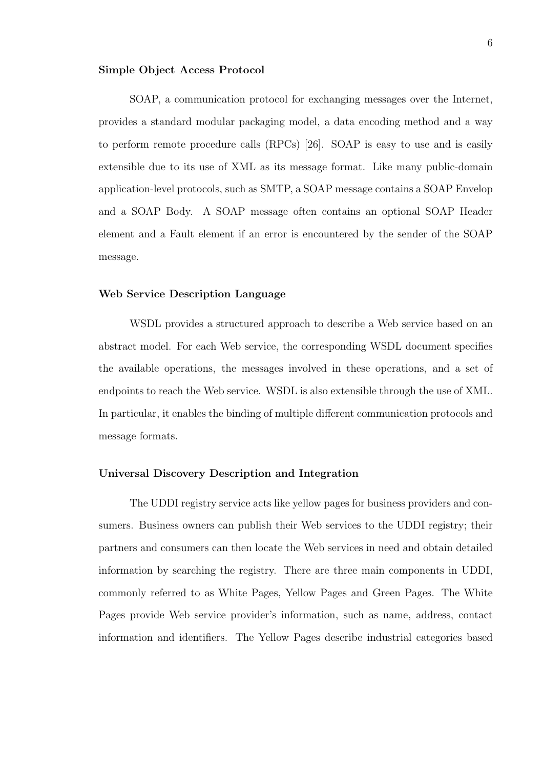### Simple Object Access Protocol

SOAP, a communication protocol for exchanging messages over the Internet, provides a standard modular packaging model, a data encoding method and a way to perform remote procedure calls (RPCs) [26]. SOAP is easy to use and is easily extensible due to its use of XML as its message format. Like many public-domain application-level protocols, such as SMTP, a SOAP message contains a SOAP Envelop and a SOAP Body. A SOAP message often contains an optional SOAP Header element and a Fault element if an error is encountered by the sender of the SOAP message.

### Web Service Description Language

WSDL provides a structured approach to describe a Web service based on an abstract model. For each Web service, the corresponding WSDL document specifies the available operations, the messages involved in these operations, and a set of endpoints to reach the Web service. WSDL is also extensible through the use of XML. In particular, it enables the binding of multiple different communication protocols and message formats.

### Universal Discovery Description and Integration

The UDDI registry service acts like yellow pages for business providers and consumers. Business owners can publish their Web services to the UDDI registry; their partners and consumers can then locate the Web services in need and obtain detailed information by searching the registry. There are three main components in UDDI, commonly referred to as White Pages, Yellow Pages and Green Pages. The White Pages provide Web service provider's information, such as name, address, contact information and identifiers. The Yellow Pages describe industrial categories based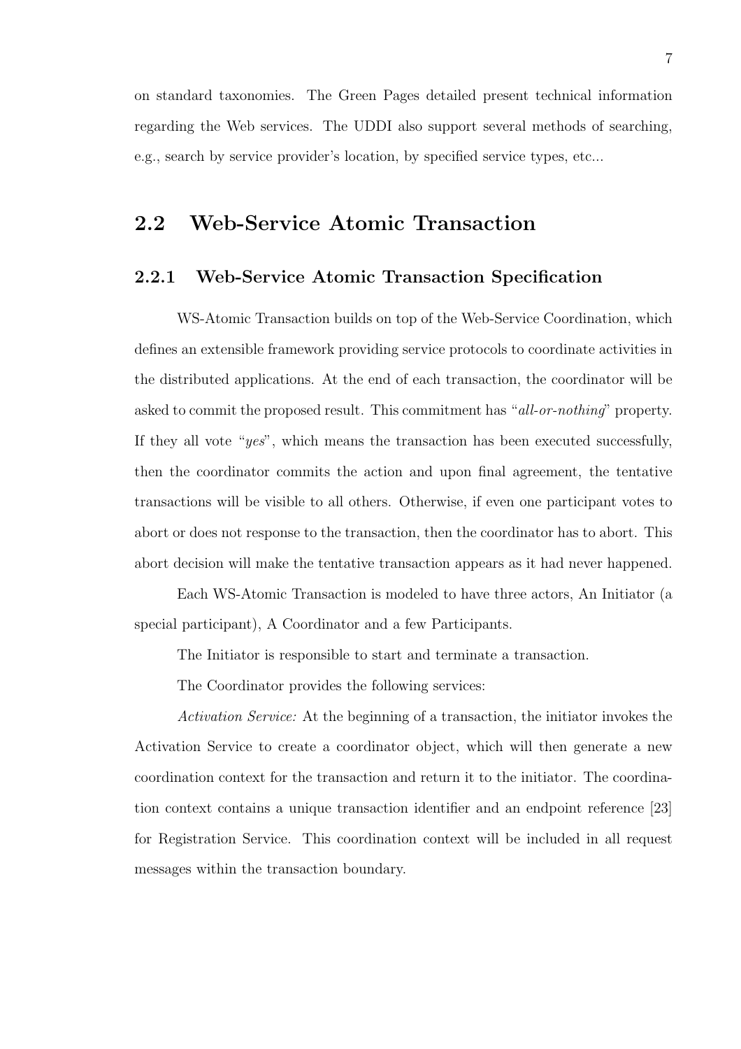on standard taxonomies. The Green Pages detailed present technical information regarding the Web services. The UDDI also support several methods of searching, e.g., search by service provider's location, by specified service types, etc...

## 2.2 Web-Service Atomic Transaction

### 2.2.1 Web-Service Atomic Transaction Specification

WS-Atomic Transaction builds on top of the Web-Service Coordination, which defines an extensible framework providing service protocols to coordinate activities in the distributed applications. At the end of each transaction, the coordinator will be asked to commit the proposed result. This commitment has "*all-or-nothing*" property. If they all vote "*yes*", which means the transaction has been executed successfully, then the coordinator commits the action and upon final agreement, the tentative transactions will be visible to all others. Otherwise, if even one participant votes to abort or does not response to the transaction, then the coordinator has to abort. This abort decision will make the tentative transaction appears as it had never happened.

Each WS-Atomic Transaction is modeled to have three actors, An Initiator (a special participant), A Coordinator and a few Participants.

The Initiator is responsible to start and terminate a transaction.

The Coordinator provides the following services:

*Activation Service:* At the beginning of a transaction, the initiator invokes the Activation Service to create a coordinator object, which will then generate a new coordination context for the transaction and return it to the initiator. The coordination context contains a unique transaction identifier and an endpoint reference [23] for Registration Service. This coordination context will be included in all request messages within the transaction boundary.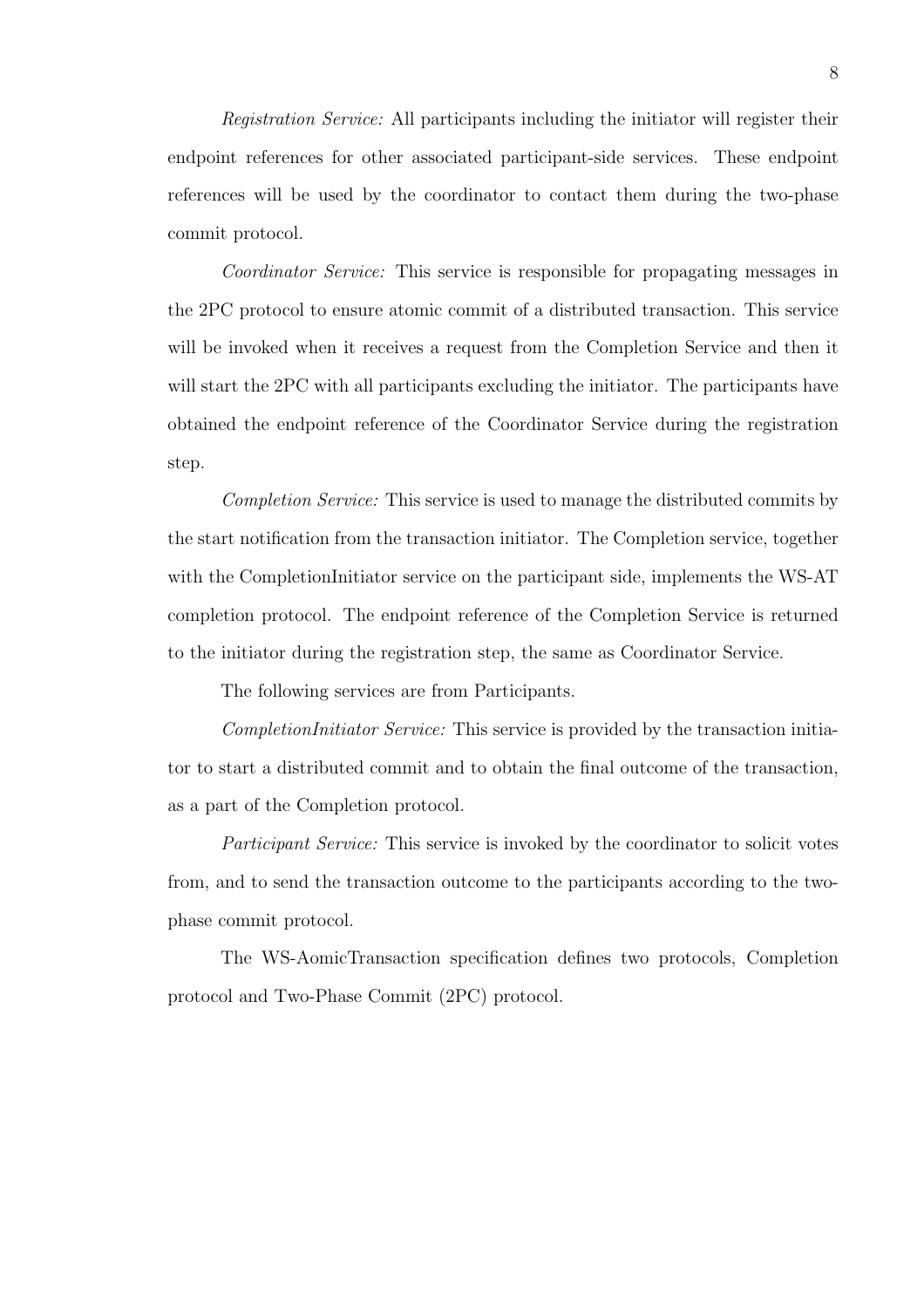*Registration Service:* All participants including the initiator will register their endpoint references for other associated participant-side services. These endpoint references will be used by the coordinator to contact them during the two-phase commit protocol.

*Coordinator Service:* This service is responsible for propagating messages in the 2PC protocol to ensure atomic commit of a distributed transaction. This service will be invoked when it receives a request from the Completion Service and then it will start the 2PC with all participants excluding the initiator. The participants have obtained the endpoint reference of the Coordinator Service during the registration step.

*Completion Service:* This service is used to manage the distributed commits by the start notification from the transaction initiator. The Completion service, together with the CompletionInitiator service on the participant side, implements the WS-AT completion protocol. The endpoint reference of the Completion Service is returned to the initiator during the registration step, the same as Coordinator Service.

The following services are from Participants.

*CompletionInitiator Service:* This service is provided by the transaction initiator to start a distributed commit and to obtain the final outcome of the transaction, as a part of the Completion protocol.

*Participant Service:* This service is invoked by the coordinator to solicit votes from, and to send the transaction outcome to the participants according to the two-phase commit protocol.

The WS-AomicTransaction specification defines two protocols, Completion protocol and Two-Phase Commit (2PC) protocol.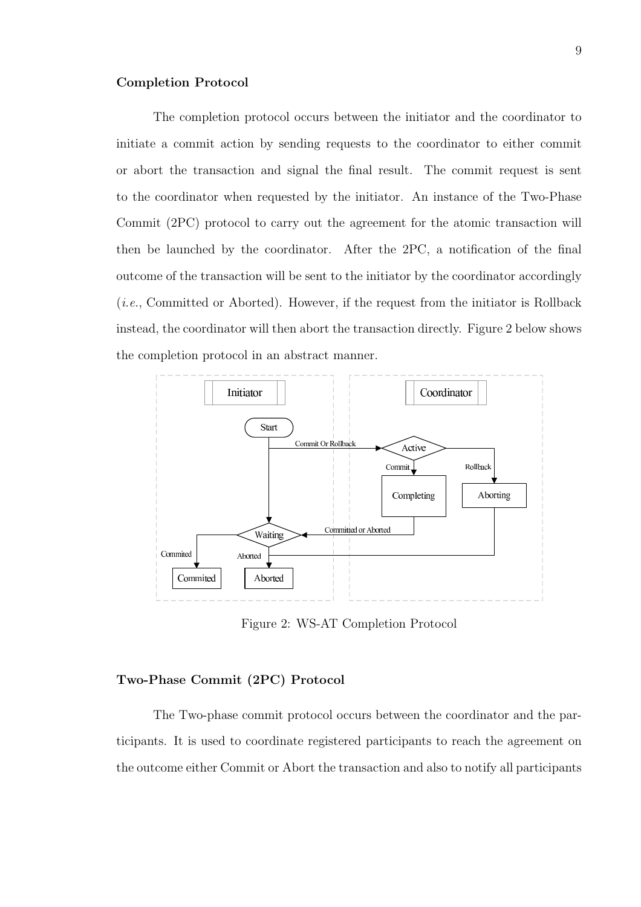### Completion Protocol

The completion protocol occurs between the initiator and the coordinator to initiate a commit action by sending requests to the coordinator to either commit or abort the transaction and signal the final result. The commit request is sent to the coordinator when requested by the initiator. An instance of the Two-Phase Commit (2PC) protocol to carry out the agreement for the atomic transaction will then be launched by the coordinator. After the 2PC, a notification of the final outcome of the transaction will be sent to the initiator by the coordinator accordingly (*i.e.*, Committed or Aborted). However, if the request from the initiator is Rollback instead, the coordinator will then abort the transaction directly. Figure 2 below shows the completion protocol in an abstract manner.

Figure 2: WS-AT Completion Protocol

### Two-Phase Commit (2PC) Protocol

The Two-phase commit protocol occurs between the coordinator and the participants. It is used to coordinate registered participants to reach the agreement on the outcome either Commit or Abort the transaction and also to notify all participants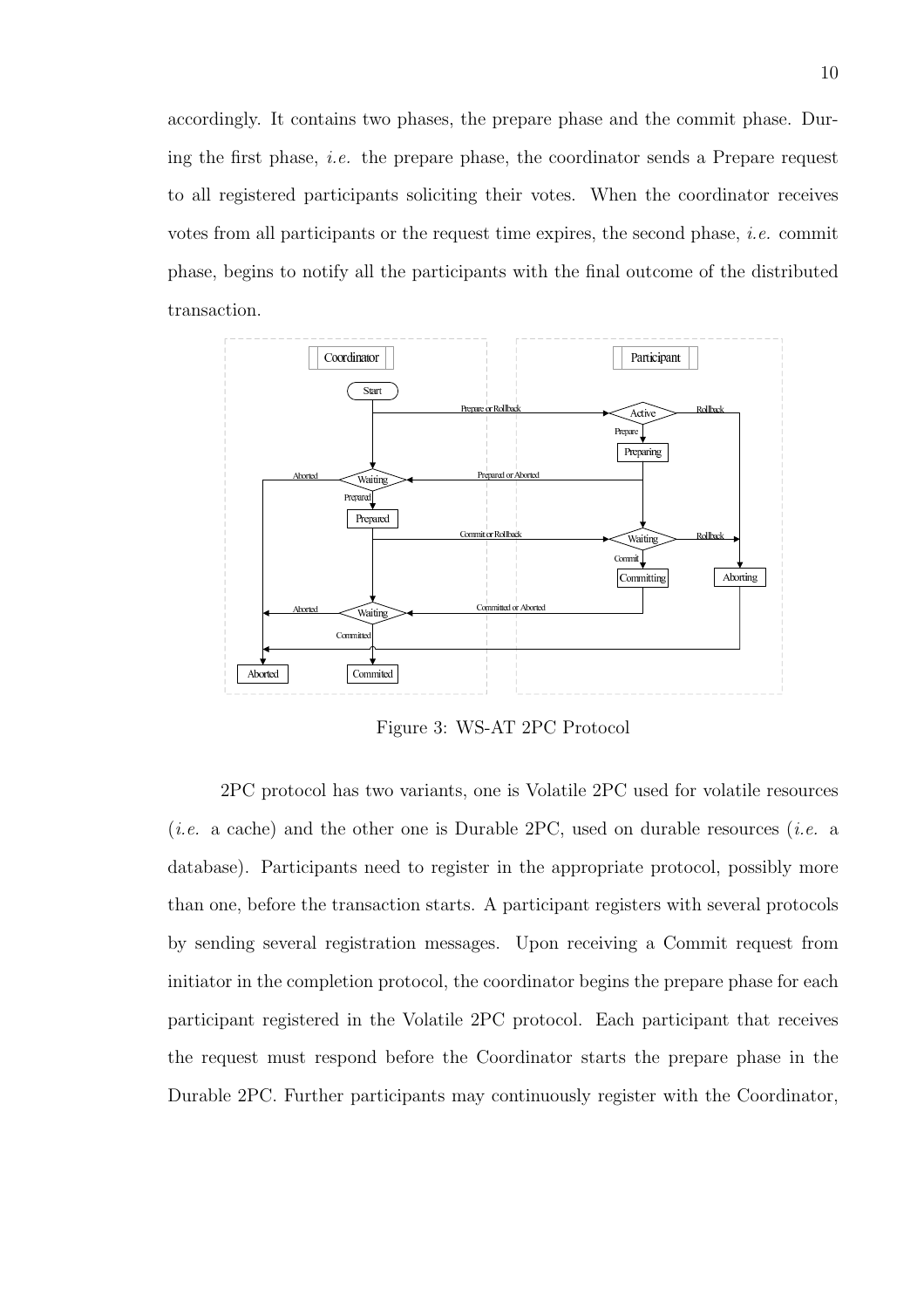accordingly. It contains two phases, the prepare phase and the commit phase. During the first phase, *i.e.* the prepare phase, the coordinator sends a Prepare request to all registered participants soliciting their votes. When the coordinator receives votes from all participants or the request time expires, the second phase, *i.e.* commit phase, begins to notify all the participants with the final outcome of the distributed transaction.

Figure 3: WS-AT 2PC Protocol

2PC protocol has two variants, one is Volatile 2PC used for volatile resources (*i.e.* a cache) and the other one is Durable 2PC, used on durable resources (*i.e.* a database). Participants need to register in the appropriate protocol, possibly more than one, before the transaction starts. A participant registers with several protocols by sending several registration messages. Upon receiving a Commit request from initiator in the completion protocol, the coordinator begins the prepare phase for each participant registered in the Volatile 2PC protocol. Each participant that receives the request must respond before the Coordinator starts the prepare phase in the Durable 2PC. Further participants may continuously register with the Coordinator,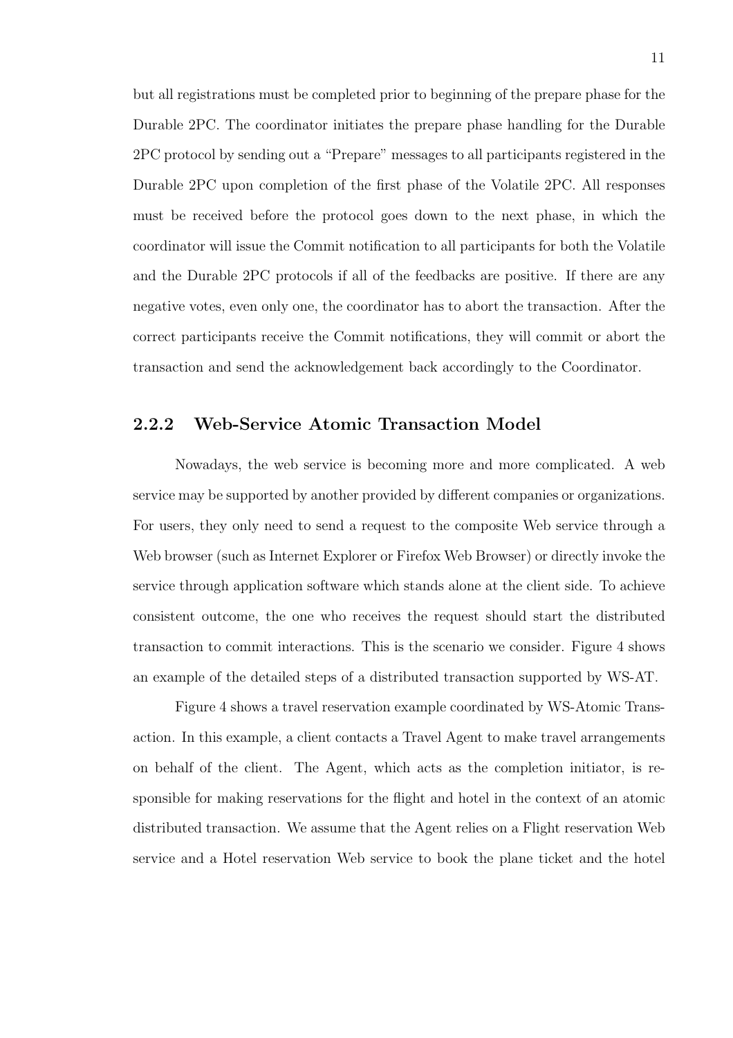but all registrations must be completed prior to beginning of the prepare phase for the Durable 2PC. The coordinator initiates the prepare phase handling for the Durable 2PC protocol by sending out a "Prepare" messages to all participants registered in the Durable 2PC upon completion of the first phase of the Volatile 2PC. All responses must be received before the protocol goes down to the next phase, in which the coordinator will issue the Commit notification to all participants for both the Volatile and the Durable 2PC protocols if all of the feedbacks are positive. If there are any negative votes, even only one, the coordinator has to abort the transaction. After the correct participants receive the Commit notifications, they will commit or abort the transaction and send the acknowledgement back accordingly to the Coordinator.

### 2.2.2 Web-Service Atomic Transaction Model

Nowadays, the web service is becoming more and more complicated. A web service may be supported by another provided by different companies or organizations. For users, they only need to send a request to the composite Web service through a Web browser (such as Internet Explorer or Firefox Web Browser) or directly invoke the service through application software which stands alone at the client side. To achieve consistent outcome, the one who receives the request should start the distributed transaction to commit interactions. This is the scenario we consider. Figure 4 shows an example of the detailed steps of a distributed transaction supported by WS-AT.

Figure 4 shows a travel reservation example coordinated by WS-Atomic Transaction. In this example, a client contacts a Travel Agent to make travel arrangements on behalf of the client. The Agent, which acts as the completion initiator, is responsible for making reservations for the flight and hotel in the context of an atomic distributed transaction. We assume that the Agent relies on a Flight reservation Web service and a Hotel reservation Web service to book the plane ticket and the hotel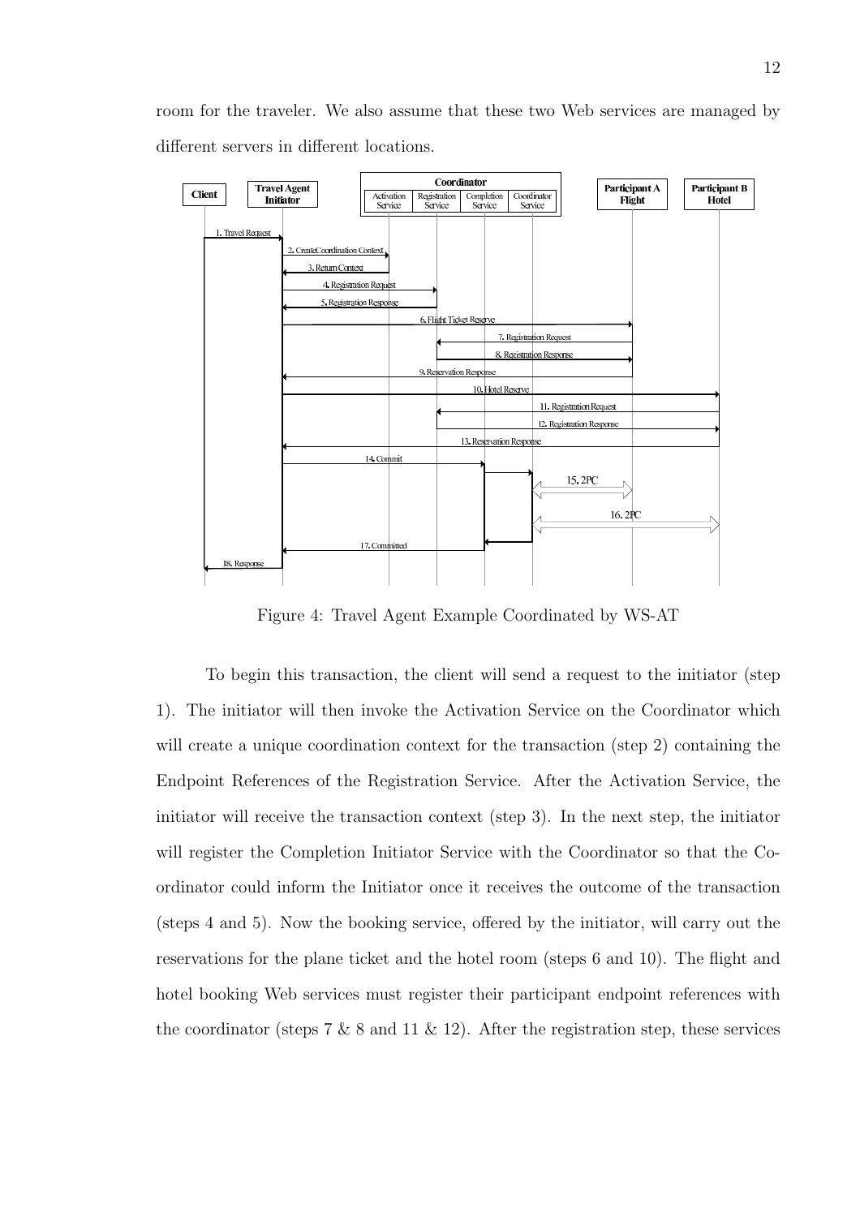room for the traveler. We also assume that these two Web services are managed by different servers in different locations.

Figure 4: Travel Agent Example Coordinated by WS-AT

To begin this transaction, the client will send a request to the initiator (step 1). The initiator will then invoke the Activation Service on the Coordinator which will create a unique coordination context for the transaction (step 2) containing the Endpoint References of the Registration Service. After the Activation Service, the initiator will receive the transaction context (step 3). In the next step, the initiator will register the Completion Initiator Service with the Coordinator so that the Coordinator could inform the Initiator once it receives the outcome of the transaction (steps 4 and 5). Now the booking service, offered by the initiator, will carry out the reservations for the plane ticket and the hotel room (steps 6 and 10). The flight and hotel booking Web services must register their participant endpoint references with the coordinator (steps 7 & 8 and 11 & 12). After the registration step, these services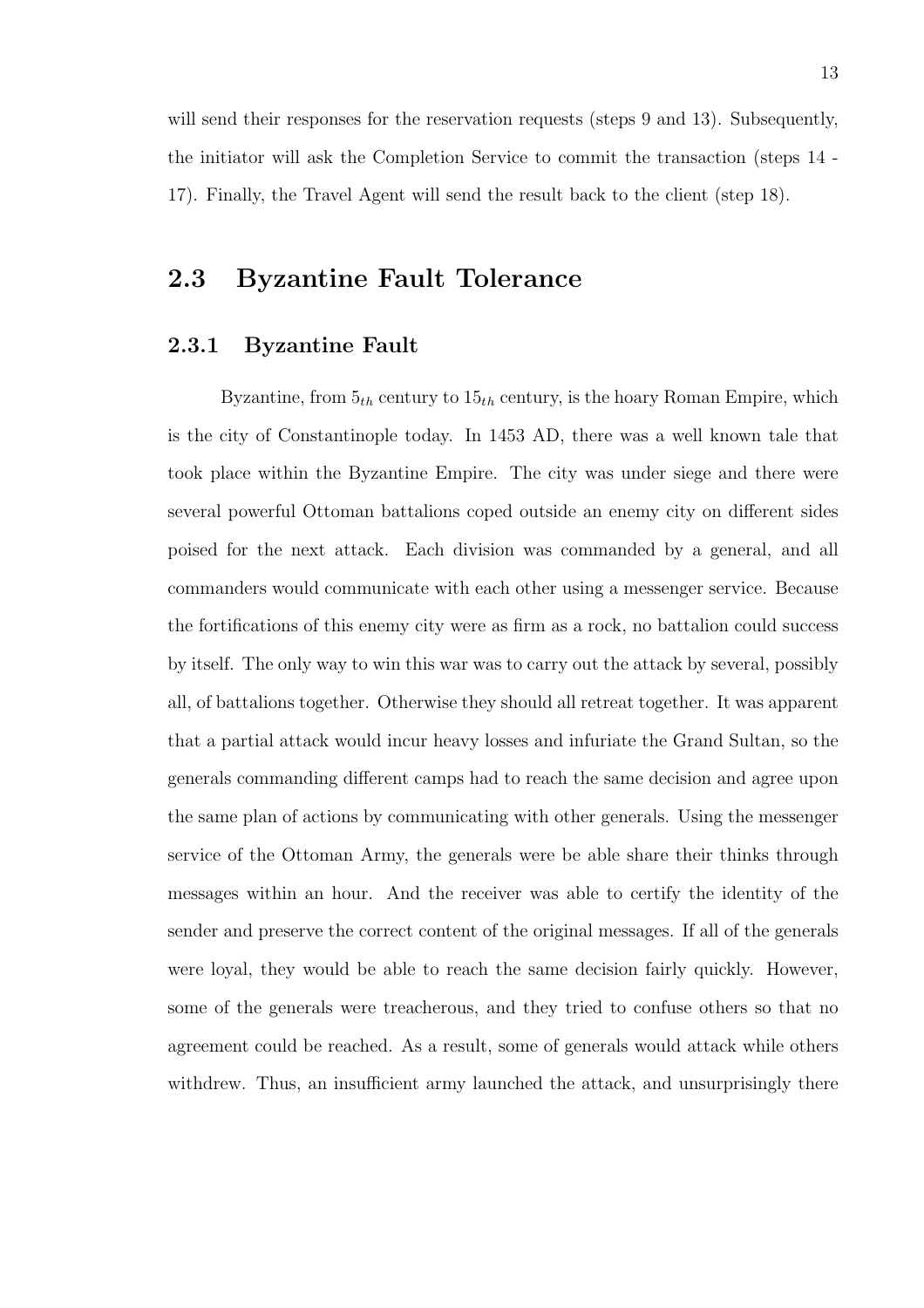will send their responses for the reservation requests (steps 9 and 13). Subsequently, the initiator will ask the Completion Service to commit the transaction (steps 14 - 17). Finally, the Travel Agent will send the result back to the client (step 18).

## 2.3 Byzantine Fault Tolerance

### 2.3.1 Byzantine Fault

Byzantine, from $5_{th}$ century to $15_{th}$ century, is the hoary Roman Empire, which is the city of Constantinople today. In 1453 AD, there was a well known tale that took place within the Byzantine Empire. The city was under siege and there were several powerful Ottoman battalions coped outside an enemy city on different sides poised for the next attack. Each division was commanded by a general, and all commanders would communicate with each other using a messenger service. Because the fortifications of this enemy city were as firm as a rock, no battalion could success by itself. The only way to win this war was to carry out the attack by several, possibly all, of battalions together. Otherwise they should all retreat together. It was apparent that a partial attack would incur heavy losses and infuriate the Grand Sultan, so the generals commanding different camps had to reach the same decision and agree upon the same plan of actions by communicating with other generals. Using the messenger service of the Ottoman Army, the generals were be able share their thinks through messages within an hour. And the receiver was able to certify the identity of the sender and preserve the correct content of the original messages. If all of the generals were loyal, they would be able to reach the same decision fairly quickly. However, some of the generals were treacherous, and they tried to confuse others so that no agreement could be reached. As a result, some of generals would attack while others withdrew. Thus, an insufficient army launched the attack, and unsurprisingly there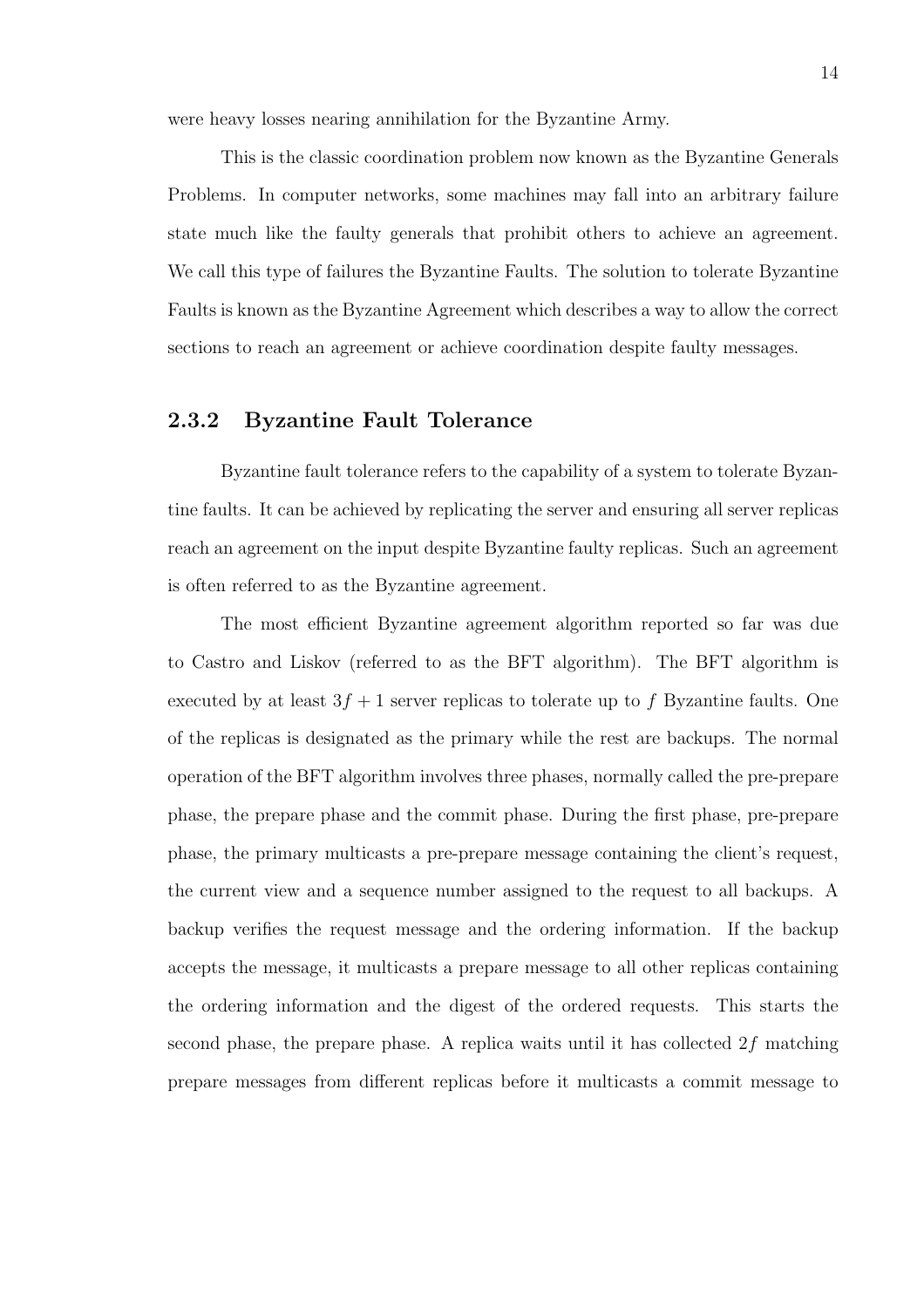were heavy losses nearing annihilation for the Byzantine Army.

This is the classic coordination problem now known as the Byzantine Generals Problems. In computer networks, some machines may fall into an arbitrary failure state much like the faulty generals that prohibit others to achieve an agreement. We call this type of failures the Byzantine Faults. The solution to tolerate Byzantine Faults is known as the Byzantine Agreement which describes a way to allow the correct sections to reach an agreement or achieve coordination despite faulty messages.

### 2.3.2 Byzantine Fault Tolerance

Byzantine fault tolerance refers to the capability of a system to tolerate Byzantine faults. It can be achieved by replicating the server and ensuring all server replicas reach an agreement on the input despite Byzantine faulty replicas. Such an agreement is often referred to as the Byzantine agreement.

The most efficient Byzantine agreement algorithm reported so far was due to Castro and Liskov (referred to as the BFT algorithm). The BFT algorithm is executed by at least $3f + 1$ server replicas to tolerate up to $f$ Byzantine faults. One of the replicas is designated as the primary while the rest are backups. The normal operation of the BFT algorithm involves three phases, normally called the pre-prepare phase, the prepare phase and the commit phase. During the first phase, pre-prepare phase, the primary multicasts a pre-prepare message containing the client's request, the current view and a sequence number assigned to the request to all backups. A backup verifies the request message and the ordering information. If the backup accepts the message, it multicasts a prepare message to all other replicas containing the ordering information and the digest of the ordered requests. This starts the second phase, the prepare phase. A replica waits until it has collected $2f$ matching prepare messages from different replicas before it multicasts a commit message to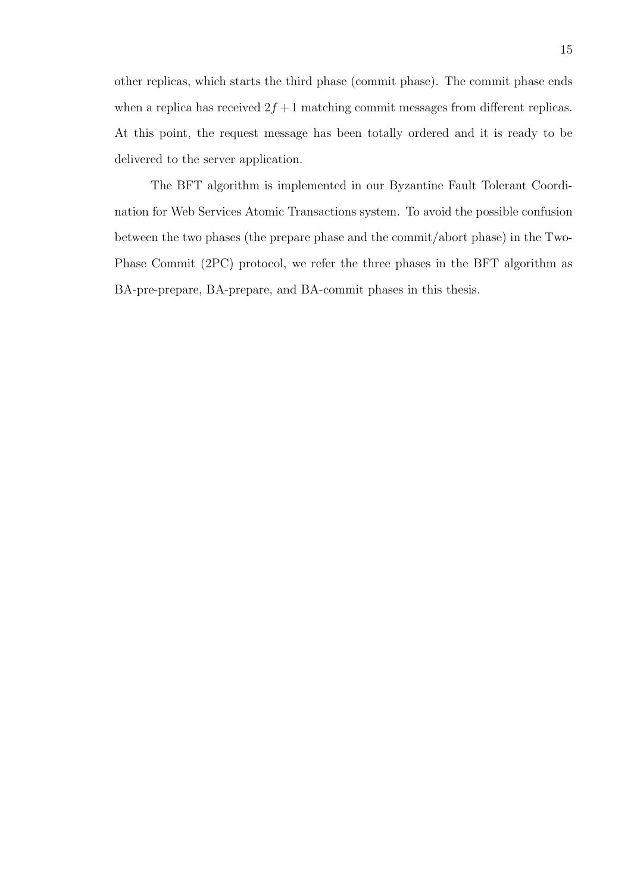other replicas, which starts the third phase (commit phase). The commit phase ends when a replica has received $2f + 1$ matching commit messages from different replicas. At this point, the request message has been totally ordered and it is ready to be delivered to the server application.

The BFT algorithm is implemented in our Byzantine Fault Tolerant Coordination for Web Services Atomic Transactions system. To avoid the possible confusion between the two phases (the prepare phase and the commit/abort phase) in the Two-Phase Commit (2PC) protocol, we refer the three phases in the BFT algorithm as BA-pre-prepare, BA-prepare, and BA-commit phases in this thesis.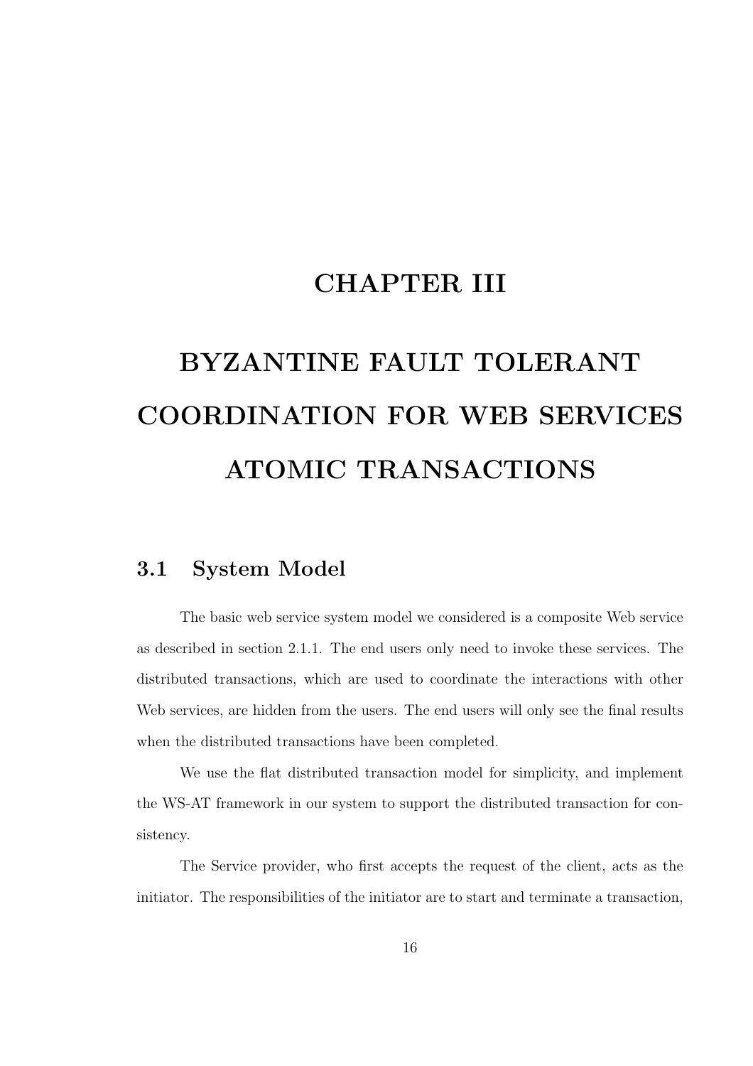# CHAPTER III

# BYZANTINE FAULT TOLERANT COORDINATION FOR WEB SERVICES ATOMIC TRANSACTIONS

## 3.1 System Model

The basic web service system model we considered is a composite Web service as described in section 2.1.1. The end users only need to invoke these services. The distributed transactions, which are used to coordinate the interactions with other Web services, are hidden from the users. The end users will only see the final results when the distributed transactions have been completed.

We use the flat distributed transaction model for simplicity, and implement the WS-AT framework in our system to support the distributed transaction for consistency.

The Service provider, who first accepts the request of the client, acts as the initiator. The responsibilities of the initiator are to start and terminate a transaction,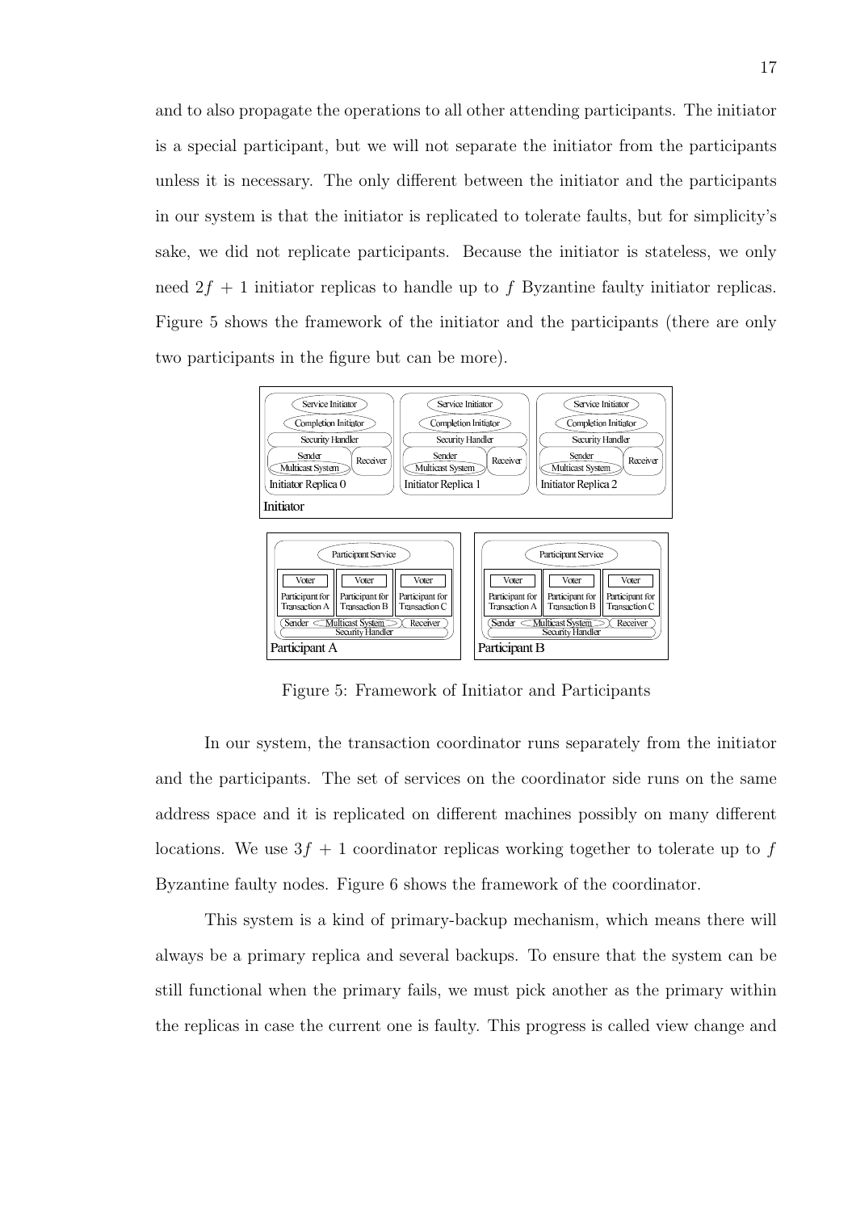and to also propagate the operations to all other attending participants. The initiator is a special participant, but we will not separate the initiator from the participants unless it is necessary. The only different between the initiator and the participants in our system is that the initiator is replicated to tolerate faults, but for simplicity's sake, we did not replicate participants. Because the initiator is stateless, we only need $2f + 1$ initiator replicas to handle up to $f$ Byzantine faulty initiator replicas. Figure 5 shows the framework of the initiator and the participants (there are only two participants in the figure but can be more).

Figure 5: Framework of Initiator and Participants

In our system, the transaction coordinator runs separately from the initiator and the participants. The set of services on the coordinator side runs on the same address space and it is replicated on different machines possibly on many different locations. We use $3f + 1$ coordinator replicas working together to tolerate up to $f$ Byzantine faulty nodes. Figure 6 shows the framework of the coordinator.

This system is a kind of primary-backup mechanism, which means there will always be a primary replica and several backups. To ensure that the system can be still functional when the primary fails, we must pick another as the primary within the replicas in case the current one is faulty. This progress is called view change and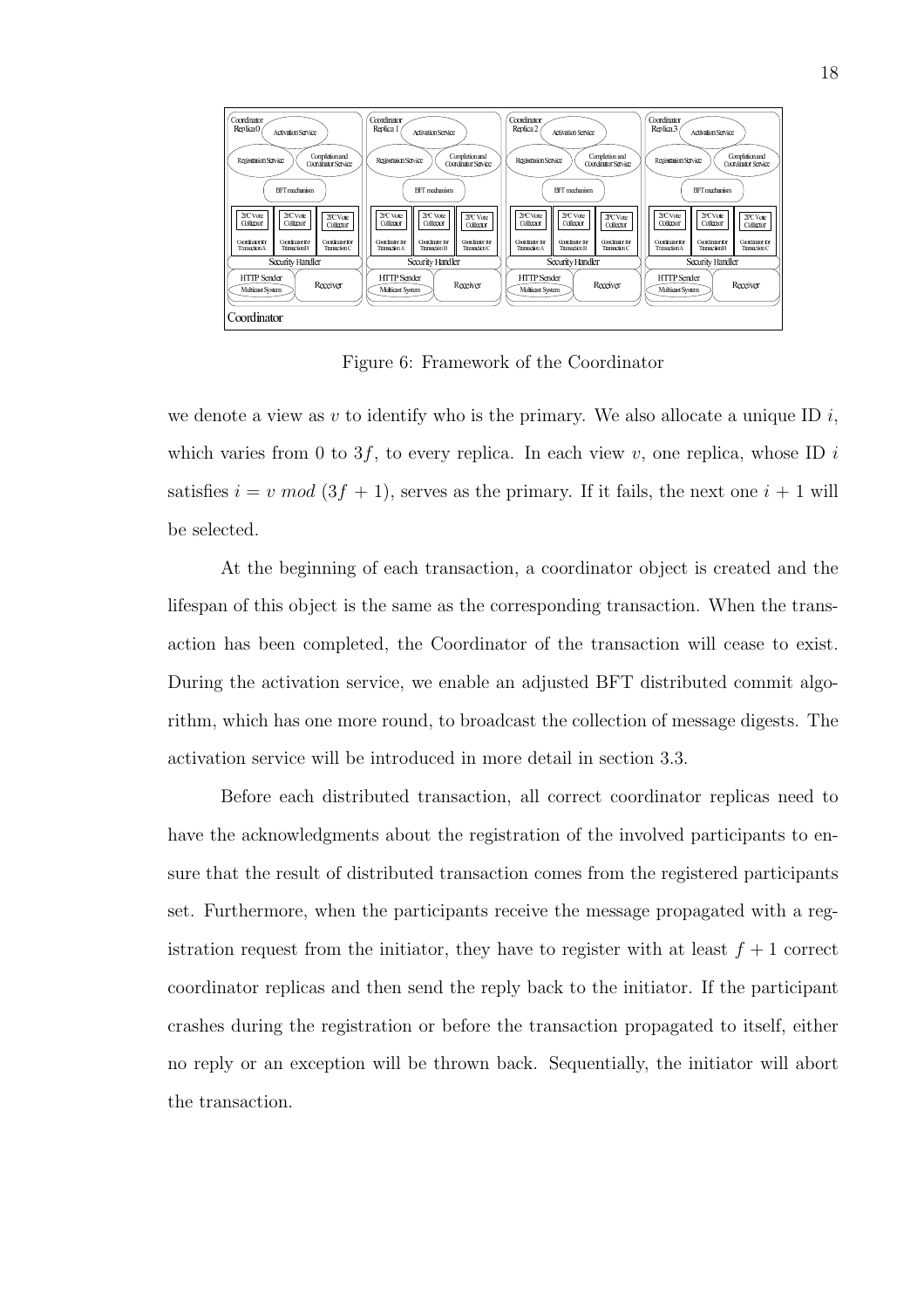Figure 6: Framework of the Coordinator

we denote a view as $v$ to identify who is the primary. We also allocate a unique ID $i$, which varies from 0 to $3f$, to every replica. In each view $v$, one replica, whose ID $i$ satisfies $i = v \ mod \ (3f + 1)$, serves as the primary. If it fails, the next one $i + 1$ will be selected.

At the beginning of each transaction, a coordinator object is created and the lifespan of this object is the same as the corresponding transaction. When the transaction has been completed, the Coordinator of the transaction will cease to exist. During the activation service, we enable an adjusted BFT distributed commit algorithm, which has one more round, to broadcast the collection of message digests. The activation service will be introduced in more detail in section 3.3.

Before each distributed transaction, all correct coordinator replicas need to have the acknowledgments about the registration of the involved participants to ensure that the result of distributed transaction comes from the registered participants set. Furthermore, when the participants receive the message propagated with a registration request from the initiator, they have to register with at least $f + 1$ correct coordinator replicas and then send the reply back to the initiator. If the participant crashes during the registration or before the transaction propagated to itself, either no reply or an exception will be thrown back. Sequentially, the initiator will abort the transaction.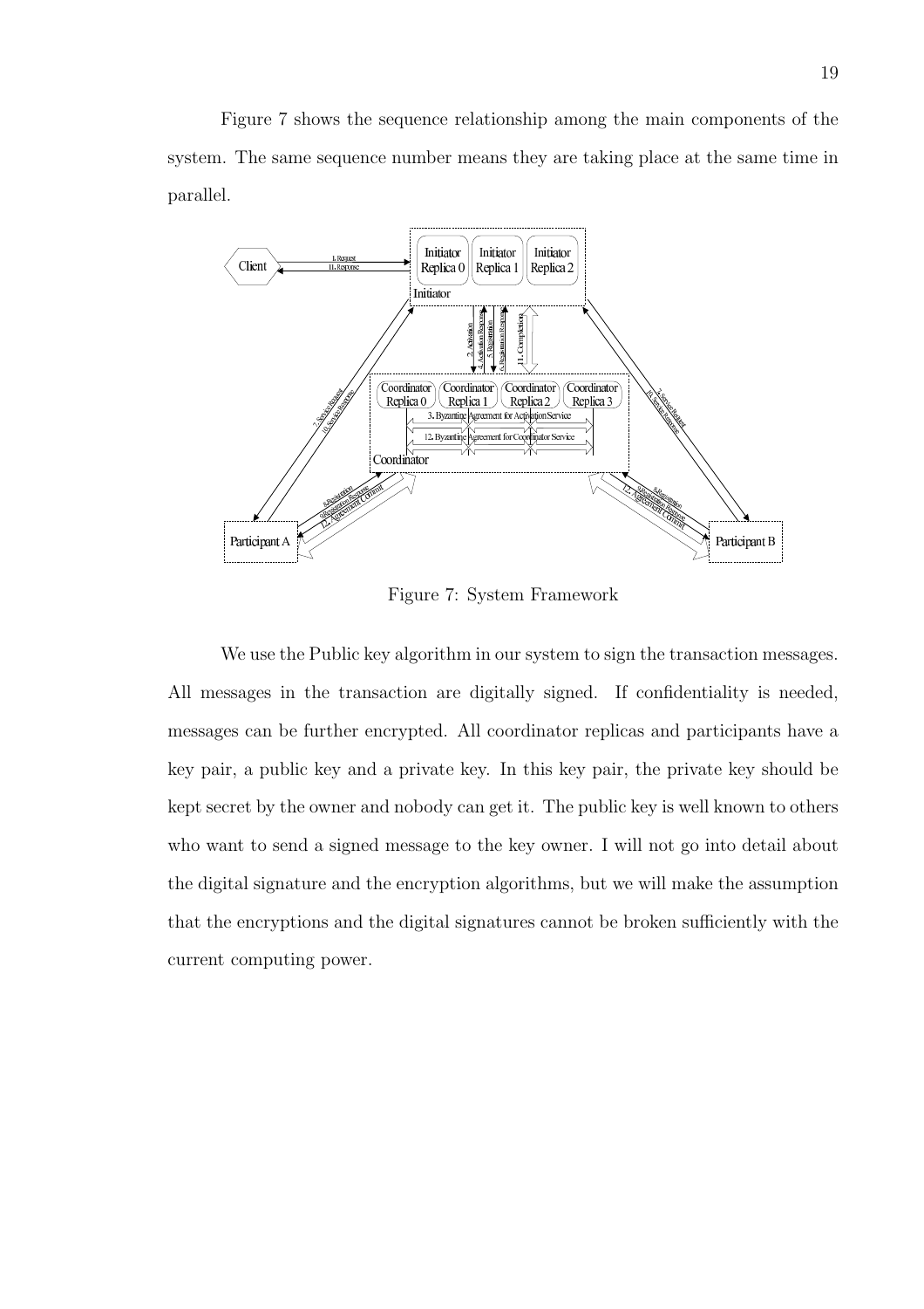Figure 7 shows the sequence relationship among the main components of the system. The same sequence number means they are taking place at the same time in parallel.

Figure 7: System Framework

We use the Public key algorithm in our system to sign the transaction messages. All messages in the transaction are digitally signed. If confidentiality is needed, messages can be further encrypted. All coordinator replicas and participants have a key pair, a public key and a private key. In this key pair, the private key should be kept secret by the owner and nobody can get it. The public key is well known to others who want to send a signed message to the key owner. I will not go into detail about the digital signature and the encryption algorithms, but we will make the assumption that the encryptions and the digital signatures cannot be broken sufficiently with the current computing power.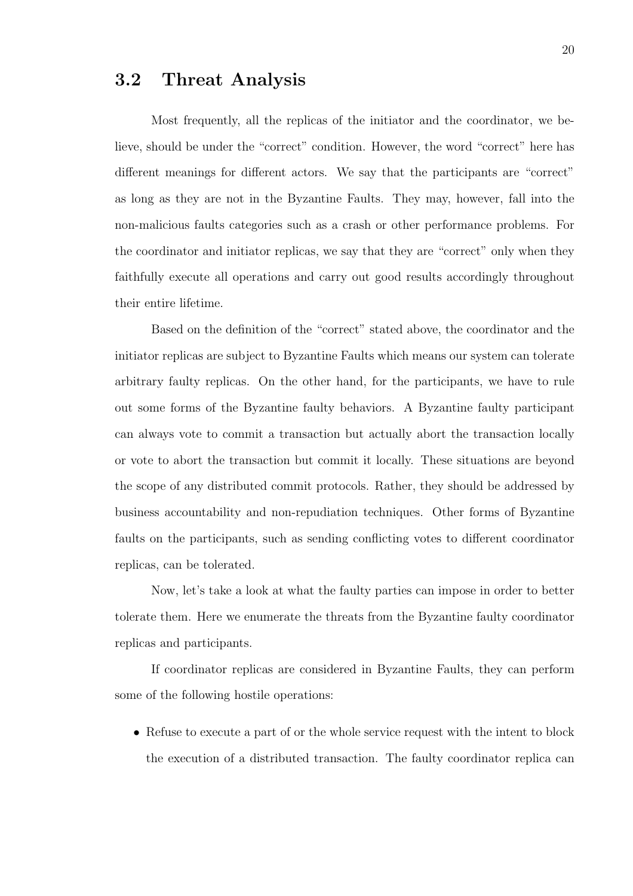## 3.2 Threat Analysis

Most frequently, all the replicas of the initiator and the coordinator, we believe, should be under the "correct" condition. However, the word "correct" here has different meanings for different actors. We say that the participants are "correct" as long as they are not in the Byzantine Faults. They may, however, fall into the non-malicious faults categories such as a crash or other performance problems. For the coordinator and initiator replicas, we say that they are "correct" only when they faithfully execute all operations and carry out good results accordingly throughout their entire lifetime.

Based on the definition of the "correct" stated above, the coordinator and the initiator replicas are subject to Byzantine Faults which means our system can tolerate arbitrary faulty replicas. On the other hand, for the participants, we have to rule out some forms of the Byzantine faulty behaviors. A Byzantine faulty participant can always vote to commit a transaction but actually abort the transaction locally or vote to abort the transaction but commit it locally. These situations are beyond the scope of any distributed commit protocols. Rather, they should be addressed by business accountability and non-repudiation techniques. Other forms of Byzantine faults on the participants, such as sending conflicting votes to different coordinator replicas, can be tolerated.

Now, let's take a look at what the faulty parties can impose in order to better tolerate them. Here we enumerate the threats from the Byzantine faulty coordinator replicas and participants.

If coordinator replicas are considered in Byzantine Faults, they can perform some of the following hostile operations:

- Refuse to execute a part of or the whole service request with the intent to block the execution of a distributed transaction. The faulty coordinator replica can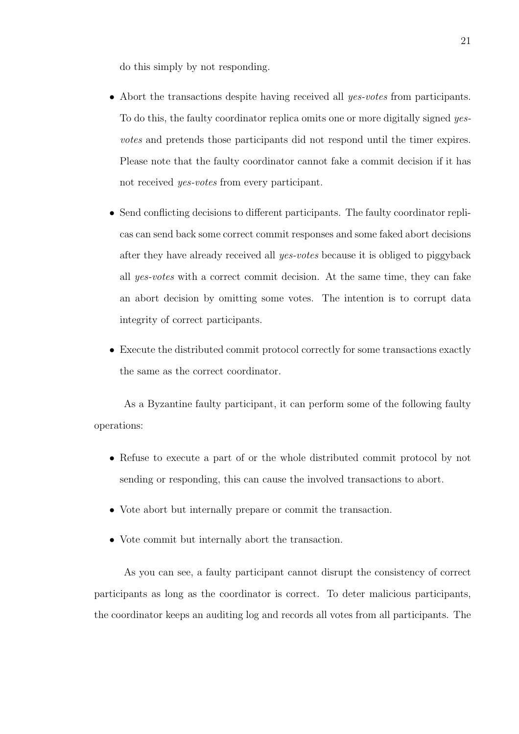do this simply by not responding.

- Abort the transactions despite having received all *yes-votes* from participants. To do this, the faulty coordinator replica omits one or more digitally signed *yes-votes* and pretends those participants did not respond until the timer expires. Please note that the faulty coordinator cannot fake a commit decision if it has not received *yes-votes* from every participant.

- Send conflicting decisions to different participants. The faulty coordinator replicas can send back some correct commit responses and some faked abort decisions after they have already received all *yes-votes* because it is obliged to piggyback all *yes-votes* with a correct commit decision. At the same time, they can fake an abort decision by omitting some votes. The intention is to corrupt data integrity of correct participants.

- Execute the distributed commit protocol correctly for some transactions exactly the same as the correct coordinator.

As a Byzantine faulty participant, it can perform some of the following faulty operations:

- Refuse to execute a part of or the whole distributed commit protocol by not sending or responding, this can cause the involved transactions to abort.

- Vote abort but internally prepare or commit the transaction.

- Vote commit but internally abort the transaction.

As you can see, a faulty participant cannot disrupt the consistency of correct participants as long as the coordinator is correct. To deter malicious participants, the coordinator keeps an auditing log and records all votes from all participants. The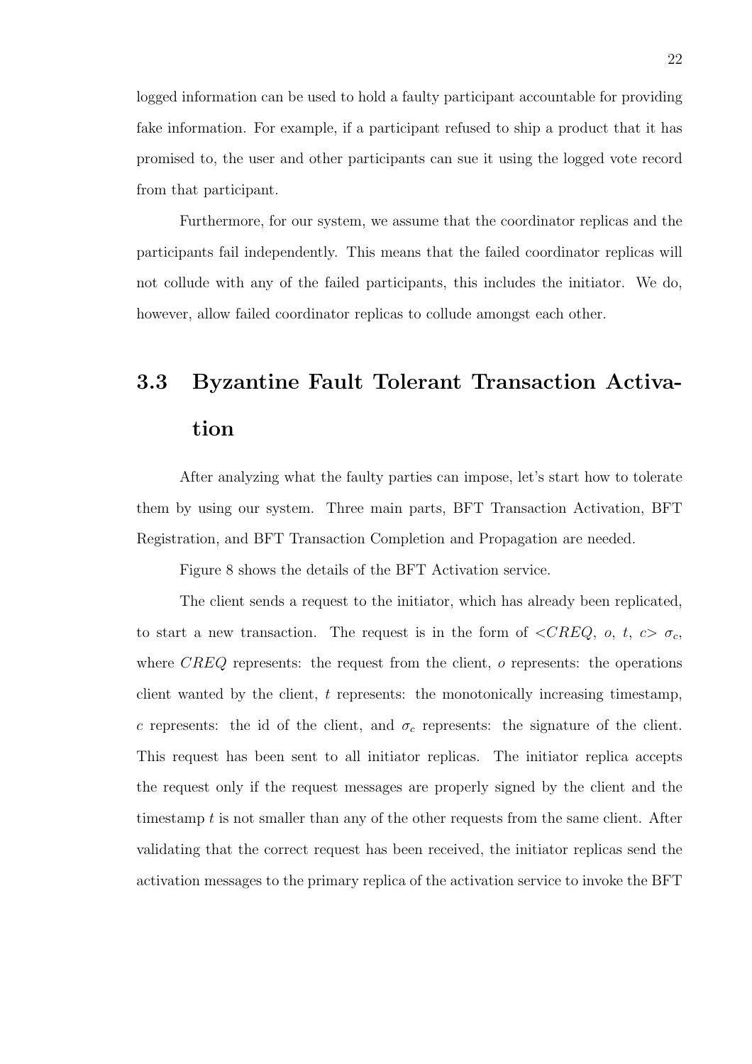logged information can be used to hold a faulty participant accountable for providing fake information. For example, if a participant refused to ship a product that it has promised to, the user and other participants can sue it using the logged vote record from that participant.

Furthermore, for our system, we assume that the coordinator replicas and the participants fail independently. This means that the failed coordinator replicas will not collude with any of the failed participants, this includes the initiator. We do, however, allow failed coordinator replicas to collude amongst each other.

## 3.3 Byzantine Fault Tolerant Transaction Activation

After analyzing what the faulty parties can impose, let's start how to tolerate them by using our system. Three main parts, BFT Transaction Activation, BFT Registration, and BFT Transaction Completion and Propagation are needed.

Figure 8 shows the details of the BFT Activation service.

The client sends a request to the initiator, which has already been replicated, to start a new transaction. The request is in the form of $<CREQ, o, t, c> \sigma_c$, where $CREQ$ represents: the request from the client, $o$ represents: the operations client wanted by the client, $t$ represents: the monotonically increasing timestamp, $c$ represents: the id of the client, and $\sigma_c$ represents: the signature of the client. This request has been sent to all initiator replicas. The initiator replica accepts the request only if the request messages are properly signed by the client and the timestamp $t$ is not smaller than any of the other requests from the same client. After validating that the correct request has been received, the initiator replicas send the activation messages to the primary replica of the activation service to invoke the BFT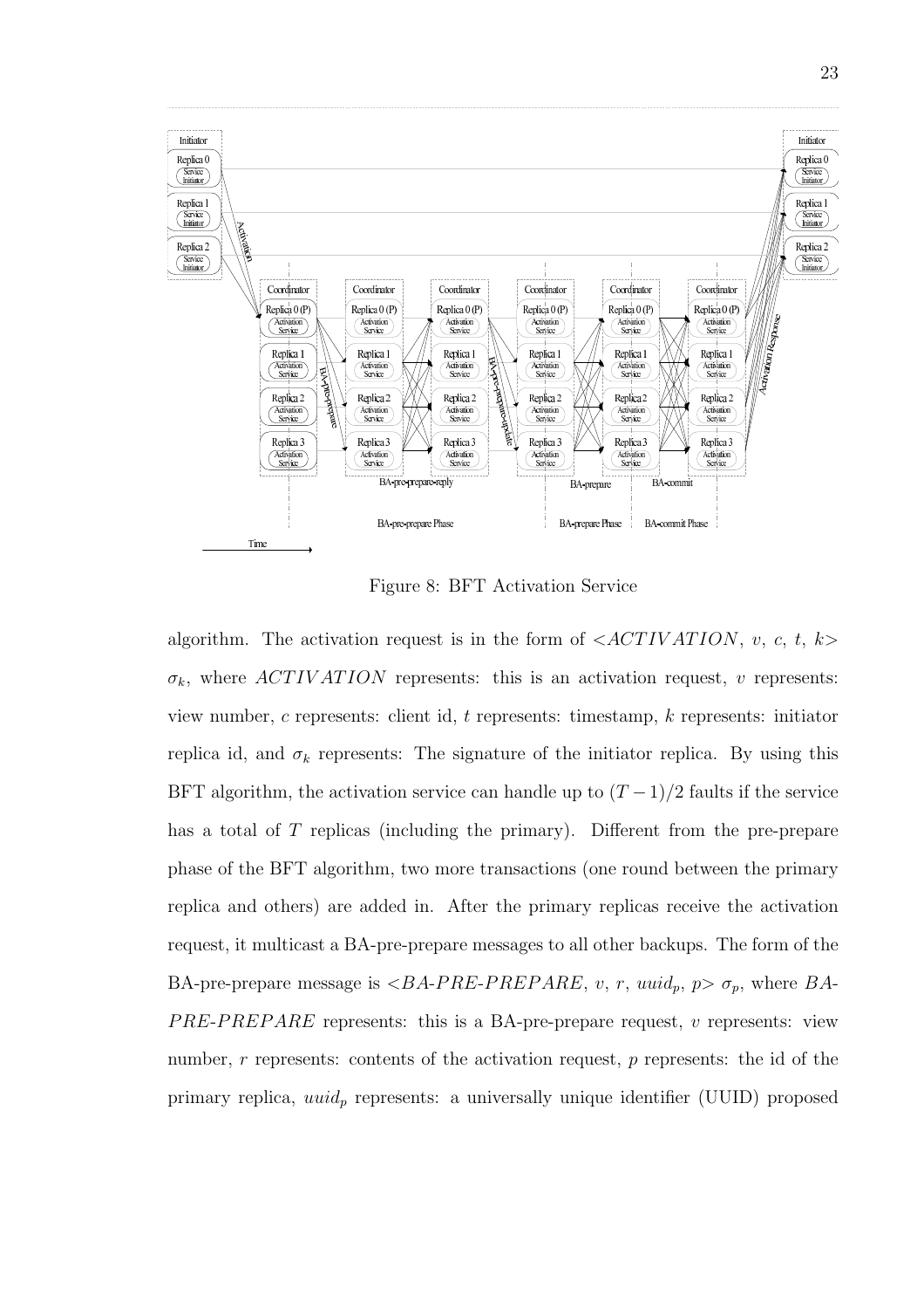Figure 8: BFT Activation Service

algorithm. The activation request is in the form of $<ACTIVATION,\ v,\ c,\ t,\ k>$ $\sigma_k$, where $ACTIVATION$ represents: this is an activation request, $v$ represents: view number, $c$ represents: client id, $t$ represents: timestamp, $k$ represents: initiator replica id, and $\sigma_k$ represents: The signature of the initiator replica. By using this BFT algorithm, the activation service can handle up to $(T-1)/2$ faults if the service has a total of $T$ replicas (including the primary). Different from the pre-prepare phase of the BFT algorithm, two more transactions (one round between the primary replica and others) are added in. After the primary replicas receive the activation request, it multicast a BA-pre-prepare messages to all other backups. The form of the BA-pre-prepare message is $<BA\text{-}PRE\text{-}PREPARE,\ v,\ r,\ uuid_p,\ p>$ $\sigma_p$, where $BA\text{-}PRE\text{-}PREPARE$ represents: this is a BA-pre-prepare request, $v$ represents: view number, $r$ represents: contents of the activation request, $p$ represents: the id of the primary replica, $uuid_p$ represents: a universally unique identifier (UUID) proposed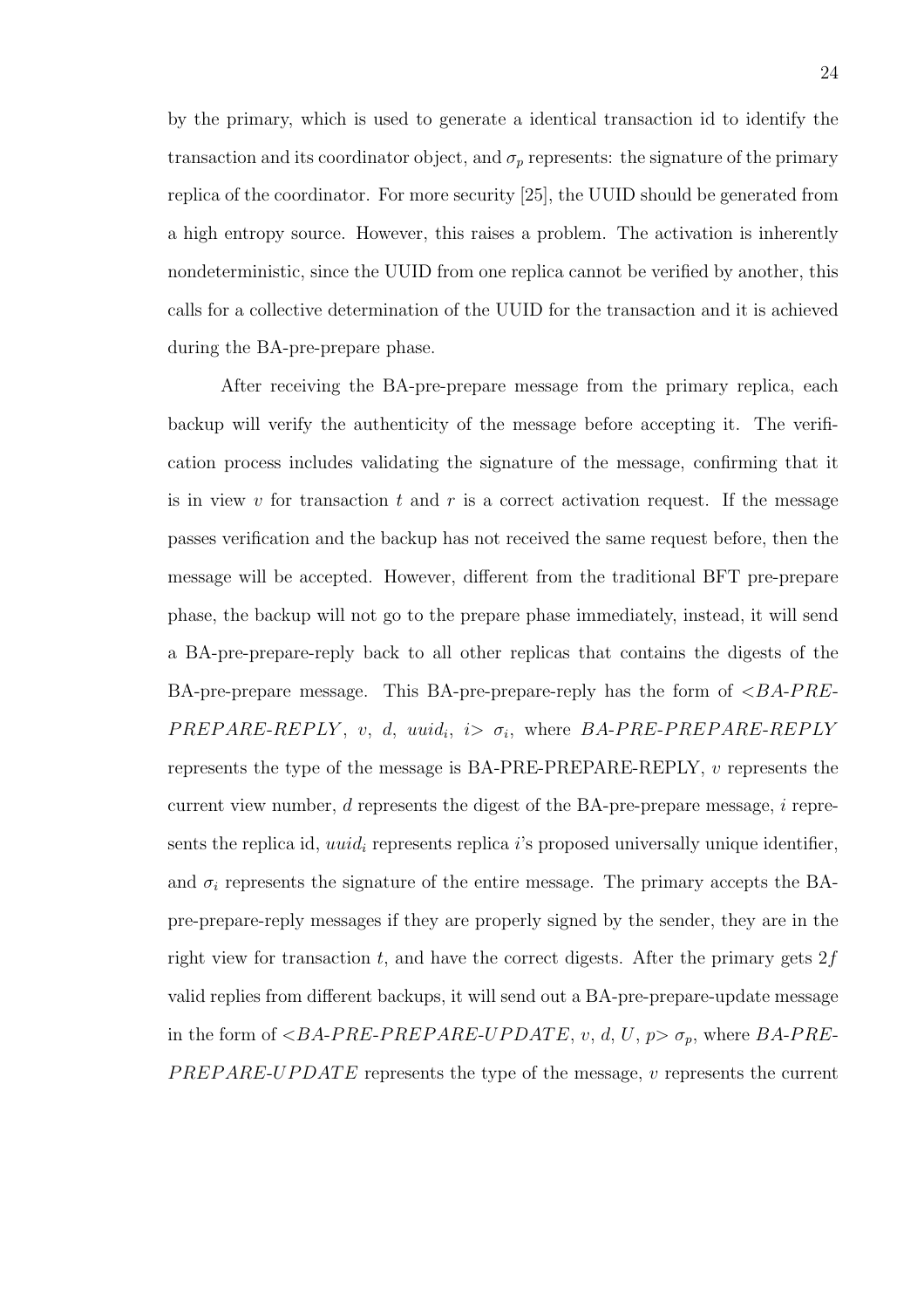by the primary, which is used to generate a identical transaction id to identify the transaction and its coordinator object, and $\sigma_p$ represents: the signature of the primary replica of the coordinator. For more security [25], the UUID should be generated from a high entropy source. However, this raises a problem. The activation is inherently nondeterministic, since the UUID from one replica cannot be verified by another, this calls for a collective determination of the UUID for the transaction and it is achieved during the BA-pre-prepare phase.

After receiving the BA-pre-prepare message from the primary replica, each backup will verify the authenticity of the message before accepting it. The verification process includes validating the signature of the message, confirming that it is in view $v$ for transaction $t$ and $r$ is a correct activation request. If the message passes verification and the backup has not received the same request before, then the message will be accepted. However, different from the traditional BFT pre-prepare phase, the backup will not go to the prepare phase immediately, instead, it will send a BA-pre-prepare-reply back to all other replicas that contains the digests of the BA-pre-prepare message. This BA-pre-prepare-reply has the form of $<$*BA-PRE-PREPARE-REPLY*, $v$, $d$, $uuid_i$, $i$$>$ $\sigma_i$, where *BA-PRE-PREPARE-REPLY* represents the type of the message is BA-PRE-PREPARE-REPLY, $v$ represents the current view number, $d$ represents the digest of the BA-pre-prepare message, $i$ represents the replica id, $uuid_i$ represents replica $i$'s proposed universally unique identifier, and $\sigma_i$ represents the signature of the entire message. The primary accepts the BA-pre-prepare-reply messages if they are properly signed by the sender, they are in the right view for transaction $t$, and have the correct digests. After the primary gets $2f$ valid replies from different backups, it will send out a BA-pre-prepare-update message in the form of $<$*BA-PRE-PREPARE-UPDATE*, $v$, $d$, $U$, $p$$>$ $\sigma_p$, where *BA-PRE-PREPARE-UPDATE* represents the type of the message, $v$ represents the current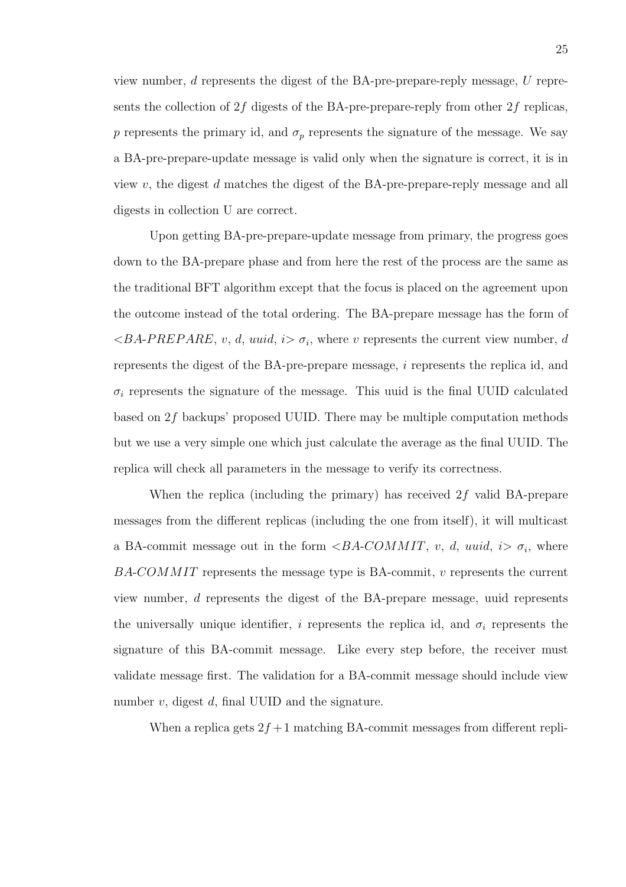view number, $d$ represents the digest of the BA-pre-prepare-reply message, $U$ represents the collection of $2f$ digests of the BA-pre-prepare-reply from other $2f$ replicas, $p$ represents the primary id, and $\sigma_p$ represents the signature of the message. We say a BA-pre-prepare-update message is valid only when the signature is correct, it is in view $v$, the digest $d$ matches the digest of the BA-pre-prepare-reply message and all digests in collection U are correct.

Upon getting BA-pre-prepare-update message from primary, the progress goes down to the BA-prepare phase and from here the rest of the process are the same as the traditional BFT algorithm except that the focus is placed on the agreement upon the outcome instead of the total ordering. The BA-prepare message has the form of $<$*BA-PREPARE*, $v$, $d$, $uuid$, $i>$ $\sigma_i$, where $v$ represents the current view number, $d$ represents the digest of the BA-pre-prepare message, $i$ represents the replica id, and $\sigma_i$ represents the signature of the message. This uuid is the final UUID calculated based on $2f$ backups' proposed UUID. There may be multiple computation methods but we use a very simple one which just calculate the average as the final UUID. The replica will check all parameters in the message to verify its correctness.

When the replica (including the primary) has received $2f$ valid BA-prepare messages from the different replicas (including the one from itself), it will multicast a BA-commit message out in the form $<$*BA-COMMIT*, $v$, $d$, $uuid$, $i>$ $\sigma_i$, where *BA-COMMIT* represents the message type is BA-commit, $v$ represents the current view number, $d$ represents the digest of the BA-prepare message, uuid represents the universally unique identifier, $i$ represents the replica id, and $\sigma_i$ represents the signature of this BA-commit message. Like every step before, the receiver must validate message first. The validation for a BA-commit message should include view number $v$, digest $d$, final UUID and the signature.

When a replica gets $2f+1$ matching BA-commit messages from different repli-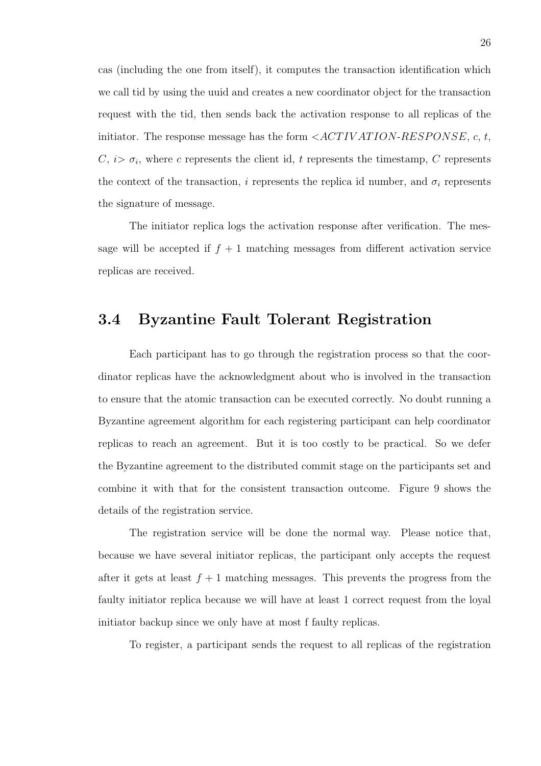cas (including the one from itself), it computes the transaction identification which we call tid by using the uuid and creates a new coordinator object for the transaction request with the tid, then sends back the activation response to all replicas of the initiator. The response message has the form $<ACTIVATION\text{-}RESPONSE, c, t, C, i> \sigma_i$, where $c$ represents the client id, $t$ represents the timestamp, $C$ represents the context of the transaction, $i$ represents the replica id number, and $\sigma_i$ represents the signature of message.

The initiator replica logs the activation response after verification. The message will be accepted if $f + 1$ matching messages from different activation service replicas are received.

## 3.4 Byzantine Fault Tolerant Registration

Each participant has to go through the registration process so that the coordinator replicas have the acknowledgment about who is involved in the transaction to ensure that the atomic transaction can be executed correctly. No doubt running a Byzantine agreement algorithm for each registering participant can help coordinator replicas to reach an agreement. But it is too costly to be practical. So we defer the Byzantine agreement to the distributed commit stage on the participants set and combine it with that for the consistent transaction outcome. Figure 9 shows the details of the registration service.

The registration service will be done the normal way. Please notice that, because we have several initiator replicas, the participant only accepts the request after it gets at least $f + 1$ matching messages. This prevents the progress from the faulty initiator replica because we will have at least 1 correct request from the loyal initiator backup since we only have at most f faulty replicas.

To register, a participant sends the request to all replicas of the registration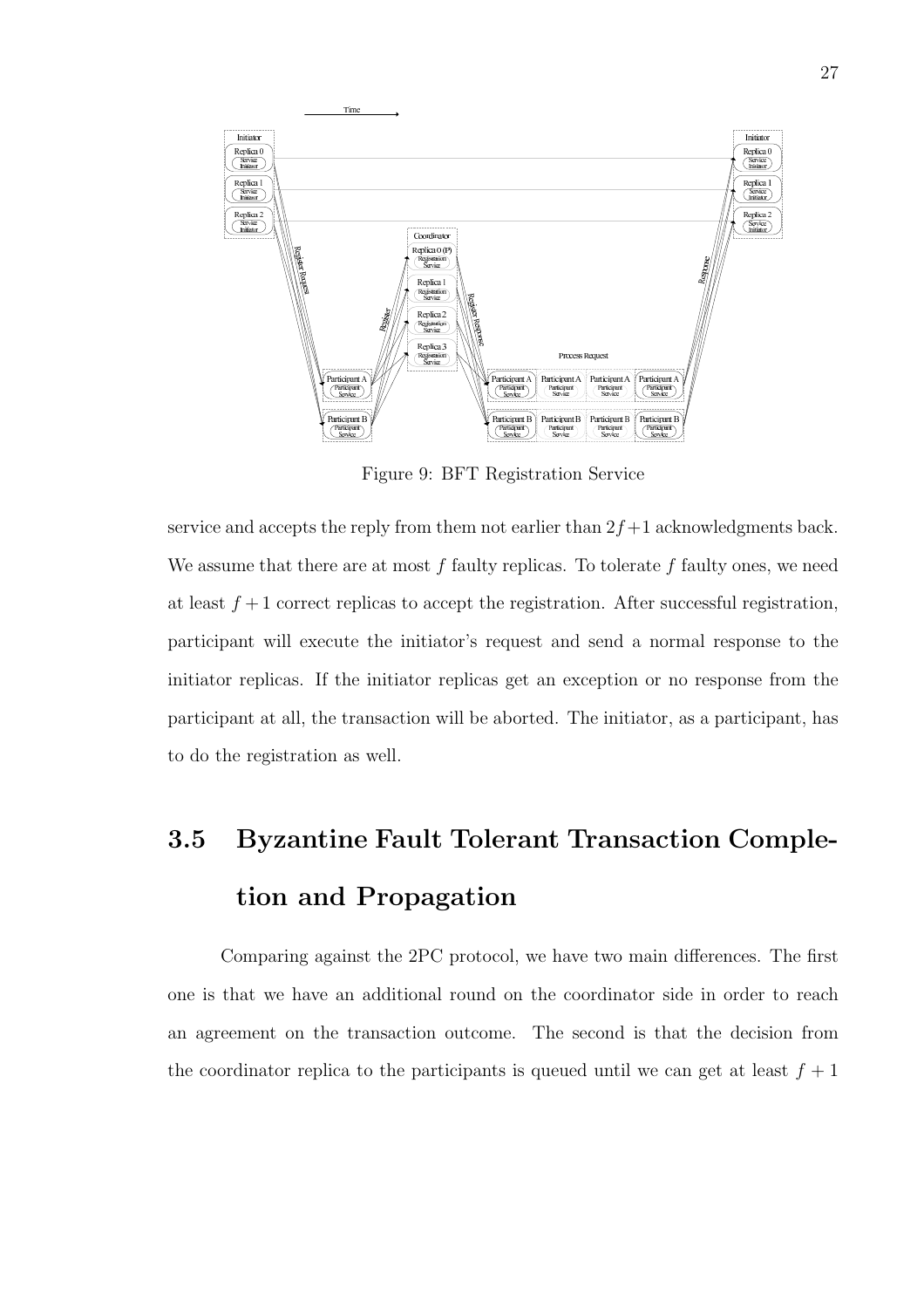Figure 9: BFT Registration Service

service and accepts the reply from them not earlier than $2f+1$ acknowledgments back. We assume that there are at most $f$ faulty replicas. To tolerate $f$ faulty ones, we need at least $f+1$ correct replicas to accept the registration. After successful registration, participant will execute the initiator's request and send a normal response to the initiator replicas. If the initiator replicas get an exception or no response from the participant at all, the transaction will be aborted. The initiator, as a participant, has to do the registration as well.

## 3.5 Byzantine Fault Tolerant Transaction Completion and Propagation

Comparing against the 2PC protocol, we have two main differences. The first one is that we have an additional round on the coordinator side in order to reach an agreement on the transaction outcome. The second is that the decision from the coordinator replica to the participants is queued until we can get at least $f+1$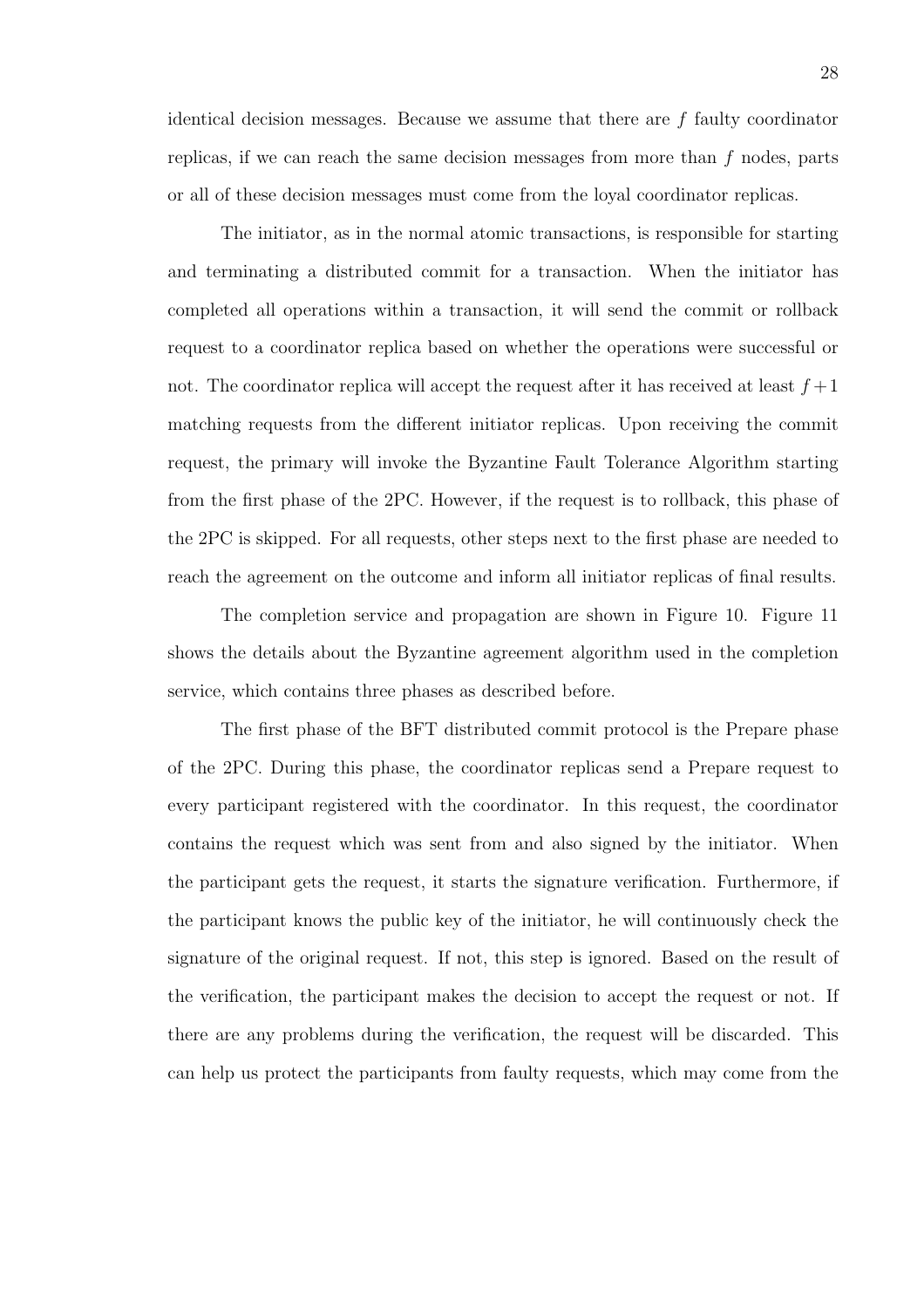identical decision messages. Because we assume that there are $f$ faulty coordinator replicas, if we can reach the same decision messages from more than $f$ nodes, parts or all of these decision messages must come from the loyal coordinator replicas.

The initiator, as in the normal atomic transactions, is responsible for starting and terminating a distributed commit for a transaction. When the initiator has completed all operations within a transaction, it will send the commit or rollback request to a coordinator replica based on whether the operations were successful or not. The coordinator replica will accept the request after it has received at least $f+1$ matching requests from the different initiator replicas. Upon receiving the commit request, the primary will invoke the Byzantine Fault Tolerance Algorithm starting from the first phase of the 2PC. However, if the request is to rollback, this phase of the 2PC is skipped. For all requests, other steps next to the first phase are needed to reach the agreement on the outcome and inform all initiator replicas of final results.

The completion service and propagation are shown in Figure 10. Figure 11 shows the details about the Byzantine agreement algorithm used in the completion service, which contains three phases as described before.

The first phase of the BFT distributed commit protocol is the Prepare phase of the 2PC. During this phase, the coordinator replicas send a Prepare request to every participant registered with the coordinator. In this request, the coordinator contains the request which was sent from and also signed by the initiator. When the participant gets the request, it starts the signature verification. Furthermore, if the participant knows the public key of the initiator, he will continuously check the signature of the original request. If not, this step is ignored. Based on the result of the verification, the participant makes the decision to accept the request or not. If there are any problems during the verification, the request will be discarded. This can help us protect the participants from faulty requests, which may come from the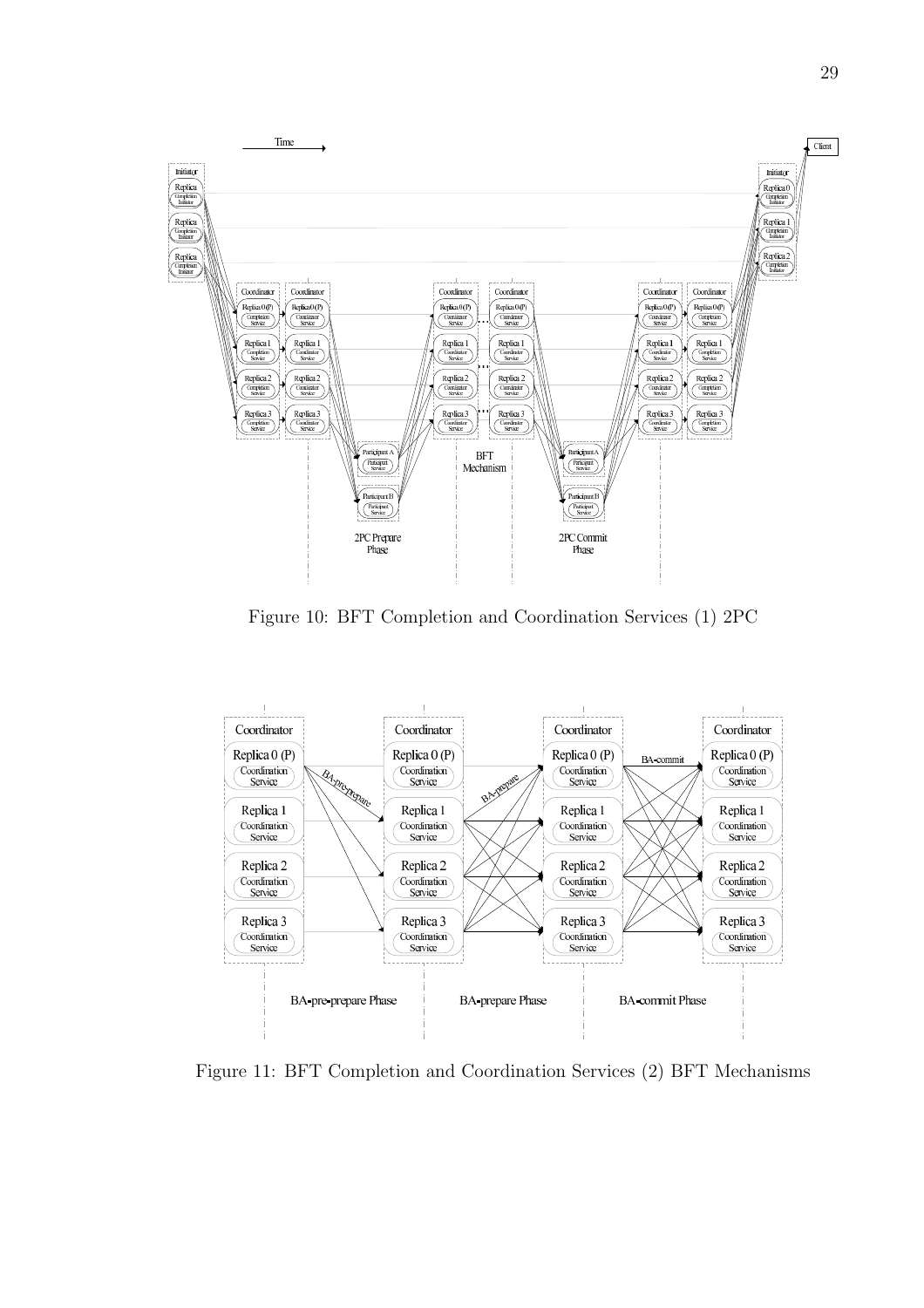Figure 10: BFT Completion and Coordination Services (1) 2PC

Figure 11: BFT Completion and Coordination Services (2) BFT Mechanisms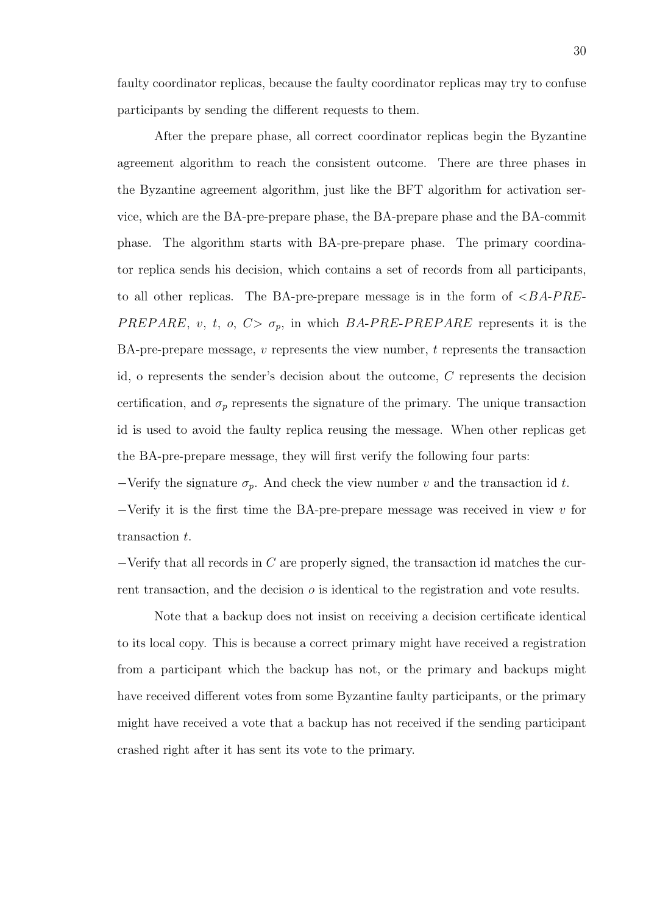faulty coordinator replicas, because the faulty coordinator replicas may try to confuse participants by sending the different requests to them.

After the prepare phase, all correct coordinator replicas begin the Byzantine agreement algorithm to reach the consistent outcome. There are three phases in the Byzantine agreement algorithm, just like the BFT algorithm for activation service, which are the BA-pre-prepare phase, the BA-prepare phase and the BA-commit phase. The algorithm starts with BA-pre-prepare phase. The primary coordinator replica sends his decision, which contains a set of records from all participants, to all other replicas. The BA-pre-prepare message is in the form of $<$*BA-PRE-PREPARE*, $v$, $t$, $o$, $C$$>$ $\sigma_p$, in which *BA-PRE-PREPARE* represents it is the BA-pre-prepare message, $v$ represents the view number, $t$ represents the transaction id, o represents the sender's decision about the outcome, $C$ represents the decision certification, and $\sigma_p$ represents the signature of the primary. The unique transaction id is used to avoid the faulty replica reusing the message. When other replicas get the BA-pre-prepare message, they will first verify the following four parts:

−Verify the signature $\sigma_p$. And check the view number $v$ and the transaction id $t$.

−Verify it is the first time the BA-pre-prepare message was received in view $v$ for transaction $t$.

−Verify that all records in $C$ are properly signed, the transaction id matches the current transaction, and the decision $o$ is identical to the registration and vote results.

Note that a backup does not insist on receiving a decision certificate identical to its local copy. This is because a correct primary might have received a registration from a participant which the backup has not, or the primary and backups might have received different votes from some Byzantine faulty participants, or the primary might have received a vote that a backup has not received if the sending participant crashed right after it has sent its vote to the primary.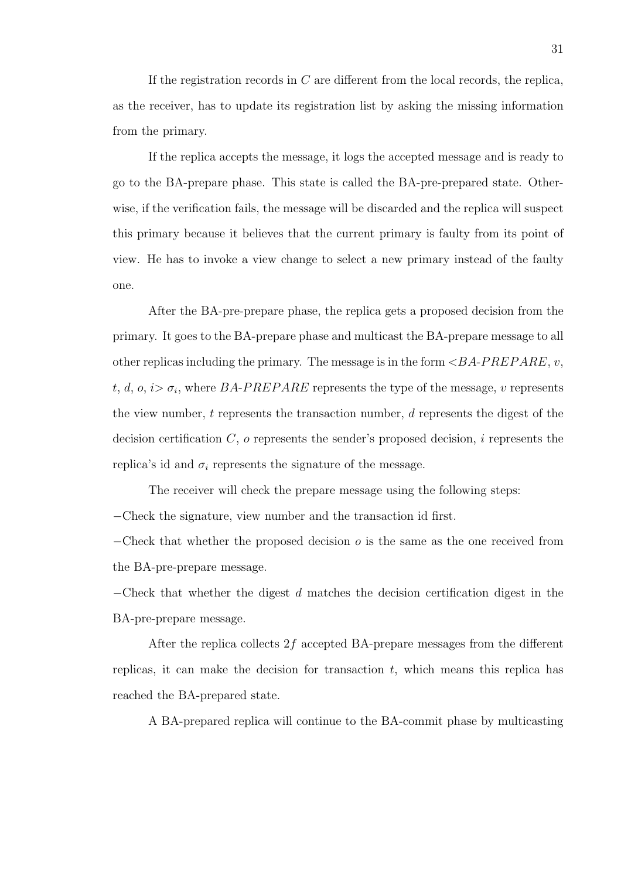If the registration records in $C$ are different from the local records, the replica, as the receiver, has to update its registration list by asking the missing information from the primary.

If the replica accepts the message, it logs the accepted message and is ready to go to the BA-prepare phase. This state is called the BA-pre-prepared state. Otherwise, if the verification fails, the message will be discarded and the replica will suspect this primary because it believes that the current primary is faulty from its point of view. He has to invoke a view change to select a new primary instead of the faulty one.

After the BA-pre-prepare phase, the replica gets a proposed decision from the primary. It goes to the BA-prepare phase and multicast the BA-prepare message to all other replicas including the primary. The message is in the form $<BA\text{-}PREPARE$, $v$, $t$, $d$, $o$, $i> \sigma_i$, where $BA\text{-}PREPARE$ represents the type of the message, $v$ represents the view number, $t$ represents the transaction number, $d$ represents the digest of the decision certification $C$, $o$ represents the sender's proposed decision, $i$ represents the replica's id and $\sigma_i$ represents the signature of the message.

The receiver will check the prepare message using the following steps:

−Check the signature, view number and the transaction id first.

−Check that whether the proposed decision $o$ is the same as the one received from the BA-pre-prepare message.

−Check that whether the digest $d$ matches the decision certification digest in the BA-pre-prepare message.

After the replica collects $2f$ accepted BA-prepare messages from the different replicas, it can make the decision for transaction $t$, which means this replica has reached the BA-prepared state.

A BA-prepared replica will continue to the BA-commit phase by multicasting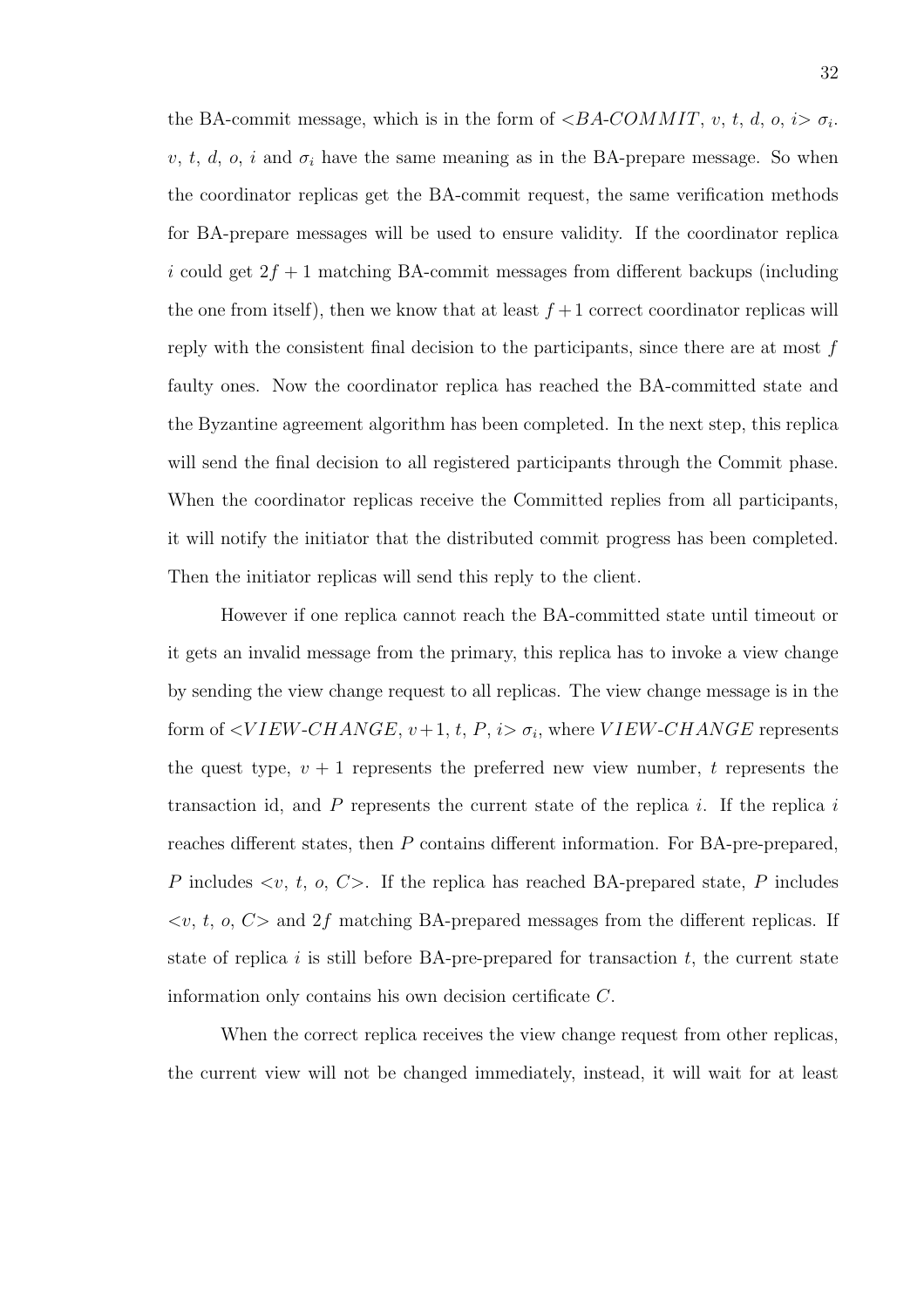the BA-commit message, which is in the form of $<BA\text{-}COMMIT,\ v,\ t,\ d,\ o,\ i>\ \sigma_i$. $v$, $t$, $d$, $o$, $i$ and $\sigma_i$ have the same meaning as in the BA-prepare message. So when the coordinator replicas get the BA-commit request, the same verification methods for BA-prepare messages will be used to ensure validity. If the coordinator replica $i$ could get $2f+1$ matching BA-commit messages from different backups (including the one from itself), then we know that at least $f+1$ correct coordinator replicas will reply with the consistent final decision to the participants, since there are at most $f$ faulty ones. Now the coordinator replica has reached the BA-committed state and the Byzantine agreement algorithm has been completed. In the next step, this replica will send the final decision to all registered participants through the Commit phase. When the coordinator replicas receive the Committed replies from all participants, it will notify the initiator that the distributed commit progress has been completed. Then the initiator replicas will send this reply to the client.

However if one replica cannot reach the BA-committed state until timeout or it gets an invalid message from the primary, this replica has to invoke a view change by sending the view change request to all replicas. The view change message is in the form of $<VIEW\text{-}CHANGE,\ v+1,\ t,\ P,\ i>\ \sigma_i$, where $VIEW\text{-}CHANGE$ represents the quest type, $v+1$ represents the preferred new view number, $t$ represents the transaction id, and $P$ represents the current state of the replica $i$. If the replica $i$ reaches different states, then $P$ contains different information. For BA-pre-prepared, $P$ includes $<v,\ t,\ o,\ C>$. If the replica has reached BA-prepared state, $P$ includes $<v,\ t,\ o,\ C>$ and $2f$ matching BA-prepared messages from the different replicas. If state of replica $i$ is still before BA-pre-prepared for transaction $t$, the current state information only contains his own decision certificate $C$.

When the correct replica receives the view change request from other replicas, the current view will not be changed immediately, instead, it will wait for at least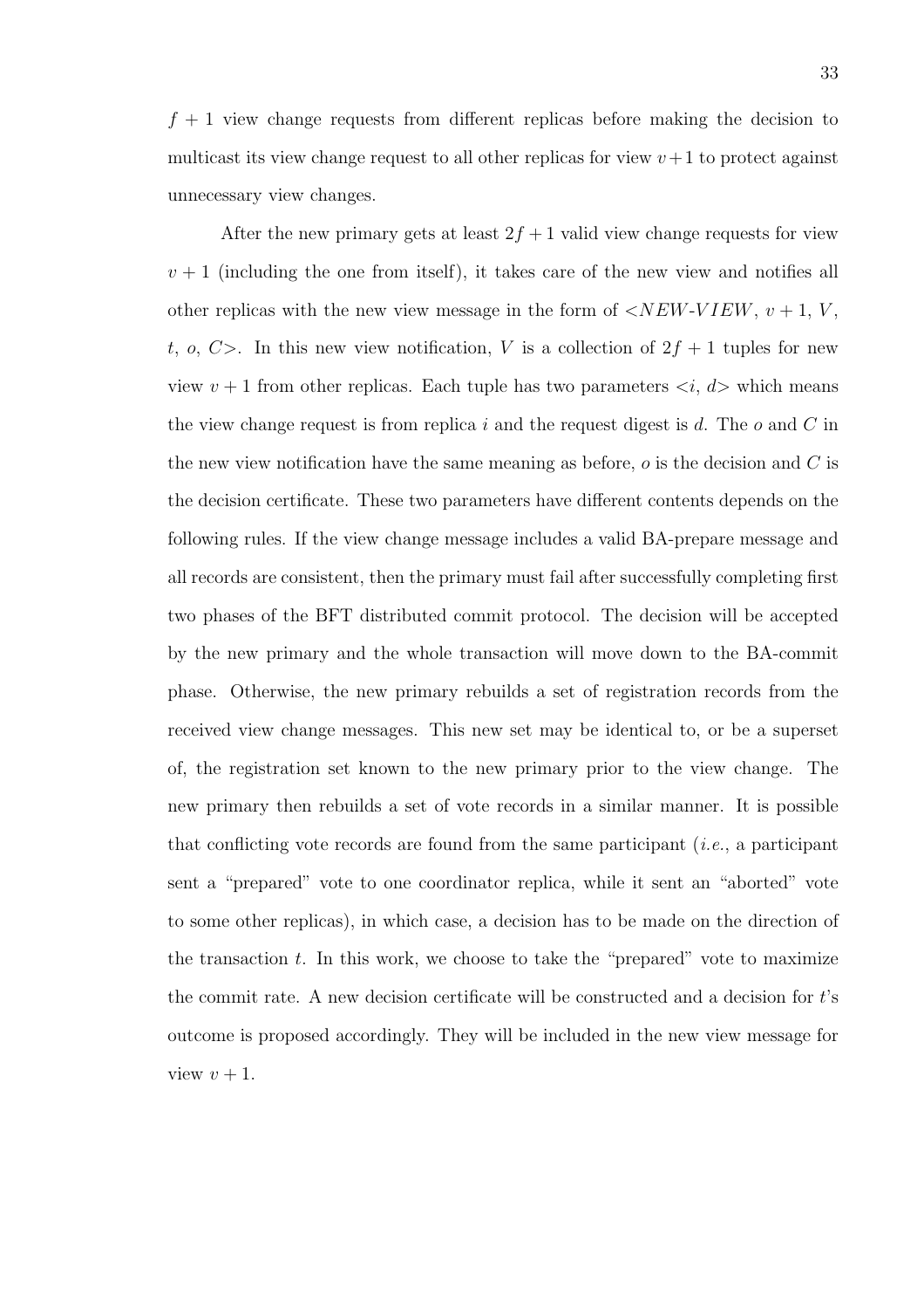$f + 1$ view change requests from different replicas before making the decision to multicast its view change request to all other replicas for view $v+1$ to protect against unnecessary view changes.

After the new primary gets at least $2f + 1$ valid view change requests for view $v + 1$ (including the one from itself), it takes care of the new view and notifies all other replicas with the new view message in the form of $<NEW\text{-}VIEW,\ v+1,\ V,\ t,\ o,\ C>$. In this new view notification, $V$ is a collection of $2f + 1$ tuples for new view $v + 1$ from other replicas. Each tuple has two parameters $<i, d>$ which means the view change request is from replica $i$ and the request digest is $d$. The $o$ and $C$ in the new view notification have the same meaning as before, $o$ is the decision and $C$ is the decision certificate. These two parameters have different contents depends on the following rules. If the view change message includes a valid BA-prepare message and all records are consistent, then the primary must fail after successfully completing first two phases of the BFT distributed commit protocol. The decision will be accepted by the new primary and the whole transaction will move down to the BA-commit phase. Otherwise, the new primary rebuilds a set of registration records from the received view change messages. This new set may be identical to, or be a superset of, the registration set known to the new primary prior to the view change. The new primary then rebuilds a set of vote records in a similar manner. It is possible that conflicting vote records are found from the same participant (*i.e.*, a participant sent a "prepared" vote to one coordinator replica, while it sent an "aborted" vote to some other replicas), in which case, a decision has to be made on the direction of the transaction $t$. In this work, we choose to take the "prepared" vote to maximize the commit rate. A new decision certificate will be constructed and a decision for $t$'s outcome is proposed accordingly. They will be included in the new view message for view $v + 1$.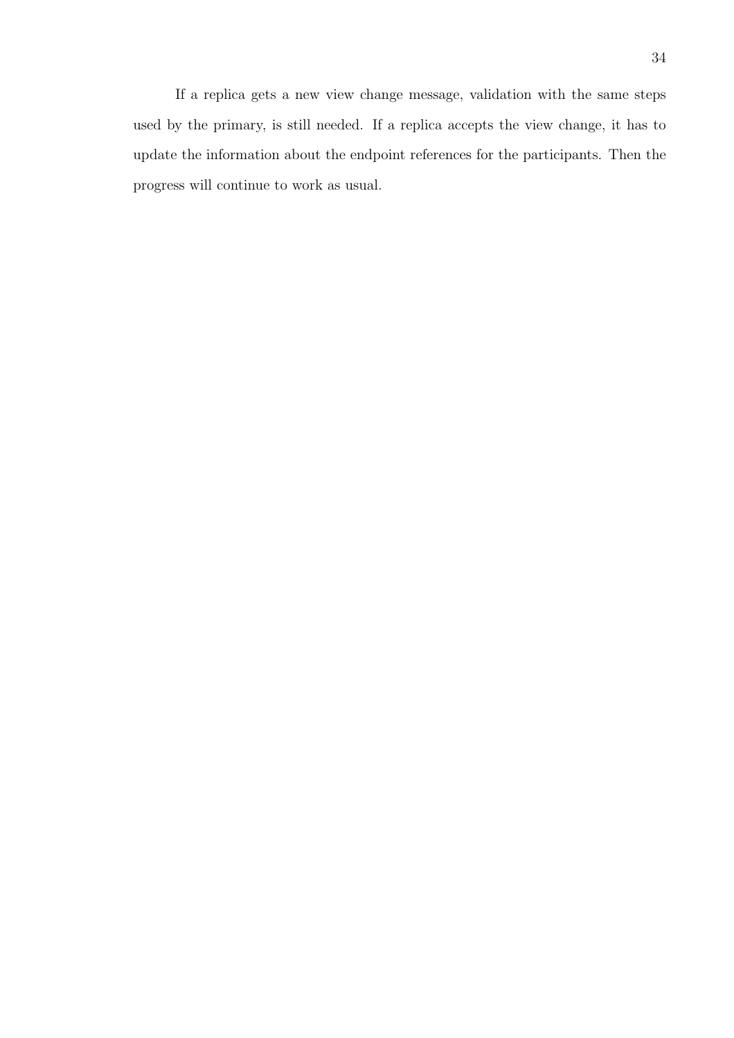If a replica gets a new view change message, validation with the same steps used by the primary, is still needed. If a replica accepts the view change, it has to update the information about the endpoint references for the participants. Then the progress will continue to work as usual.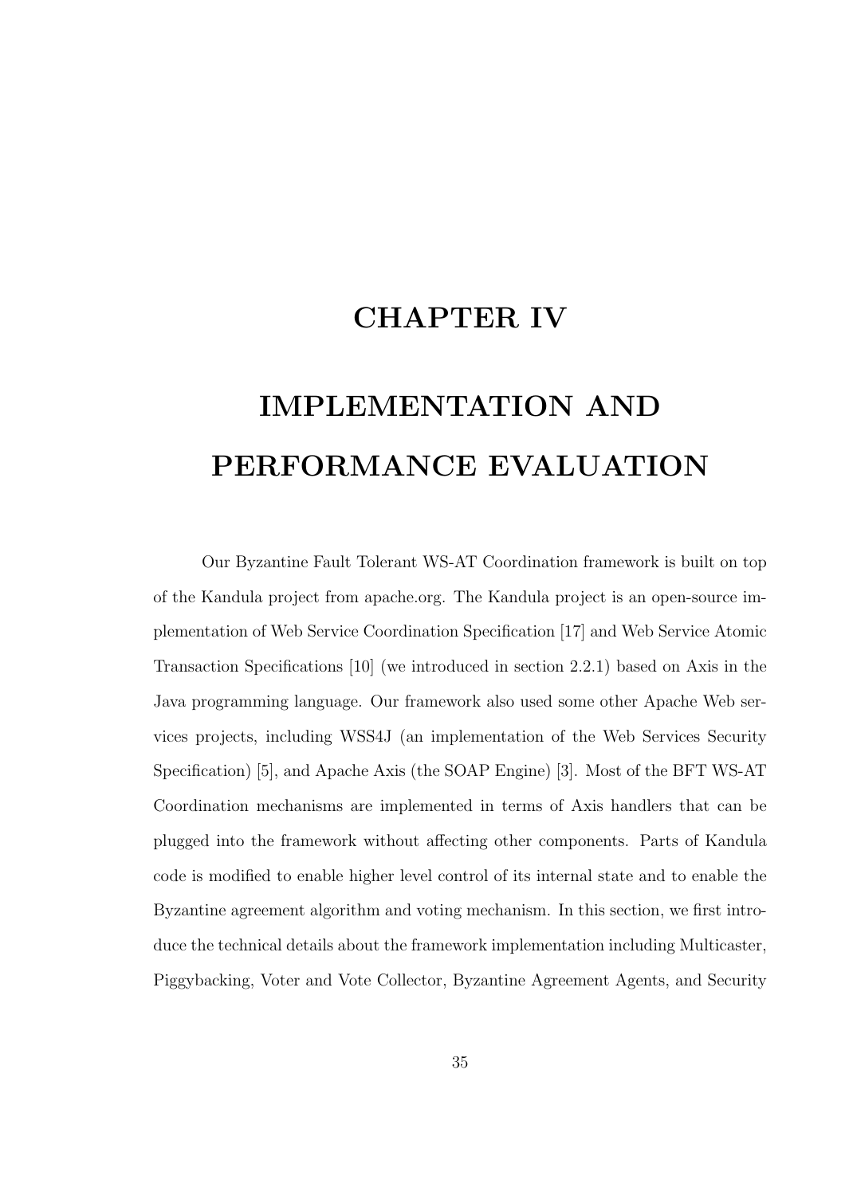# CHAPTER IV

# IMPLEMENTATION AND PERFORMANCE EVALUATION

Our Byzantine Fault Tolerant WS-AT Coordination framework is built on top of the Kandula project from apache.org. The Kandula project is an open-source implementation of Web Service Coordination Specification [17] and Web Service Atomic Transaction Specifications [10] (we introduced in section 2.2.1) based on Axis in the Java programming language. Our framework also used some other Apache Web services projects, including WSS4J (an implementation of the Web Services Security Specification) [5], and Apache Axis (the SOAP Engine) [3]. Most of the BFT WS-AT Coordination mechanisms are implemented in terms of Axis handlers that can be plugged into the framework without affecting other components. Parts of Kandula code is modified to enable higher level control of its internal state and to enable the Byzantine agreement algorithm and voting mechanism. In this section, we first introduce the technical details about the framework implementation including Multicaster, Piggybacking, Voter and Vote Collector, Byzantine Agreement Agents, and Security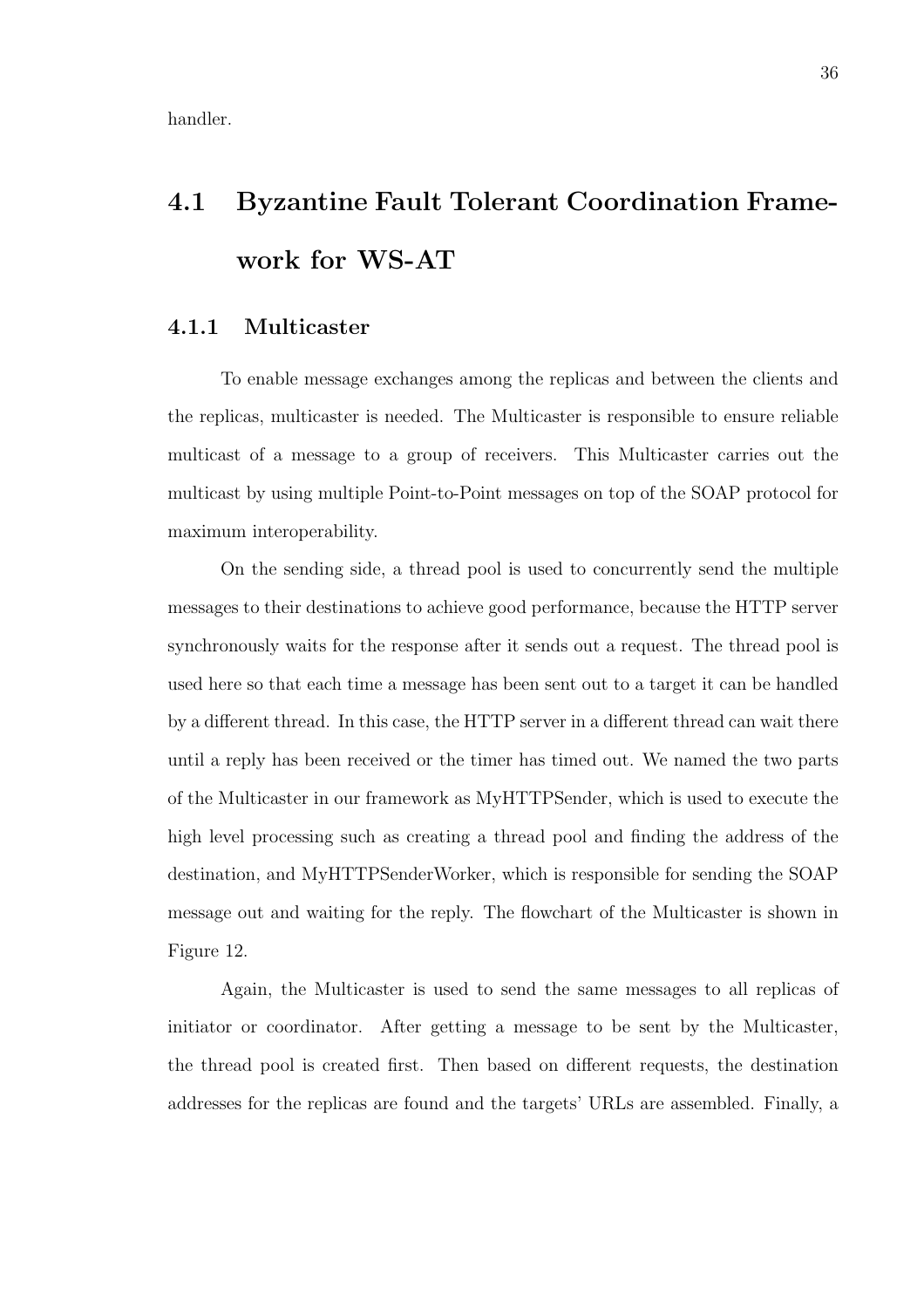handler.

## 4.1 Byzantine Fault Tolerant Coordination Framework for WS-AT

### 4.1.1 Multicaster

To enable message exchanges among the replicas and between the clients and the replicas, multicaster is needed. The Multicaster is responsible to ensure reliable multicast of a message to a group of receivers. This Multicaster carries out the multicast by using multiple Point-to-Point messages on top of the SOAP protocol for maximum interoperability.

On the sending side, a thread pool is used to concurrently send the multiple messages to their destinations to achieve good performance, because the HTTP server synchronously waits for the response after it sends out a request. The thread pool is used here so that each time a message has been sent out to a target it can be handled by a different thread. In this case, the HTTP server in a different thread can wait there until a reply has been received or the timer has timed out. We named the two parts of the Multicaster in our framework as MyHTTPSender, which is used to execute the high level processing such as creating a thread pool and finding the address of the destination, and MyHTTPSenderWorker, which is responsible for sending the SOAP message out and waiting for the reply. The flowchart of the Multicaster is shown in Figure 12.

Again, the Multicaster is used to send the same messages to all replicas of initiator or coordinator. After getting a message to be sent by the Multicaster, the thread pool is created first. Then based on different requests, the destination addresses for the replicas are found and the targets' URLs are assembled. Finally, a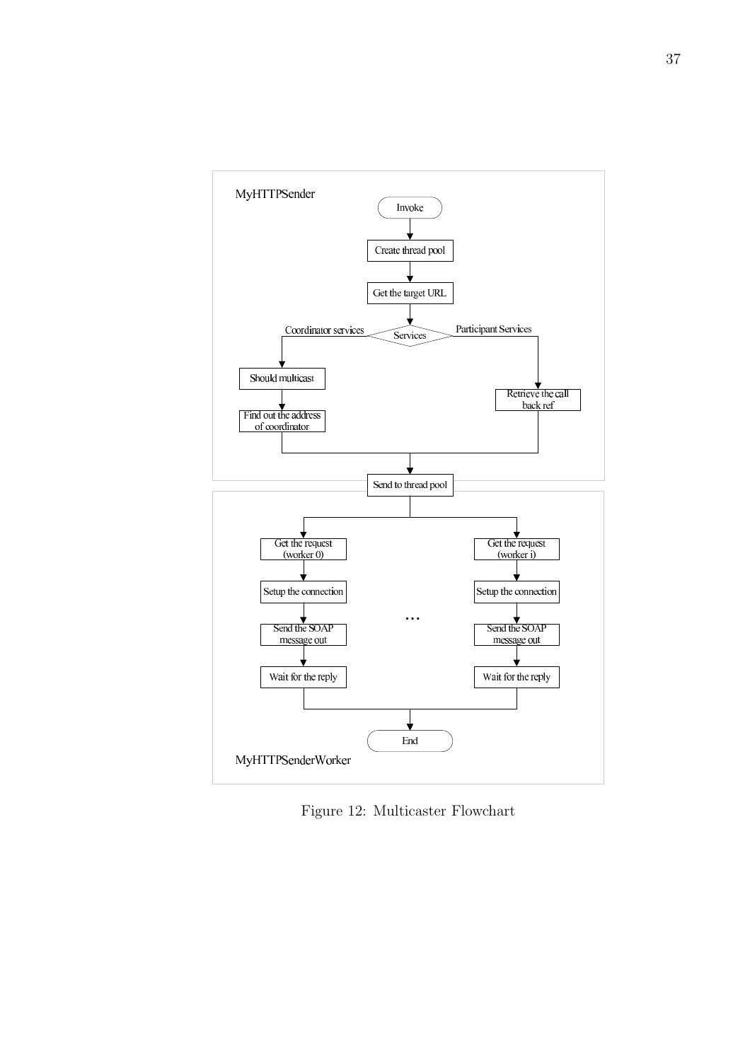Figure 12: Multicaster Flowchart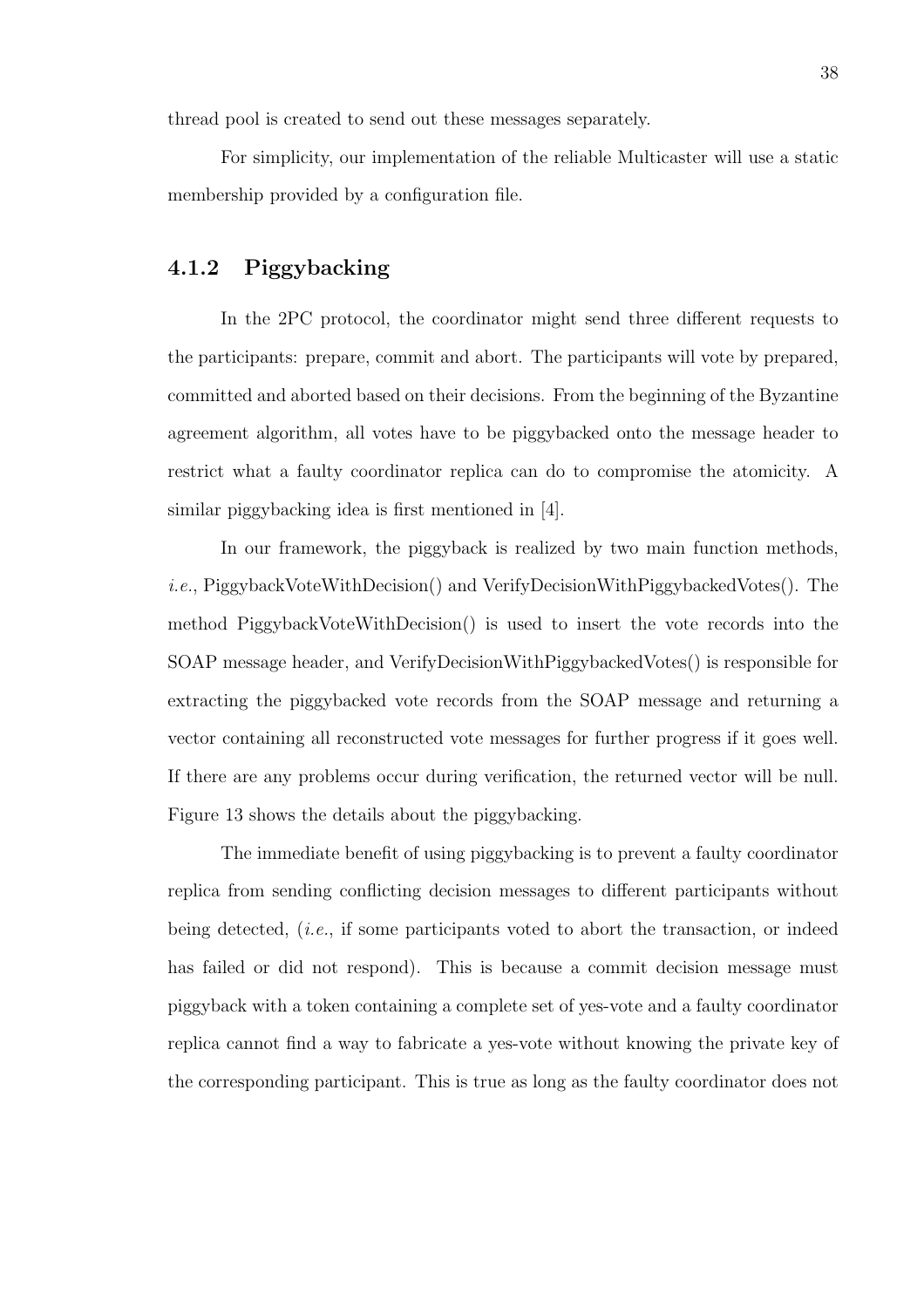thread pool is created to send out these messages separately.

For simplicity, our implementation of the reliable Multicaster will use a static membership provided by a configuration file.

### 4.1.2 Piggybacking

In the 2PC protocol, the coordinator might send three different requests to the participants: prepare, commit and abort. The participants will vote by prepared, committed and aborted based on their decisions. From the beginning of the Byzantine agreement algorithm, all votes have to be piggybacked onto the message header to restrict what a faulty coordinator replica can do to compromise the atomicity. A similar piggybacking idea is first mentioned in [4].

In our framework, the piggyback is realized by two main function methods, *i.e.*, PiggybackVoteWithDecision() and VerifyDecisionWithPiggybackedVotes(). The method PiggybackVoteWithDecision() is used to insert the vote records into the SOAP message header, and VerifyDecisionWithPiggybackedVotes() is responsible for extracting the piggybacked vote records from the SOAP message and returning a vector containing all reconstructed vote messages for further progress if it goes well. If there are any problems occur during verification, the returned vector will be null. Figure 13 shows the details about the piggybacking.

The immediate benefit of using piggybacking is to prevent a faulty coordinator replica from sending conflicting decision messages to different participants without being detected, (*i.e.*, if some participants voted to abort the transaction, or indeed has failed or did not respond). This is because a commit decision message must piggyback with a token containing a complete set of yes-vote and a faulty coordinator replica cannot find a way to fabricate a yes-vote without knowing the private key of the corresponding participant. This is true as long as the faulty coordinator does not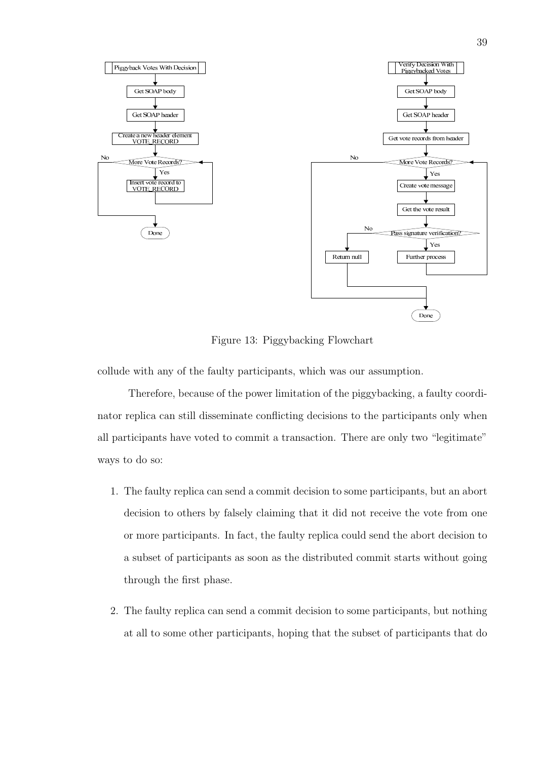Figure 13: Piggybacking Flowchart

collude with any of the faulty participants, which was our assumption.

Therefore, because of the power limitation of the piggybacking, a faulty coordinator replica can still disseminate conflicting decisions to the participants only when all participants have voted to commit a transaction. There are only two "legitimate" ways to do so:

1. The faulty replica can send a commit decision to some participants, but an abort decision to others by falsely claiming that it did not receive the vote from one or more participants. In fact, the faulty replica could send the abort decision to a subset of participants as soon as the distributed commit starts without going through the first phase.

2. The faulty replica can send a commit decision to some participants, but nothing at all to some other participants, hoping that the subset of participants that do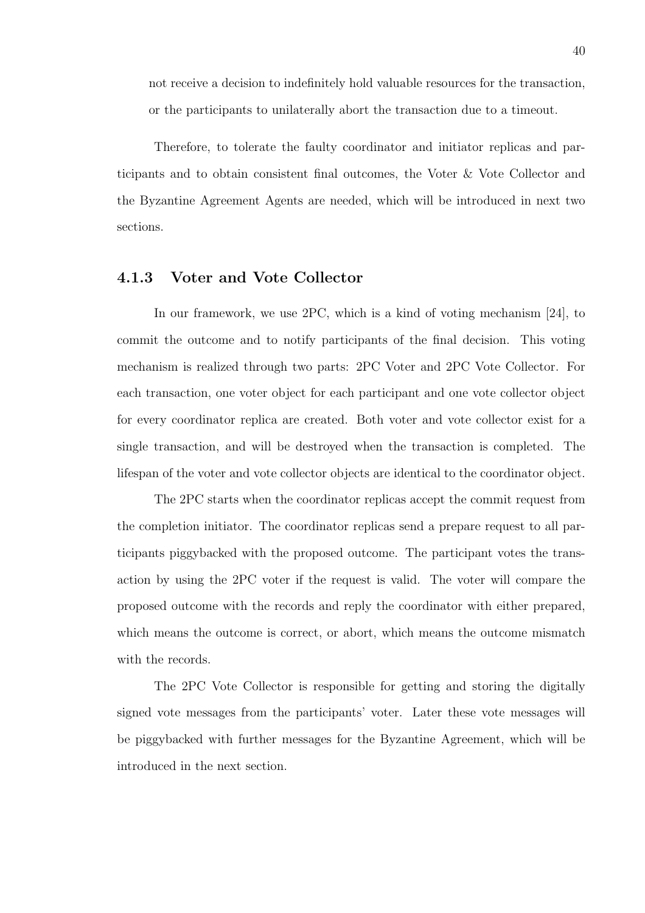not receive a decision to indefinitely hold valuable resources for the transaction, or the participants to unilaterally abort the transaction due to a timeout.

Therefore, to tolerate the faulty coordinator and initiator replicas and participants and to obtain consistent final outcomes, the Voter & Vote Collector and the Byzantine Agreement Agents are needed, which will be introduced in next two sections.

### 4.1.3 Voter and Vote Collector

In our framework, we use 2PC, which is a kind of voting mechanism [24], to commit the outcome and to notify participants of the final decision. This voting mechanism is realized through two parts: 2PC Voter and 2PC Vote Collector. For each transaction, one voter object for each participant and one vote collector object for every coordinator replica are created. Both voter and vote collector exist for a single transaction, and will be destroyed when the transaction is completed. The lifespan of the voter and vote collector objects are identical to the coordinator object.

The 2PC starts when the coordinator replicas accept the commit request from the completion initiator. The coordinator replicas send a prepare request to all participants piggybacked with the proposed outcome. The participant votes the transaction by using the 2PC voter if the request is valid. The voter will compare the proposed outcome with the records and reply the coordinator with either prepared, which means the outcome is correct, or abort, which means the outcome mismatch with the records.

The 2PC Vote Collector is responsible for getting and storing the digitally signed vote messages from the participants' voter. Later these vote messages will be piggybacked with further messages for the Byzantine Agreement, which will be introduced in the next section.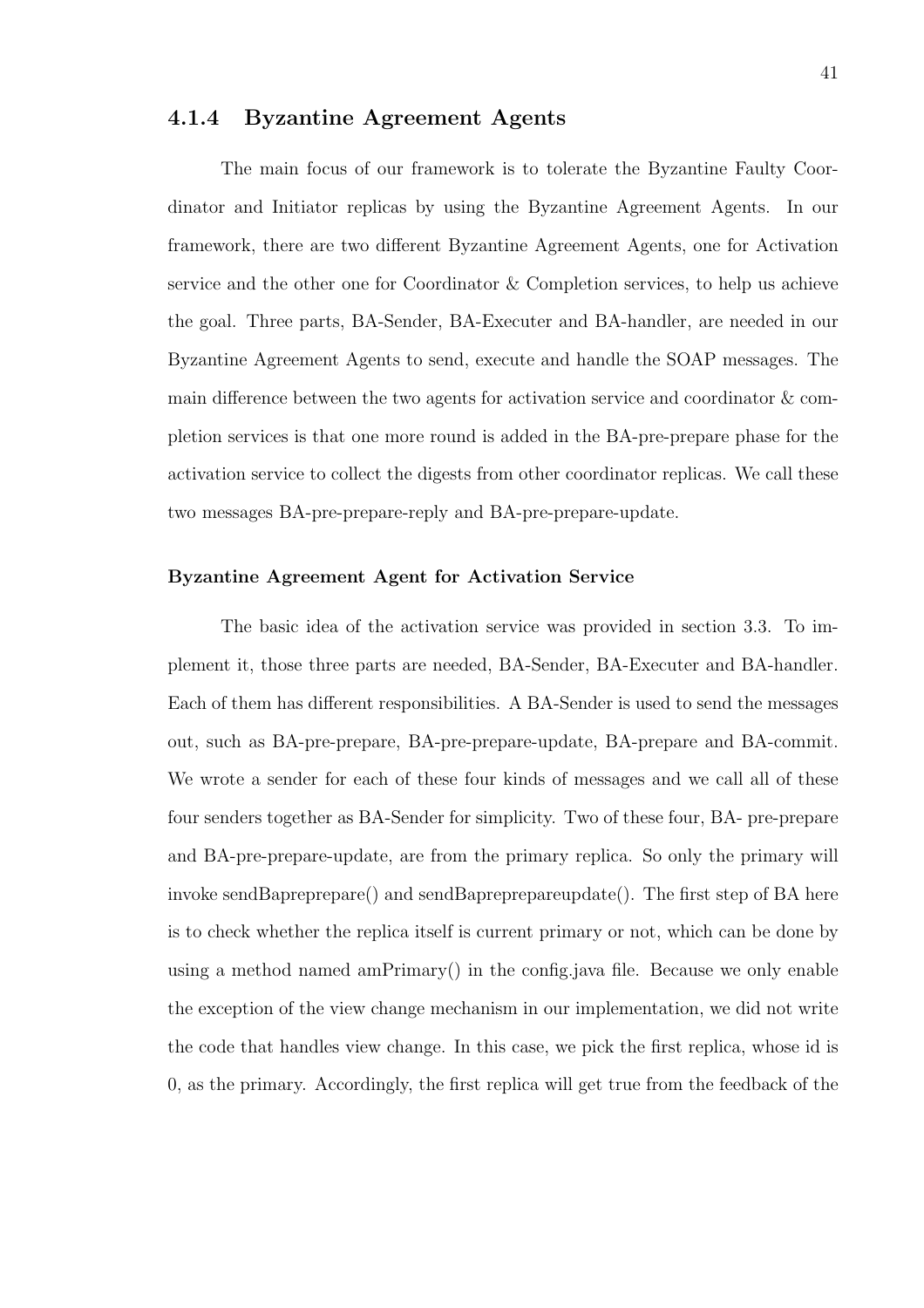### 4.1.4 Byzantine Agreement Agents

The main focus of our framework is to tolerate the Byzantine Faulty Coordinator and Initiator replicas by using the Byzantine Agreement Agents. In our framework, there are two different Byzantine Agreement Agents, one for Activation service and the other one for Coordinator & Completion services, to help us achieve the goal. Three parts, BA-Sender, BA-Executer and BA-handler, are needed in our Byzantine Agreement Agents to send, execute and handle the SOAP messages. The main difference between the two agents for activation service and coordinator & completion services is that one more round is added in the BA-pre-prepare phase for the activation service to collect the digests from other coordinator replicas. We call these two messages BA-pre-prepare-reply and BA-pre-prepare-update.

#### Byzantine Agreement Agent for Activation Service

The basic idea of the activation service was provided in section 3.3. To implement it, those three parts are needed, BA-Sender, BA-Executer and BA-handler. Each of them has different responsibilities. A BA-Sender is used to send the messages out, such as BA-pre-prepare, BA-pre-prepare-update, BA-prepare and BA-commit. We wrote a sender for each of these four kinds of messages and we call all of these four senders together as BA-Sender for simplicity. Two of these four, BA- pre-prepare and BA-pre-prepare-update, are from the primary replica. So only the primary will invoke sendBapreprepare() and sendBaprepreparеupdate(). The first step of BA here is to check whether the replica itself is current primary or not, which can be done by using a method named amPrimary() in the config.java file. Because we only enable the exception of the view change mechanism in our implementation, we did not write the code that handles view change. In this case, we pick the first replica, whose id is 0, as the primary. Accordingly, the first replica will get true from the feedback of the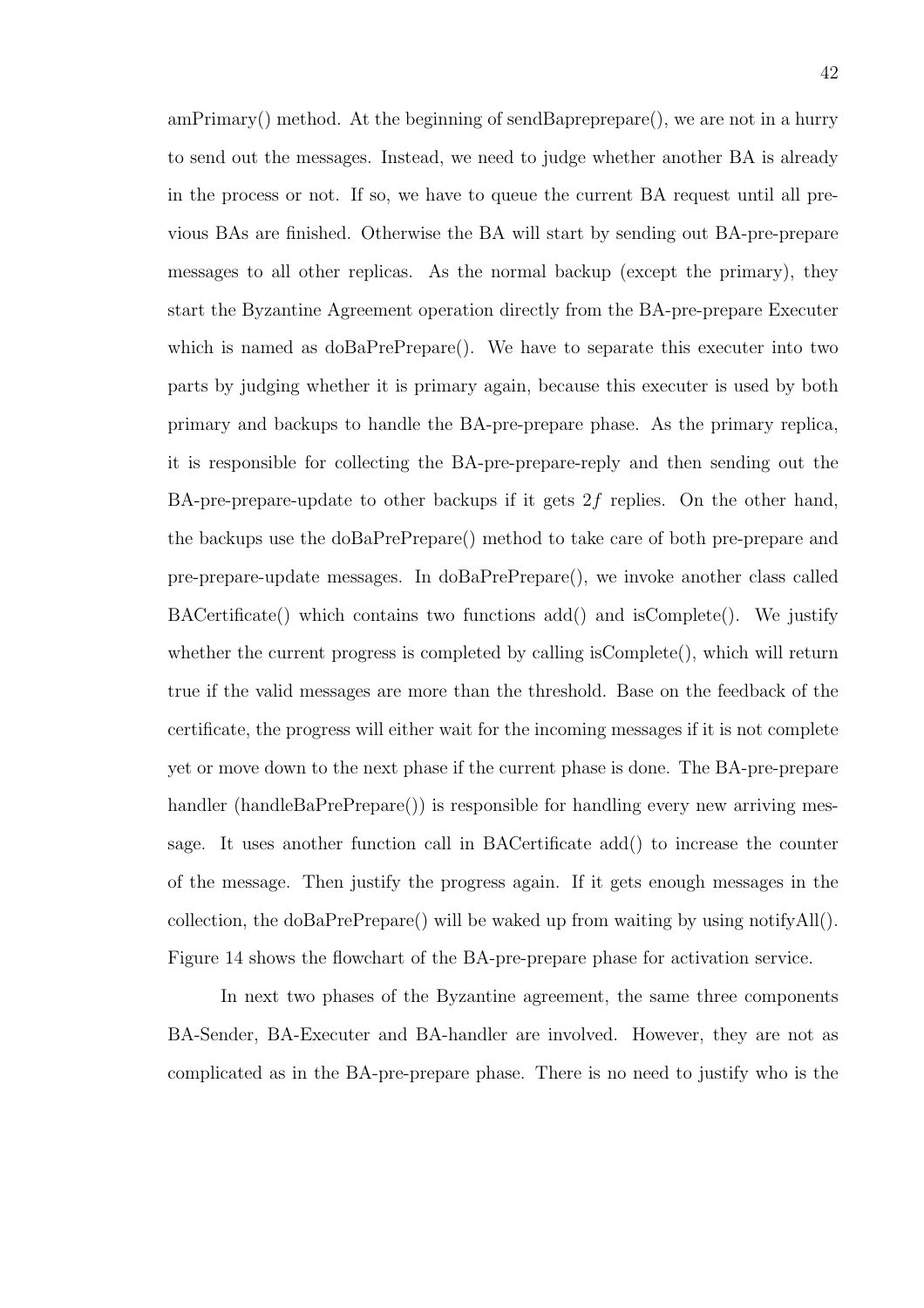amPrimary() method. At the beginning of sendBapreprepare(), we are not in a hurry to send out the messages. Instead, we need to judge whether another BA is already in the process or not. If so, we have to queue the current BA request until all previous BAs are finished. Otherwise the BA will start by sending out BA-pre-prepare messages to all other replicas. As the normal backup (except the primary), they start the Byzantine Agreement operation directly from the BA-pre-prepare Executer which is named as doBaPrePrepare(). We have to separate this executer into two parts by judging whether it is primary again, because this executer is used by both primary and backups to handle the BA-pre-prepare phase. As the primary replica, it is responsible for collecting the BA-pre-prepare-reply and then sending out the BA-pre-prepare-update to other backups if it gets $2f$ replies. On the other hand, the backups use the doBaPrePrepare() method to take care of both pre-prepare and pre-prepare-update messages. In doBaPrePrepare(), we invoke another class called BACertificate() which contains two functions add() and isComplete(). We justify whether the current progress is completed by calling isComplete(), which will return true if the valid messages are more than the threshold. Base on the feedback of the certificate, the progress will either wait for the incoming messages if it is not complete yet or move down to the next phase if the current phase is done. The BA-pre-prepare handler (handleBaPrePrepare()) is responsible for handling every new arriving message. It uses another function call in BACertificate add() to increase the counter of the message. Then justify the progress again. If it gets enough messages in the collection, the doBaPrePrepare() will be waked up from waiting by using notifyAll(). Figure 14 shows the flowchart of the BA-pre-prepare phase for activation service.

In next two phases of the Byzantine agreement, the same three components BA-Sender, BA-Executer and BA-handler are involved. However, they are not as complicated as in the BA-pre-prepare phase. There is no need to justify who is the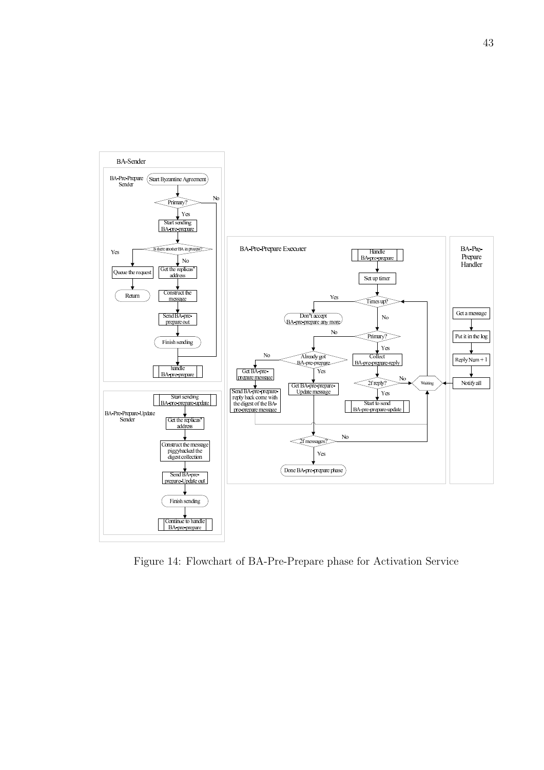Figure 14: Flowchart of BA-Pre-Prepare phase for Activation Service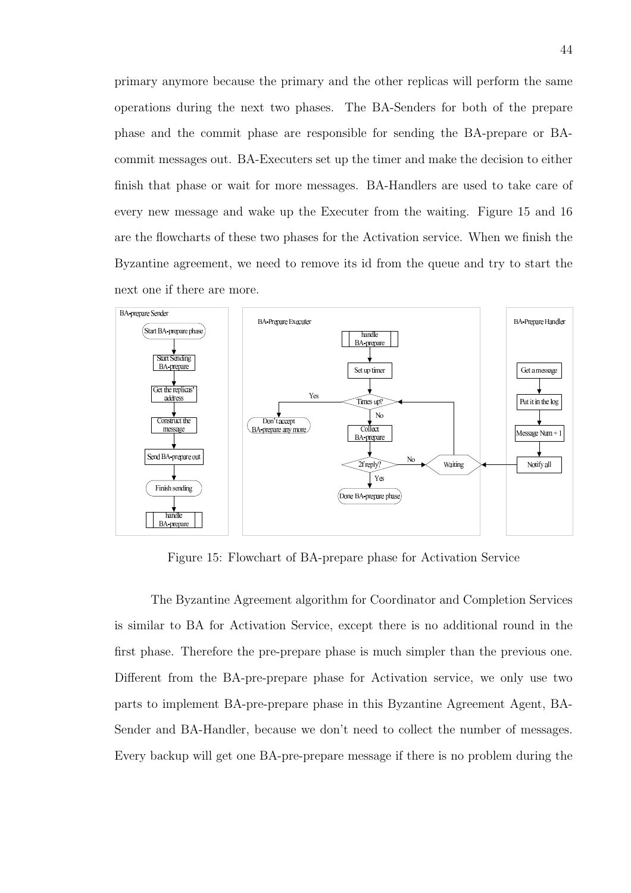primary anymore because the primary and the other replicas will perform the same operations during the next two phases. The BA-Senders for both of the prepare phase and the commit phase are responsible for sending the BA-prepare or BA-commit messages out. BA-Executers set up the timer and make the decision to either finish that phase or wait for more messages. BA-Handlers are used to take care of every new message and wake up the Executer from the waiting. Figure 15 and 16 are the flowcharts of these two phases for the Activation service. When we finish the Byzantine agreement, we need to remove its id from the queue and try to start the next one if there are more.

Figure 15: Flowchart of BA-prepare phase for Activation Service

The Byzantine Agreement algorithm for Coordinator and Completion Services is similar to BA for Activation Service, except there is no additional round in the first phase. Therefore the pre-prepare phase is much simpler than the previous one. Different from the BA-pre-prepare phase for Activation service, we only use two parts to implement BA-pre-prepare phase in this Byzantine Agreement Agent, BA-Sender and BA-Handler, because we don't need to collect the number of messages. Every backup will get one BA-pre-prepare message if there is no problem during the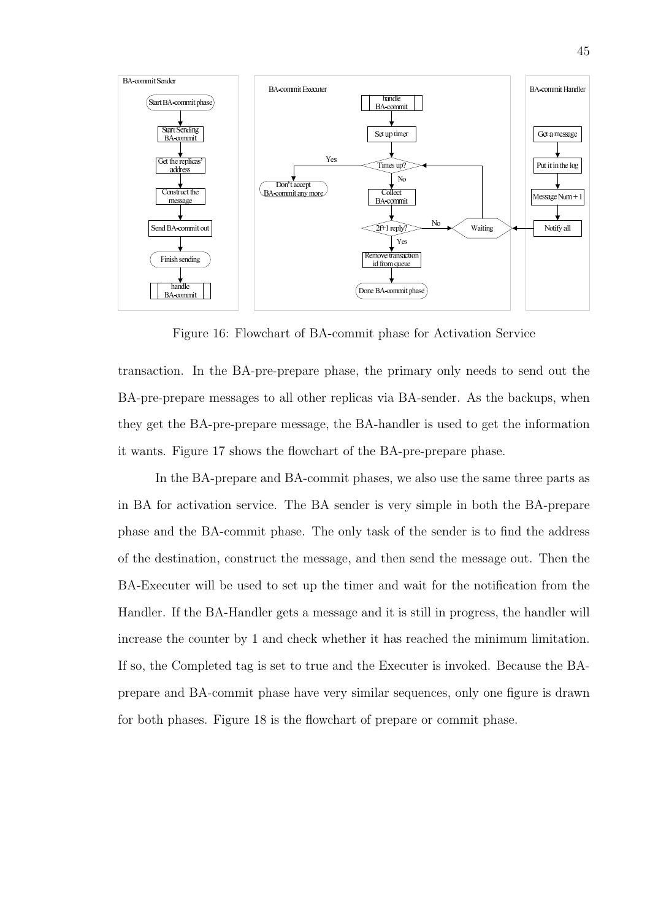Figure 16: Flowchart of BA-commit phase for Activation Service

transaction. In the BA-pre-prepare phase, the primary only needs to send out the BA-pre-prepare messages to all other replicas via BA-sender. As the backups, when they get the BA-pre-prepare message, the BA-handler is used to get the information it wants. Figure 17 shows the flowchart of the BA-pre-prepare phase.

In the BA-prepare and BA-commit phases, we also use the same three parts as in BA for activation service. The BA sender is very simple in both the BA-prepare phase and the BA-commit phase. The only task of the sender is to find the address of the destination, construct the message, and then send the message out. Then the BA-Executer will be used to set up the timer and wait for the notification from the Handler. If the BA-Handler gets a message and it is still in progress, the handler will increase the counter by 1 and check whether it has reached the minimum limitation. If so, the Completed tag is set to true and the Executer is invoked. Because the BA-prepare and BA-commit phase have very similar sequences, only one figure is drawn for both phases. Figure 18 is the flowchart of prepare or commit phase.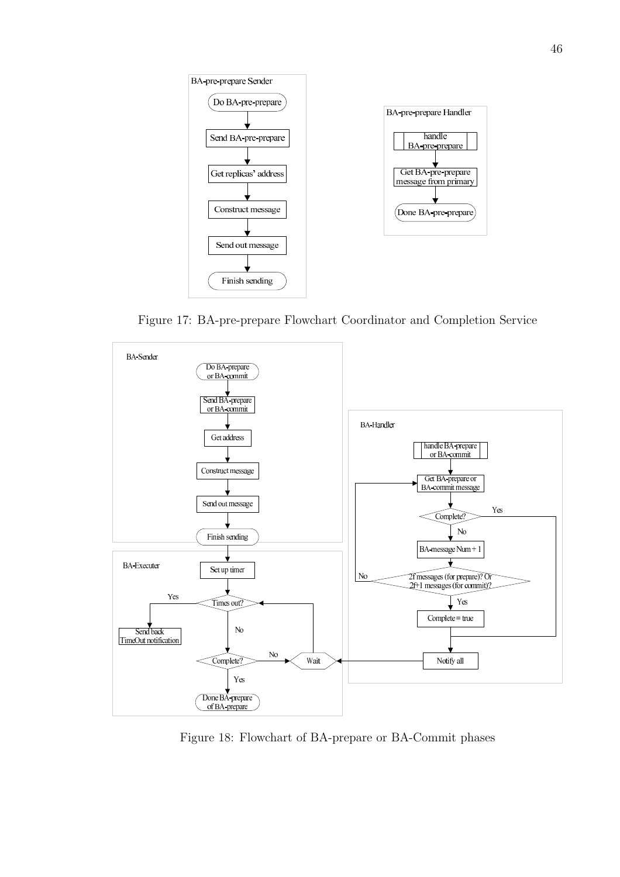Figure 17: BA-pre-prepare Flowchart Coordinator and Completion Service

Figure 18: Flowchart of BA-prepare or BA-Commit phases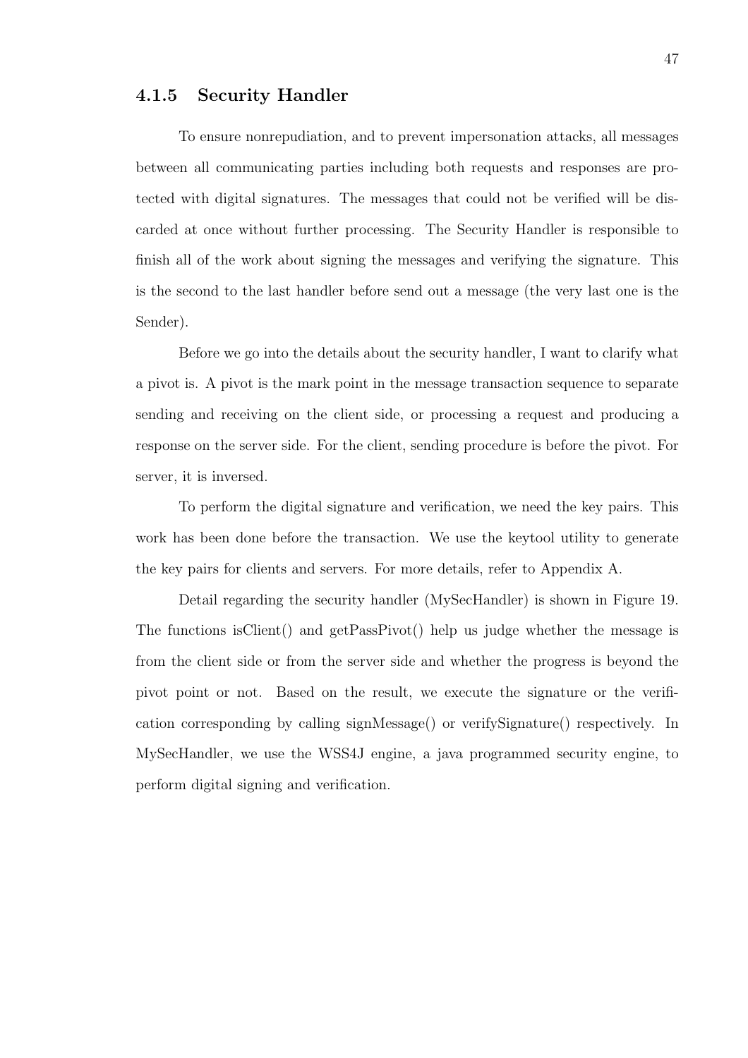### 4.1.5 Security Handler

To ensure nonrepudiation, and to prevent impersonation attacks, all messages between all communicating parties including both requests and responses are protected with digital signatures. The messages that could not be verified will be discarded at once without further processing. The Security Handler is responsible to finish all of the work about signing the messages and verifying the signature. This is the second to the last handler before send out a message (the very last one is the Sender).

Before we go into the details about the security handler, I want to clarify what a pivot is. A pivot is the mark point in the message transaction sequence to separate sending and receiving on the client side, or processing a request and producing a response on the server side. For the client, sending procedure is before the pivot. For server, it is inversed.

To perform the digital signature and verification, we need the key pairs. This work has been done before the transaction. We use the keytool utility to generate the key pairs for clients and servers. For more details, refer to Appendix A.

Detail regarding the security handler (MySecHandler) is shown in Figure 19. The functions isClient() and getPassPivot() help us judge whether the message is from the client side or from the server side and whether the progress is beyond the pivot point or not. Based on the result, we execute the signature or the verification corresponding by calling signMessage() or verifySignature() respectively. In MySecHandler, we use the WSS4J engine, a java programmed security engine, to perform digital signing and verification.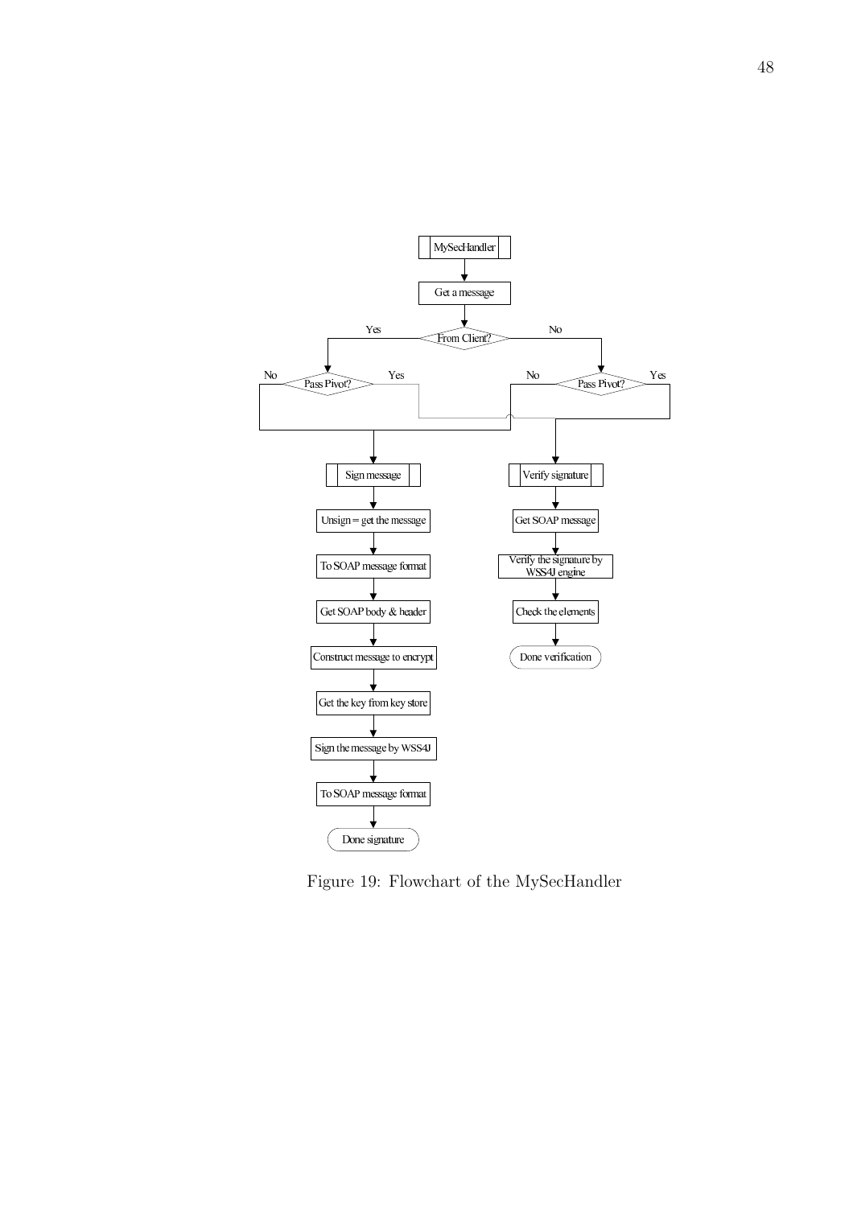Figure 19: Flowchart of the MySecHandler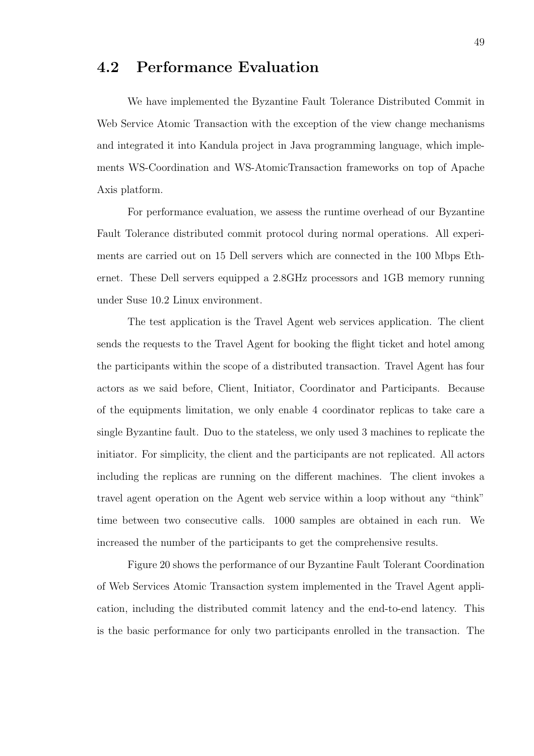## 4.2 Performance Evaluation

We have implemented the Byzantine Fault Tolerance Distributed Commit in Web Service Atomic Transaction with the exception of the view change mechanisms and integrated it into Kandula project in Java programming language, which implements WS-Coordination and WS-AtomicTransaction frameworks on top of Apache Axis platform.

For performance evaluation, we assess the runtime overhead of our Byzantine Fault Tolerance distributed commit protocol during normal operations. All experiments are carried out on 15 Dell servers which are connected in the 100 Mbps Ethernet. These Dell servers equipped a 2.8GHz processors and 1GB memory running under Suse 10.2 Linux environment.

The test application is the Travel Agent web services application. The client sends the requests to the Travel Agent for booking the flight ticket and hotel among the participants within the scope of a distributed transaction. Travel Agent has four actors as we said before, Client, Initiator, Coordinator and Participants. Because of the equipments limitation, we only enable 4 coordinator replicas to take care a single Byzantine fault. Duo to the stateless, we only used 3 machines to replicate the initiator. For simplicity, the client and the participants are not replicated. All actors including the replicas are running on the different machines. The client invokes a travel agent operation on the Agent web service within a loop without any "think" time between two consecutive calls. 1000 samples are obtained in each run. We increased the number of the participants to get the comprehensive results.

Figure 20 shows the performance of our Byzantine Fault Tolerant Coordination of Web Services Atomic Transaction system implemented in the Travel Agent application, including the distributed commit latency and the end-to-end latency. This is the basic performance for only two participants enrolled in the transaction. The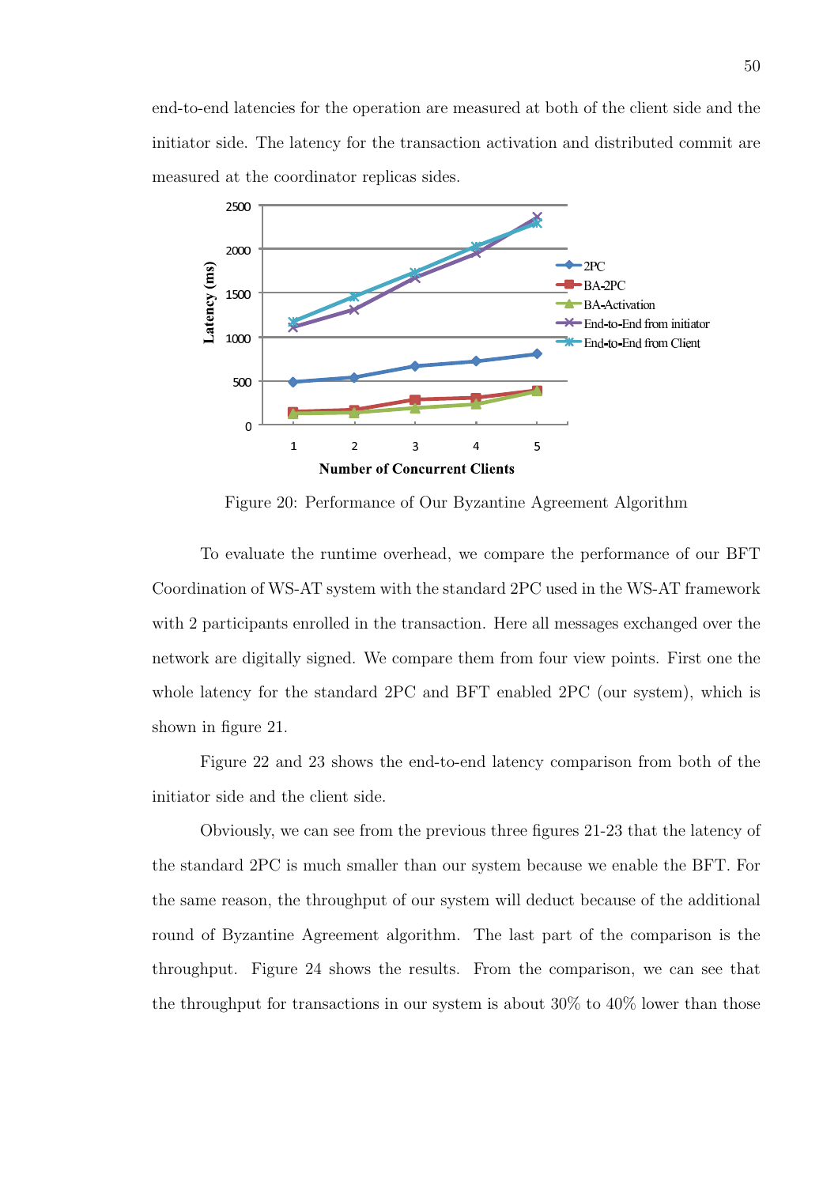end-to-end latencies for the operation are measured at both of the client side and the initiator side. The latency for the transaction activation and distributed commit are measured at the coordinator replicas sides.

Figure 20: Performance of Our Byzantine Agreement Algorithm

To evaluate the runtime overhead, we compare the performance of our BFT Coordination of WS-AT system with the standard 2PC used in the WS-AT framework with 2 participants enrolled in the transaction. Here all messages exchanged over the network are digitally signed. We compare them from four view points. First one the whole latency for the standard 2PC and BFT enabled 2PC (our system), which is shown in figure 21.

Figure 22 and 23 shows the end-to-end latency comparison from both of the initiator side and the client side.

Obviously, we can see from the previous three figures 21-23 that the latency of the standard 2PC is much smaller than our system because we enable the BFT. For the same reason, the throughput of our system will deduct because of the additional round of Byzantine Agreement algorithm. The last part of the comparison is the throughput. Figure 24 shows the results. From the comparison, we can see that the throughput for transactions in our system is about 30% to 40% lower than those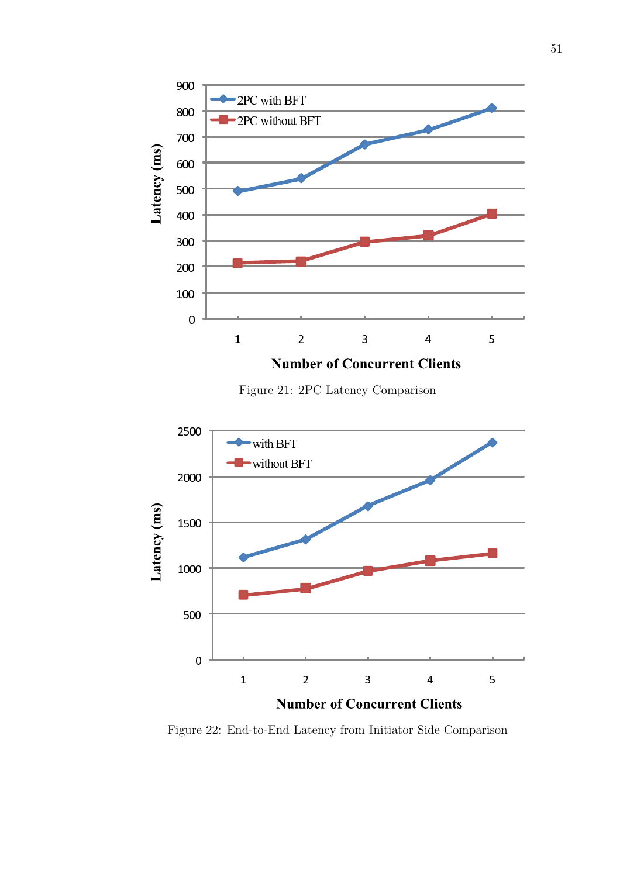Figure 21: 2PC Latency Comparison

Figure 22: End-to-End Latency from Initiator Side Comparison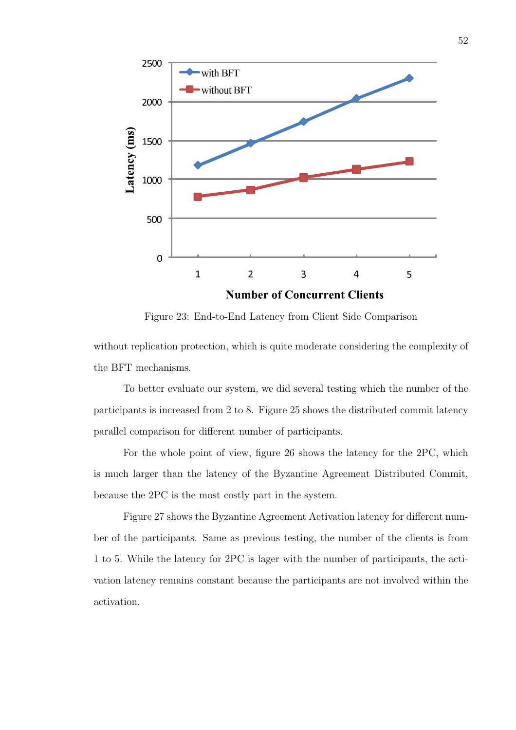Figure 23: End-to-End Latency from Client Side Comparison

without replication protection, which is quite moderate considering the complexity of the BFT mechanisms.

To better evaluate our system, we did several testing which the number of the participants is increased from 2 to 8. Figure 25 shows the distributed commit latency parallel comparison for different number of participants.

For the whole point of view, figure 26 shows the latency for the 2PC, which is much larger than the latency of the Byzantine Agreement Distributed Commit, because the 2PC is the most costly part in the system.

Figure 27 shows the Byzantine Agreement Activation latency for different number of the participants. Same as previous testing, the number of the clients is from 1 to 5. While the latency for 2PC is lager with the number of participants, the activation latency remains constant because the participants are not involved within the activation.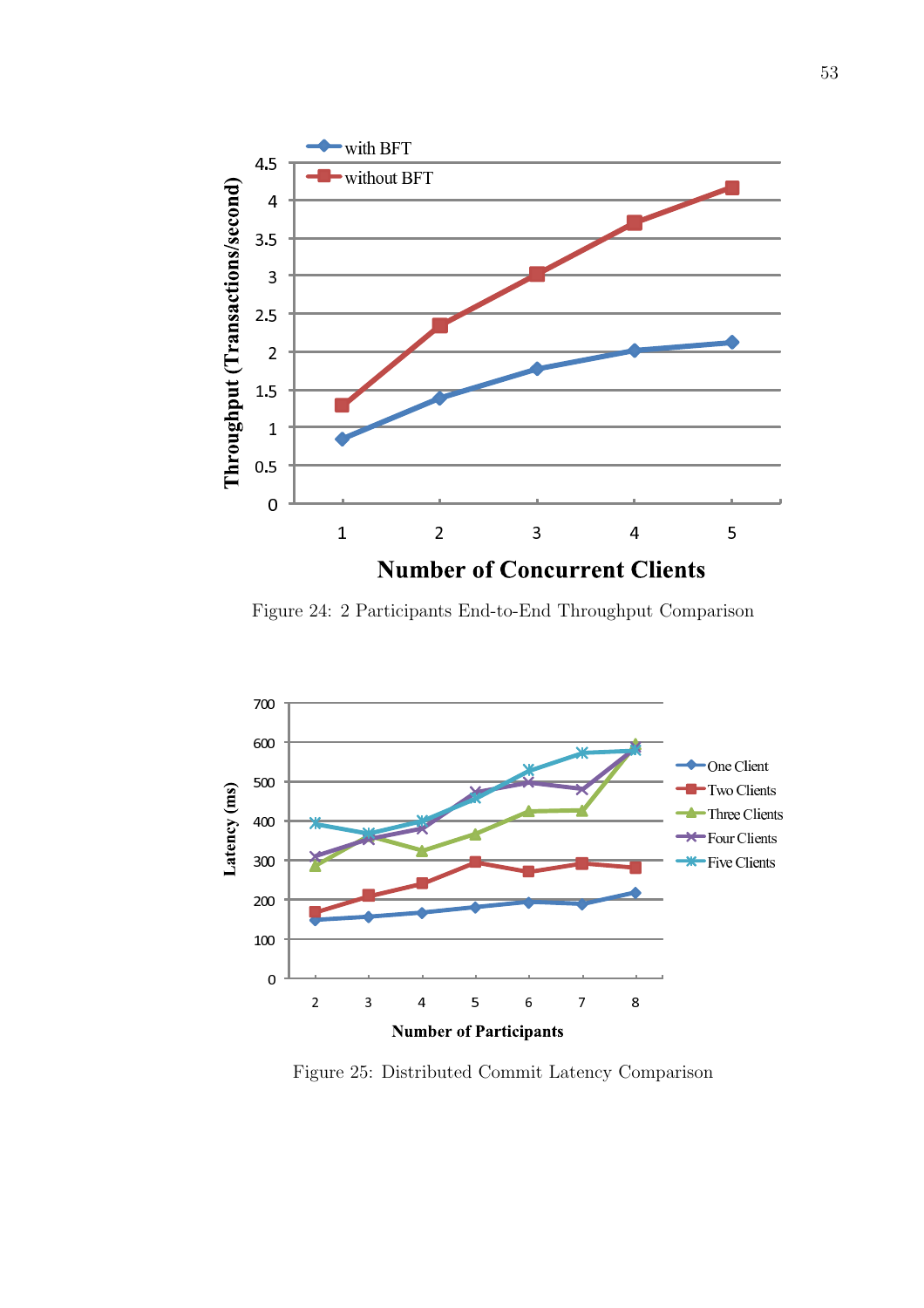Figure 24: 2 Participants End-to-End Throughput Comparison

Figure 25: Distributed Commit Latency Comparison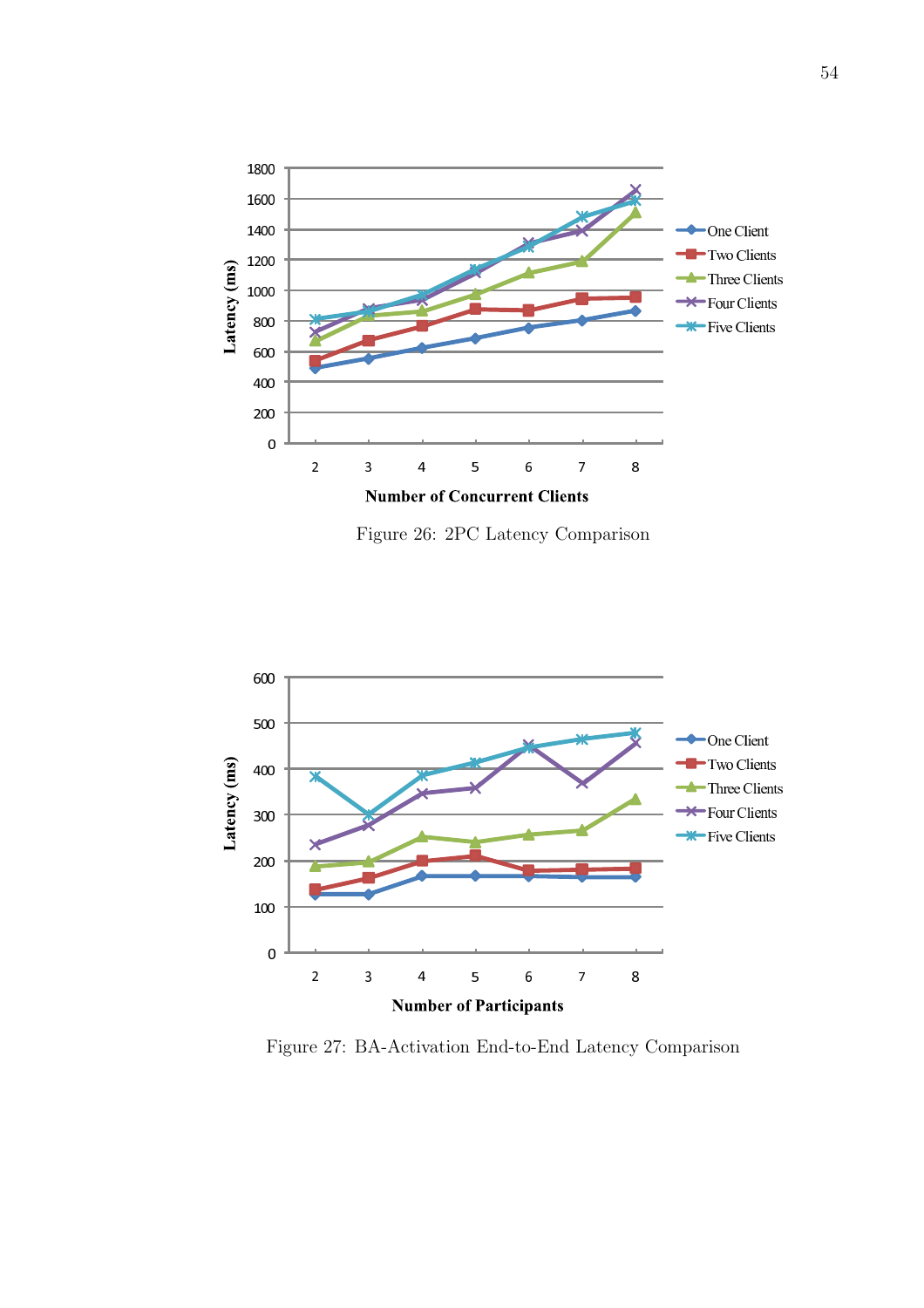Figure 26: 2PC Latency Comparison

Figure 27: BA-Activation End-to-End Latency Comparison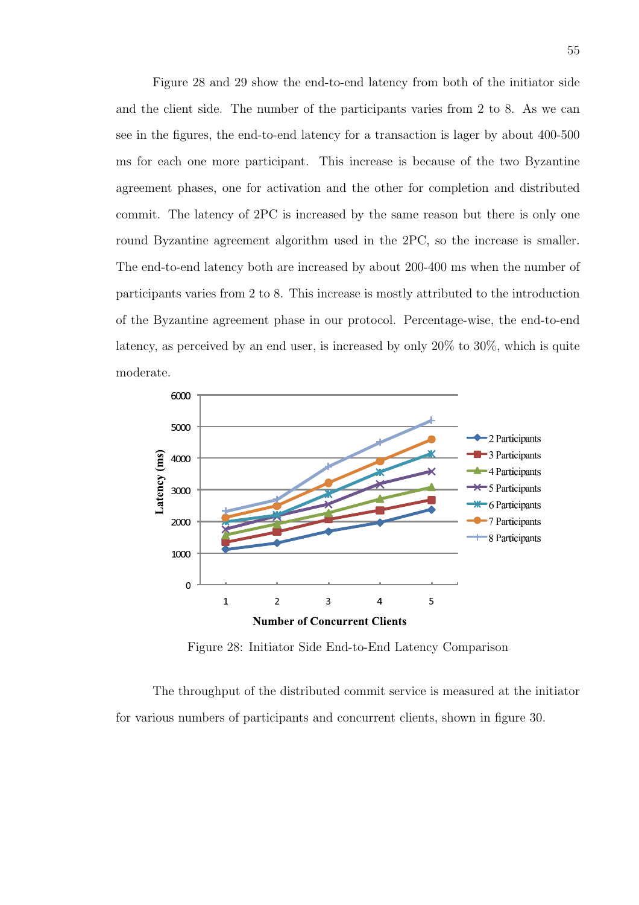Figure 28 and 29 show the end-to-end latency from both of the initiator side and the client side. The number of the participants varies from 2 to 8. As we can see in the figures, the end-to-end latency for a transaction is lager by about 400-500 ms for each one more participant. This increase is because of the two Byzantine agreement phases, one for activation and the other for completion and distributed commit. The latency of 2PC is increased by the same reason but there is only one round Byzantine agreement algorithm used in the 2PC, so the increase is smaller. The end-to-end latency both are increased by about 200-400 ms when the number of participants varies from 2 to 8. This increase is mostly attributed to the introduction of the Byzantine agreement phase in our protocol. Percentage-wise, the end-to-end latency, as perceived by an end user, is increased by only 20% to 30%, which is quite moderate.

Figure 28: Initiator Side End-to-End Latency Comparison

The throughput of the distributed commit service is measured at the initiator for various numbers of participants and concurrent clients, shown in figure 30.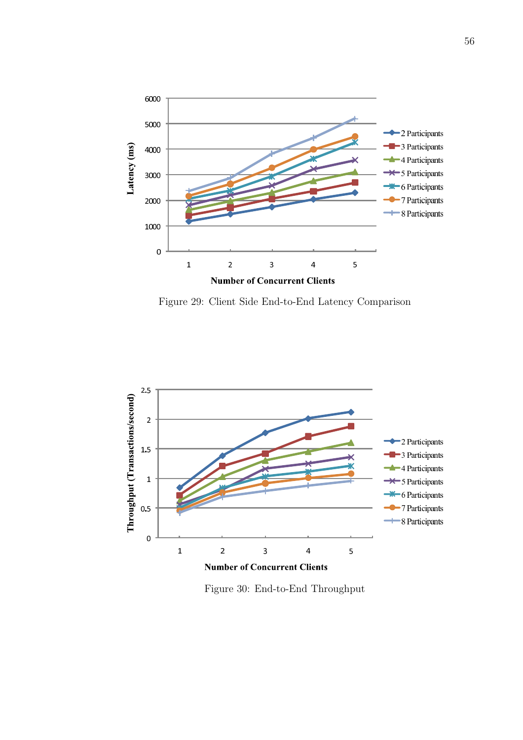Figure 29: Client Side End-to-End Latency Comparison

Figure 30: End-to-End Throughput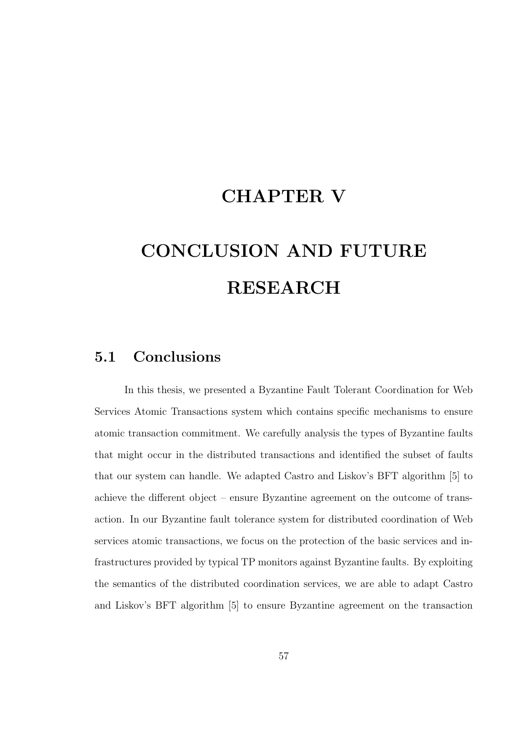# CHAPTER V

# CONCLUSION AND FUTURE RESEARCH

## 5.1 Conclusions

In this thesis, we presented a Byzantine Fault Tolerant Coordination for Web Services Atomic Transactions system which contains specific mechanisms to ensure atomic transaction commitment. We carefully analysis the types of Byzantine faults that might occur in the distributed transactions and identified the subset of faults that our system can handle. We adapted Castro and Liskov's BFT algorithm [5] to achieve the different object – ensure Byzantine agreement on the outcome of transaction. In our Byzantine fault tolerance system for distributed coordination of Web services atomic transactions, we focus on the protection of the basic services and infrastructures provided by typical TP monitors against Byzantine faults. By exploiting the semantics of the distributed coordination services, we are able to adapt Castro and Liskov's BFT algorithm [5] to ensure Byzantine agreement on the transaction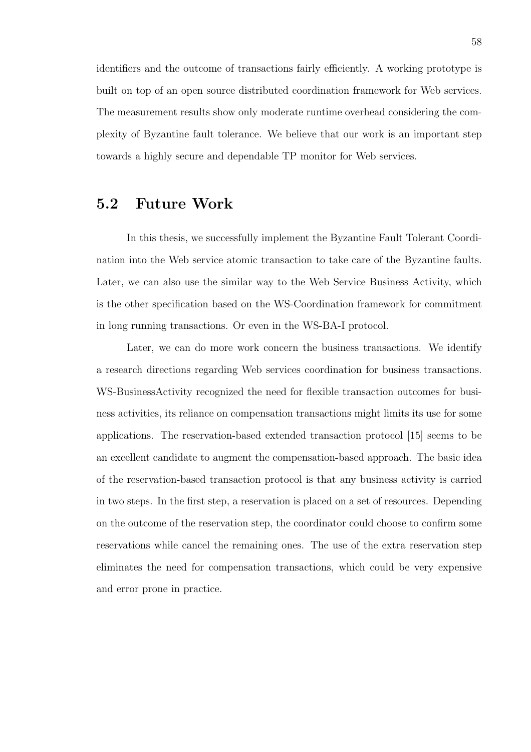identifiers and the outcome of transactions fairly efficiently. A working prototype is built on top of an open source distributed coordination framework for Web services. The measurement results show only moderate runtime overhead considering the complexity of Byzantine fault tolerance. We believe that our work is an important step towards a highly secure and dependable TP monitor for Web services.

## 5.2 Future Work

In this thesis, we successfully implement the Byzantine Fault Tolerant Coordination into the Web service atomic transaction to take care of the Byzantine faults. Later, we can also use the similar way to the Web Service Business Activity, which is the other specification based on the WS-Coordination framework for commitment in long running transactions. Or even in the WS-BA-I protocol.

Later, we can do more work concern the business transactions. We identify a research directions regarding Web services coordination for business transactions. WS-BusinessActivity recognized the need for flexible transaction outcomes for business activities, its reliance on compensation transactions might limits its use for some applications. The reservation-based extended transaction protocol [15] seems to be an excellent candidate to augment the compensation-based approach. The basic idea of the reservation-based transaction protocol is that any business activity is carried in two steps. In the first step, a reservation is placed on a set of resources. Depending on the outcome of the reservation step, the coordinator could choose to confirm some reservations while cancel the remaining ones. The use of the extra reservation step eliminates the need for compensation transactions, which could be very expensive and error prone in practice.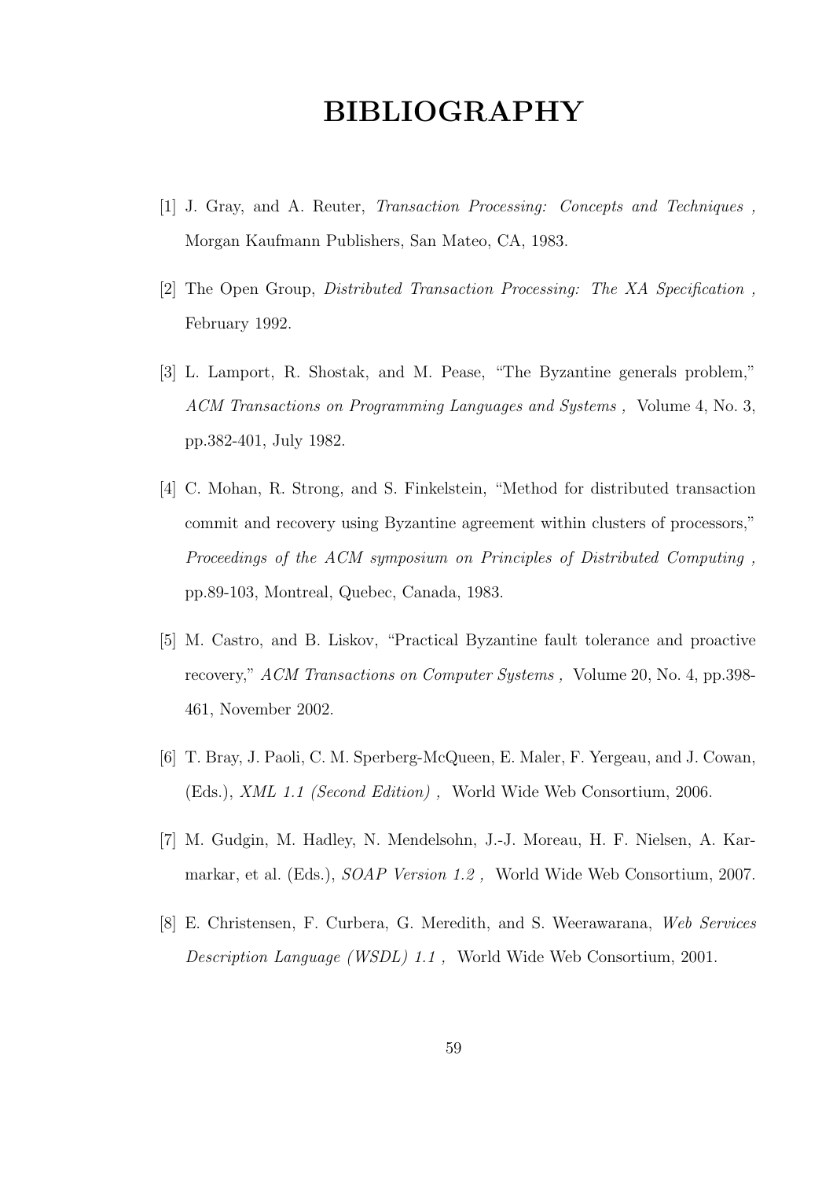# BIBLIOGRAPHY

[1] J. Gray, and A. Reuter, *Transaction Processing: Concepts and Techniques* , Morgan Kaufmann Publishers, San Mateo, CA, 1983.

[2] The Open Group, *Distributed Transaction Processing: The XA Specification* , February 1992.

[3] L. Lamport, R. Shostak, and M. Pease, "The Byzantine generals problem," *ACM Transactions on Programming Languages and Systems* , Volume 4, No. 3, pp.382-401, July 1982.

[4] C. Mohan, R. Strong, and S. Finkelstein, "Method for distributed transaction commit and recovery using Byzantine agreement within clusters of processors," *Proceedings of the ACM symposium on Principles of Distributed Computing* , pp.89-103, Montreal, Quebec, Canada, 1983.

[5] M. Castro, and B. Liskov, "Practical Byzantine fault tolerance and proactive recovery," *ACM Transactions on Computer Systems* , Volume 20, No. 4, pp.398-461, November 2002.

[6] T. Bray, J. Paoli, C. M. Sperberg-McQueen, E. Maler, F. Yergeau, and J. Cowan, (Eds.), *XML 1.1 (Second Edition)* , World Wide Web Consortium, 2006.

[7] M. Gudgin, M. Hadley, N. Mendelsohn, J.-J. Moreau, H. F. Nielsen, A. Karmarkar, et al. (Eds.), *SOAP Version 1.2* , World Wide Web Consortium, 2007.

[8] E. Christensen, F. Curbera, G. Meredith, and S. Weerawarana, *Web Services Description Language (WSDL) 1.1* , World Wide Web Consortium, 2001.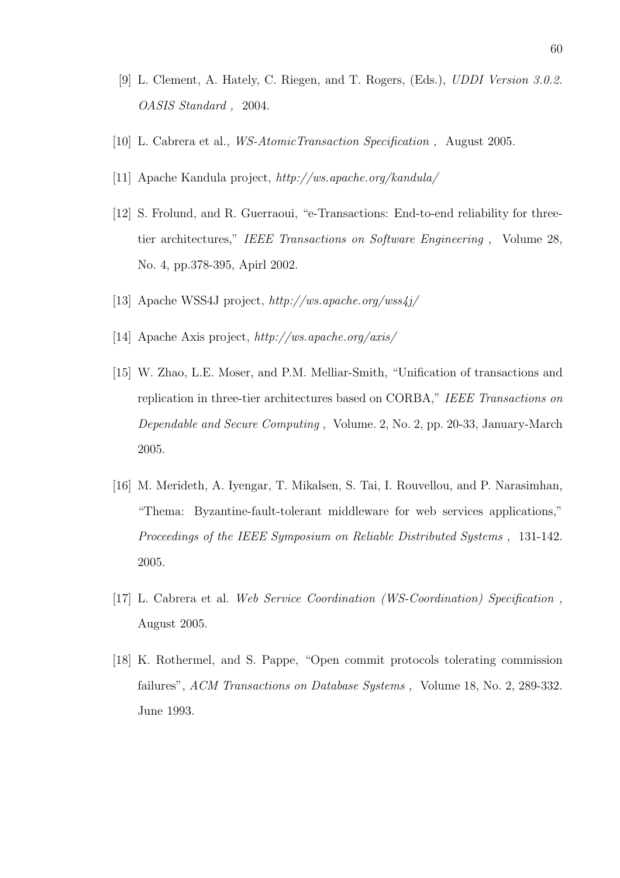[9] L. Clement, A. Hately, C. Riegen, and T. Rogers, (Eds.), *UDDI Version 3.0.2. OASIS Standard ,* 2004.

[10] L. Cabrera et al., *WS-AtomicTransaction Specification ,* August 2005.

[11] Apache Kandula project, *http://ws.apache.org/kandula/*

[12] S. Frolund, and R. Guerraoui, "e-Transactions: End-to-end reliability for three-tier architectures," *IEEE Transactions on Software Engineering ,* Volume 28, No. 4, pp.378-395, Apirl 2002.

[13] Apache WSS4J project, *http://ws.apache.org/wss4j/*

[14] Apache Axis project, *http://ws.apache.org/axis/*

[15] W. Zhao, L.E. Moser, and P.M. Melliar-Smith, "Unification of transactions and replication in three-tier architectures based on CORBA," *IEEE Transactions on Dependable and Secure Computing ,* Volume. 2, No. 2, pp. 20-33, January-March 2005.

[16] M. Merideth, A. Iyengar, T. Mikalsen, S. Tai, I. Rouvellou, and P. Narasimhan, "Thema: Byzantine-fault-tolerant middleware for web services applications," *Proceedings of the IEEE Symposium on Reliable Distributed Systems ,* 131-142. 2005.

[17] L. Cabrera et al. *Web Service Coordination (WS-Coordination) Specification ,* August 2005.

[18] K. Rothermel, and S. Pappe, "Open commit protocols tolerating commission failures", *ACM Transactions on Database Systems ,* Volume 18, No. 2, 289-332. June 1993.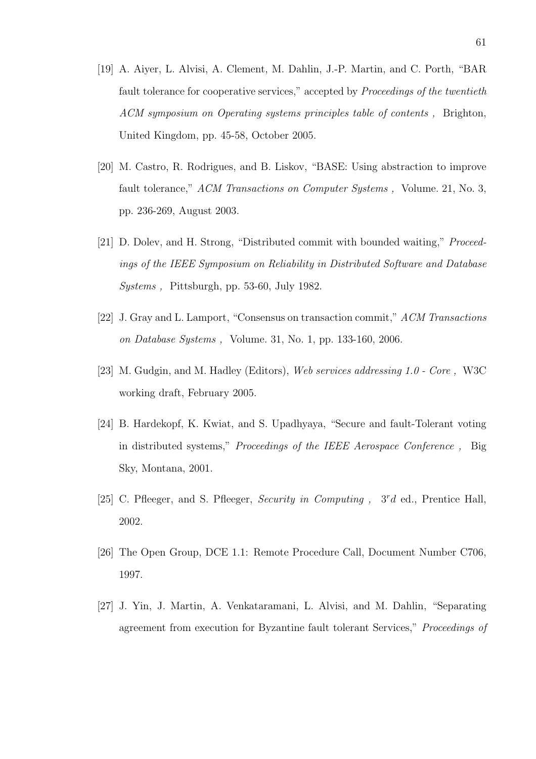[19] A. Aiyer, L. Alvisi, A. Clement, M. Dahlin, J.-P. Martin, and C. Porth, "BAR fault tolerance for cooperative services," accepted by *Proceedings of the twentieth ACM symposium on Operating systems principles table of contents ,* Brighton, United Kingdom, pp. 45-58, October 2005.

[20] M. Castro, R. Rodrigues, and B. Liskov, "BASE: Using abstraction to improve fault tolerance," *ACM Transactions on Computer Systems ,* Volume. 21, No. 3, pp. 236-269, August 2003.

[21] D. Dolev, and H. Strong, "Distributed commit with bounded waiting," *Proceedings of the IEEE Symposium on Reliability in Distributed Software and Database Systems ,* Pittsburgh, pp. 53-60, July 1982.

[22] J. Gray and L. Lamport, "Consensus on transaction commit," *ACM Transactions on Database Systems ,* Volume. 31, No. 1, pp. 133-160, 2006.

[23] M. Gudgin, and M. Hadley (Editors), *Web services addressing 1.0 - Core ,* W3C working draft, February 2005.

[24] B. Hardekopf, K. Kwiat, and S. Upadhyaya, "Secure and fault-Tolerant voting in distributed systems," *Proceedings of the IEEE Aerospace Conference ,* Big Sky, Montana, 2001.

[25] C. Pfleeger, and S. Pfleeger, *Security in Computing ,* $3^rd$ ed., Prentice Hall, 2002.

[26] The Open Group, DCE 1.1: Remote Procedure Call, Document Number C706, 1997.

[27] J. Yin, J. Martin, A. Venkataramani, L. Alvisi, and M. Dahlin, "Separating agreement from execution for Byzantine fault tolerant Services," *Proceedings of*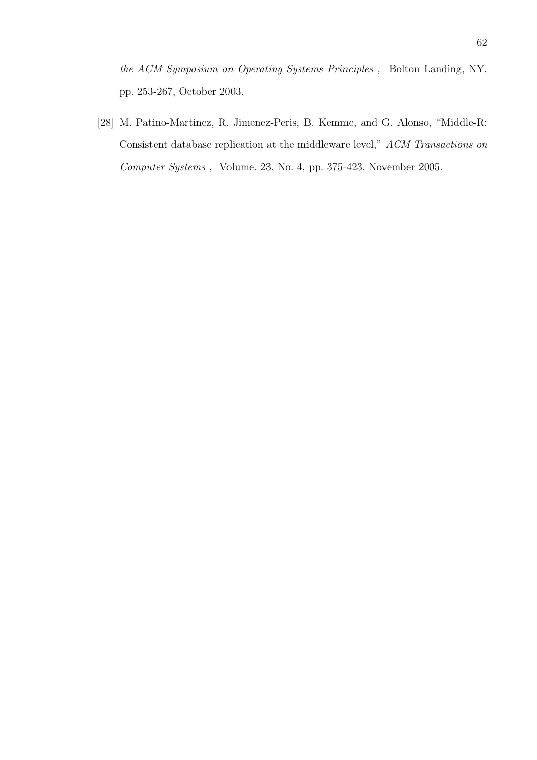*the ACM Symposium on Operating Systems Principles* , Bolton Landing, NY, pp. 253-267, October 2003.

[28] M. Patino-Martinez, R. Jimenez-Peris, B. Kemme, and G. Alonso, "Middle-R: Consistent database replication at the middleware level," *ACM Transactions on Computer Systems* , Volume. 23, No. 4, pp. 375-423, November 2005.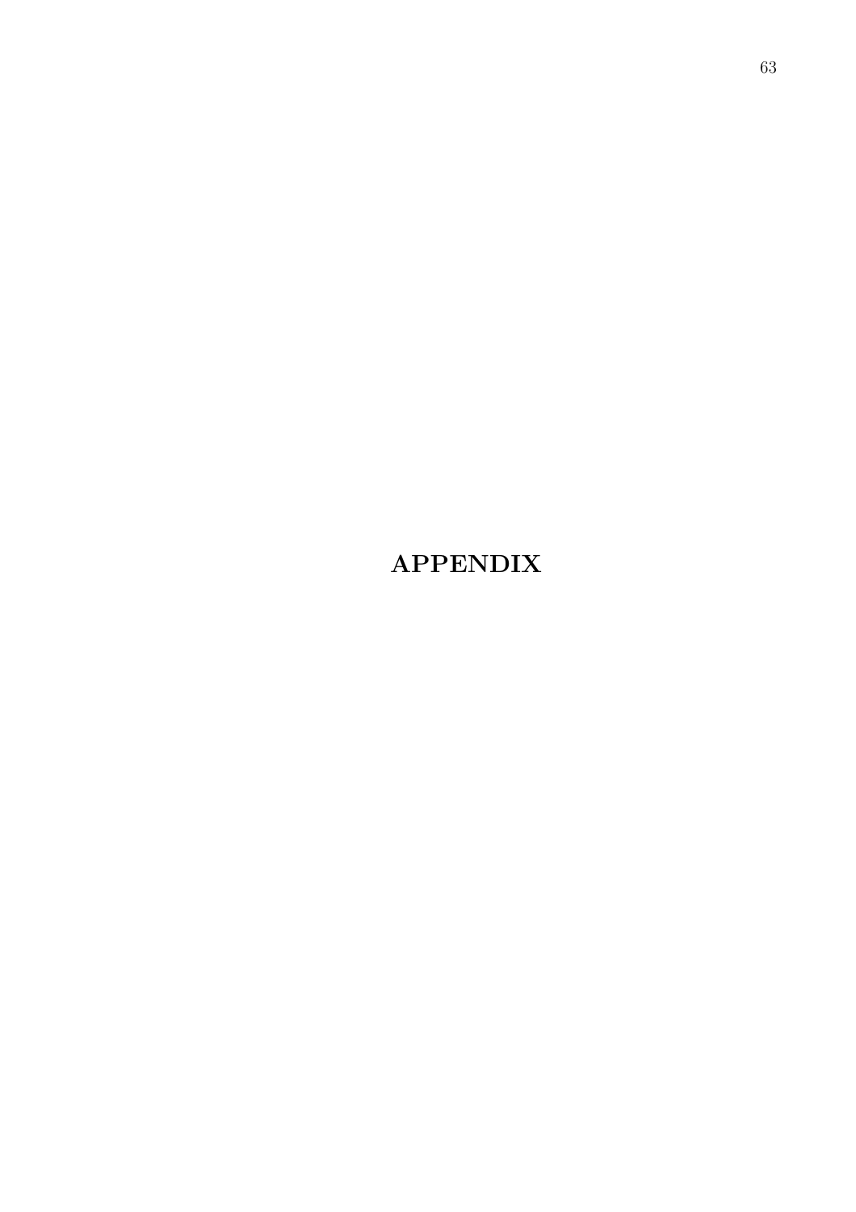# APPENDIX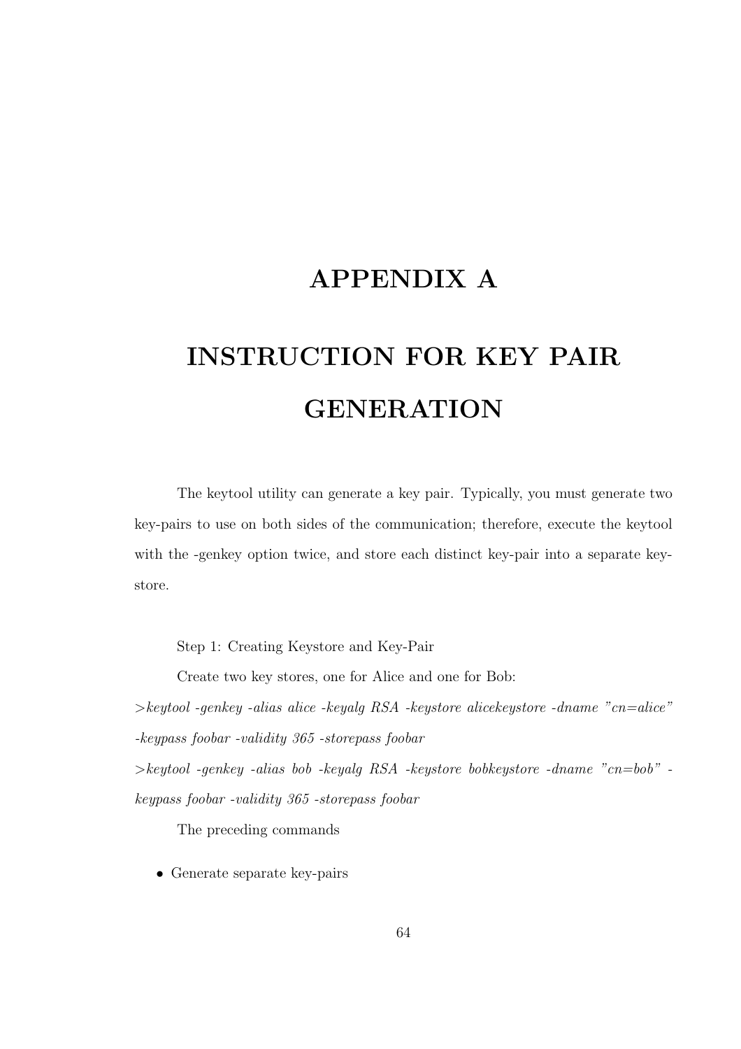# APPENDIX A

# INSTRUCTION FOR KEY PAIR GENERATION

The keytool utility can generate a key pair. Typically, you must generate two key-pairs to use on both sides of the communication; therefore, execute the keytool with the -genkey option twice, and store each distinct key-pair into a separate key-store.

Step 1: Creating Keystore and Key-Pair

Create two key stores, one for Alice and one for Bob:

*>keytool -genkey -alias alice -keyalg RSA -keystore alicekeystore -dname "cn=alice" -keypass foobar -validity 365 -storepass foobar*

*>keytool -genkey -alias bob -keyalg RSA -keystore bobkeystore -dname "cn=bob" -keypass foobar -validity 365 -storepass foobar*

The preceding commands

- Generate separate key-pairs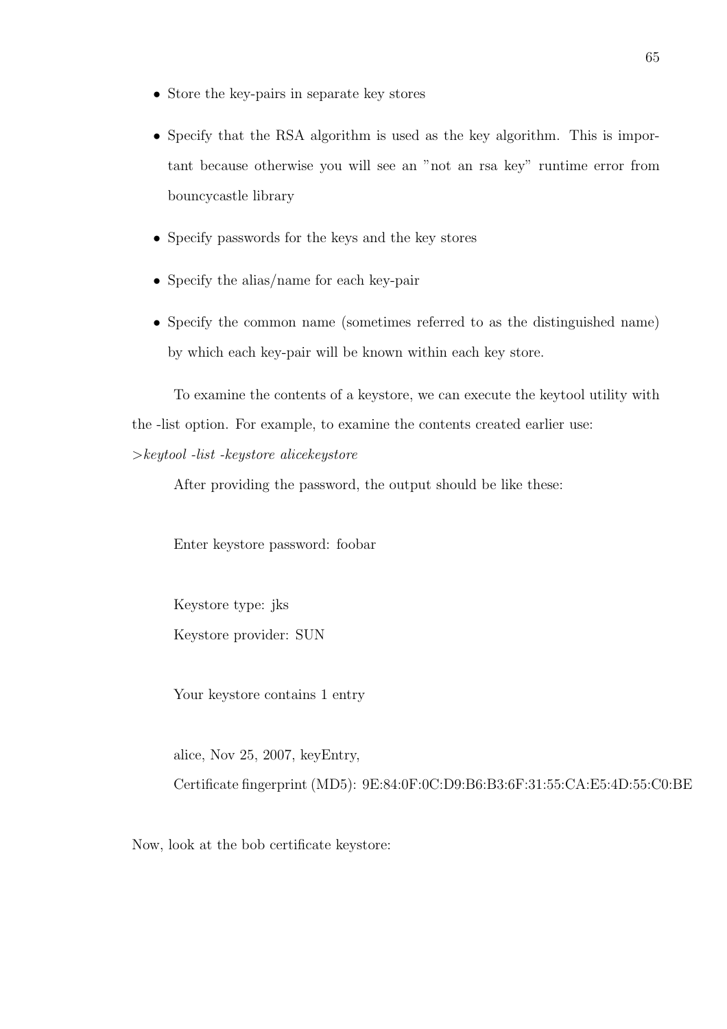- Store the key-pairs in separate key stores
- Specify that the RSA algorithm is used as the key algorithm. This is important because otherwise you will see an "not an rsa key" runtime error from bouncycastle library
- Specify passwords for the keys and the key stores
- Specify the alias/name for each key-pair
- Specify the common name (sometimes referred to as the distinguished name) by which each key-pair will be known within each key store.

To examine the contents of a keystore, we can execute the keytool utility with the -list option. For example, to examine the contents created earlier use:

*>keytool -list -keystore alicekeystore*

After providing the password, the output should be like these:

```
Enter keystore password: foobar

Keystore type: jks
Keystore provider: SUN

Your keystore contains 1 entry

alice, Nov 25, 2007, keyEntry,
Certificate fingerprint (MD5): 9E:84:0F:0C:D9:B6:B3:6F:31:55:CA:E5:4D:55:C0:BE
```

Now, look at the bob certificate keystore: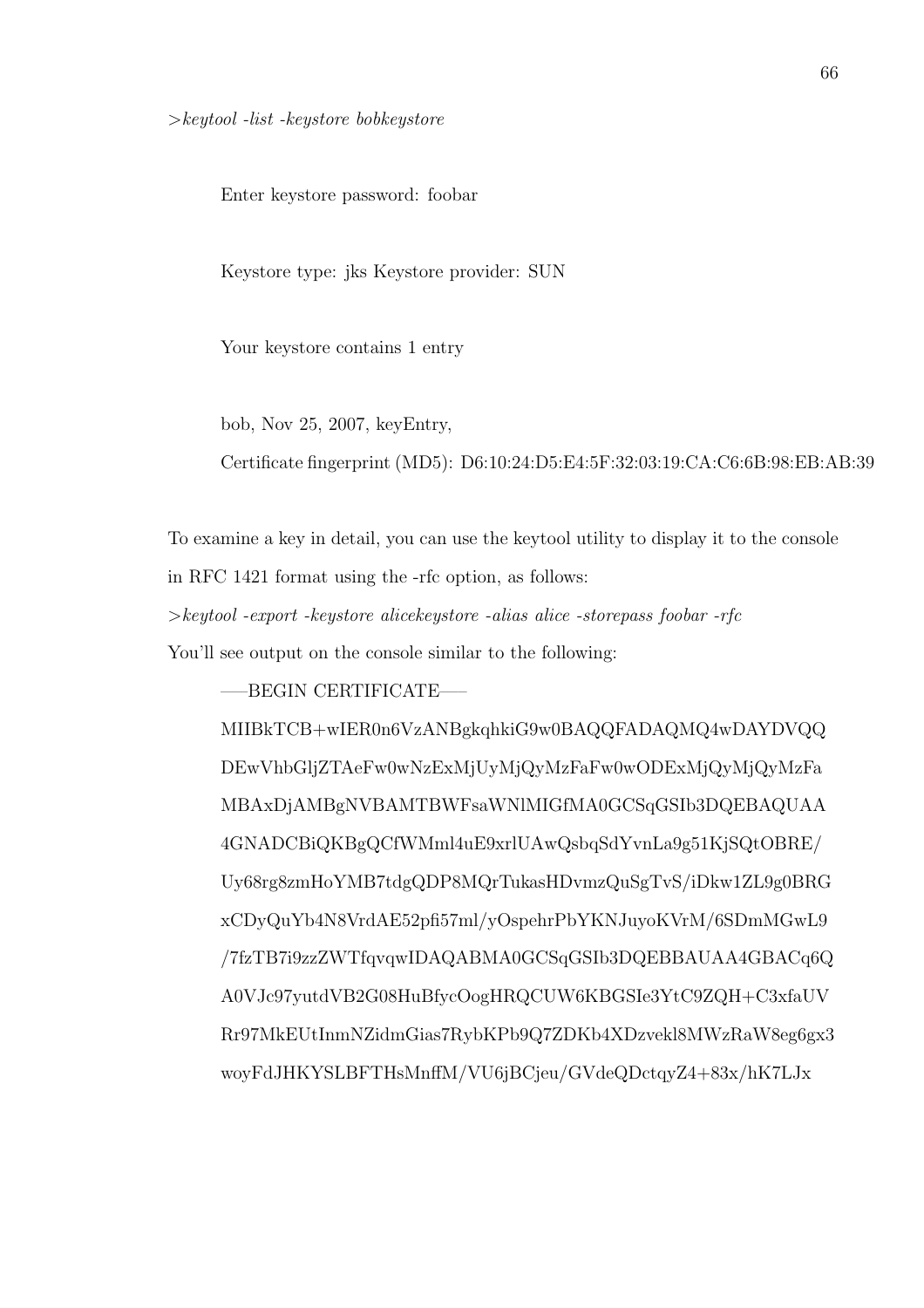*>keytool -list -keystore bobkeystore*

Enter keystore password: foobar

Keystore type: jks Keystore provider: SUN

Your keystore contains 1 entry

bob, Nov 25, 2007, keyEntry,

Certificate fingerprint (MD5): D6:10:24:D5:E4:5F:32:03:19:CA:C6:6B:98:EB:AB:39

To examine a key in detail, you can use the keytool utility to display it to the console in RFC 1421 format using the -rfc option, as follows:

*>keytool -export -keystore alicekeystore -alias alice -storepass foobar -rfc*

You'll see output on the console similar to the following:

```
-----BEGIN CERTIFICATE-----
MIIBkTCB+wIER0n6VzANBgkqhkiG9w0BAQQFADAQMQ4wDAYDVQQ
DEwVhbGljZTAeFw0wNzExMjUyMjQyMzFaFw0wODExMjQyMjQyMzFa
MBAxDjAMBgNVBAMTBWFsaWNlMIGfMA0GCSqGSIb3DQEBAQUAA
4GNADCBiQKBgQCfWMml4uE9xrlUAwQsbqSdYvnLa9g51KjSQtOBRE/
Uy68rg8zmHoYMB7tdgQDP8MQrTukasHDvmzQuSgTvS/iDkw1ZL9g0BRG
xCDyQuYb4N8VrdAE52pfi57ml/yOspehrPbYKNJuyoKVrM/6SDmMGwL9
/7fzTB7i9zzZWTfqvqwIDAQABMA0GCSqGSIb3DQEBBAUAA4GBACq6Q
A0VJc97yutdVB2G08HuBfycOogHRQCUW6KBGSIe3YtC9ZQH+C3xfaUV
Rr97MkEUtInmNZidmGias7RybKPb9Q7ZDKb4XDzvekl8MWzRaW8eg6gx3
woyFdJHKYSLBFTHsMnffM/VU6jBCjeu/GVdeQDctqyZ4+83x/hK7LJx
```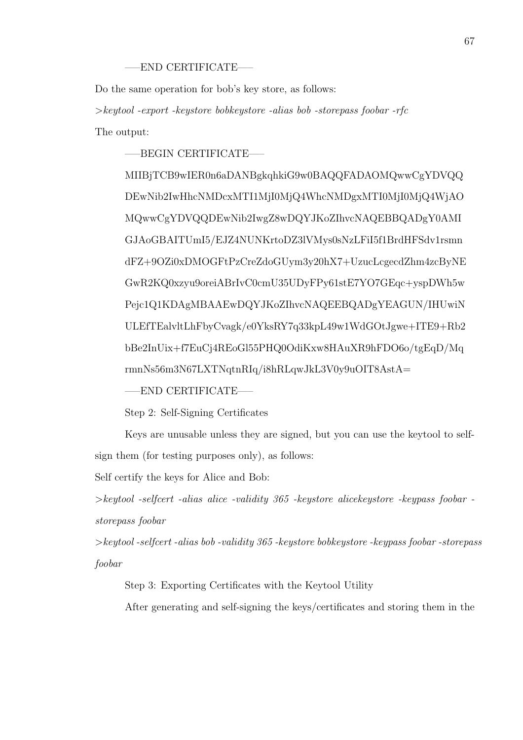-----END CERTIFICATE-----

Do the same operation for bob's key store, as follows:

*>keytool -export -keystore bobkeystore -alias bob -storepass foobar -rfc*

The output:

```
-----BEGIN CERTIFICATE-----
MIIBjTCB9wIER0n6aDANBgkqhkiG9w0BAQQFADAOMQwwCgYDVQQ
DEwNib2IwHhcNMDcxMTI1MjI0MjQ4WhcNMDgxMTI0MjI0MjQ4WjAO
MQwwCgYDVQQDEwNib2IwgZ8wDQYJKoZIhvcNAQEBBQADgY0AMI
GJAoGBAITUmI5/EJZ4NUNKrtoDZ3lVMys0sNzLFiI5f1BrdHFSdv1rsmn
dFZ+9OZi0xDMOGFtPzCreZdoGUym3y20hX7+UzucLcgecdZhm4zcByNE
GwR2KQ0xzyu9oreiABrIvC0cmU35UDyFPy61stE7YO7GEqc+yspDWh5w
Pejc1Q1KDAgMBAAEwDQYJKoZIhvcNAQEEBQADgYEAGUN/IHUwiN
ULEfTEalvltLhFbyCvagk/e0YksRY7q33kpL49w1WdGOtJgwe+ITE9+Rb2
bBe2InUix+f7EuCj4REoGl55PHQ0OdiKxw8HAuXR9hFDO6o/tgEqD/Mq
rmnNs56m3N67LXTNqtnRIq/i8hRLqwJkL3V0y9uOIT8AstA=
-----END CERTIFICATE-----
```

Step 2: Self-Signing Certificates

Keys are unusable unless they are signed, but you can use the keytool to self-sign them (for testing purposes only), as follows:

Self certify the keys for Alice and Bob:

*>keytool -selfcert -alias alice -validity 365 -keystore alicekeystore -keypass foobar -storepass foobar*

*>keytool -selfcert -alias bob -validity 365 -keystore bobkeystore -keypass foobar -storepass foobar*

Step 3: Exporting Certificates with the Keytool Utility

After generating and self-signing the keys/certificates and storing them in the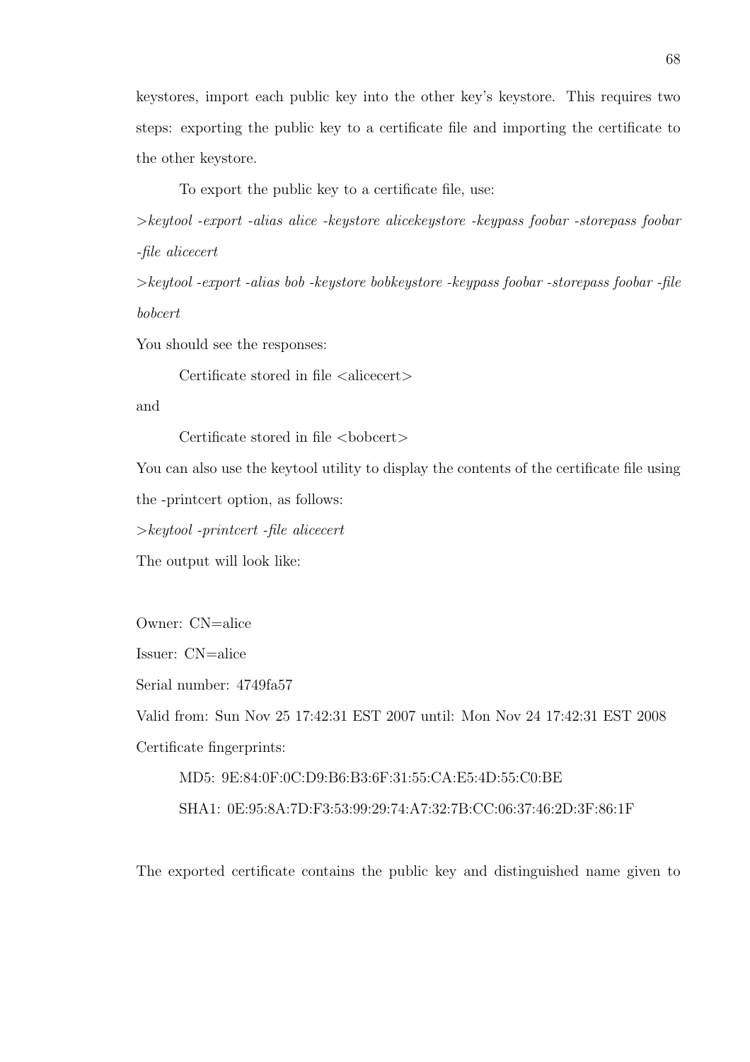keystores, import each public key into the other key's keystore. This requires two steps: exporting the public key to a certificate file and importing the certificate to the other keystore.

To export the public key to a certificate file, use:

*>keytool -export -alias alice -keystore alicekeystore -keypass foobar -storepass foobar -file alicecert*

*>keytool -export -alias bob -keystore bobkeystore -keypass foobar -storepass foobar -file bobcert*

You should see the responses:

Certificate stored in file <alicecert>

and

Certificate stored in file <bobcert>

You can also use the keytool utility to display the contents of the certificate file using the -printcert option, as follows:

*>keytool -printcert -file alicecert*

The output will look like:

```
Owner: CN=alice
Issuer: CN=alice
Serial number: 4749fa57
Valid from: Sun Nov 25 17:42:31 EST 2007 until: Mon Nov 24 17:42:31 EST 2008
Certificate fingerprints:
    MD5: 9E:84:0F:0C:D9:B6:B3:6F:31:55:CA:E5:4D:55:C0:BE
    SHA1: 0E:95:8A:7D:F3:53:99:29:74:A7:32:7B:CC:06:37:46:2D:3F:86:1F
```

The exported certificate contains the public key and distinguished name given to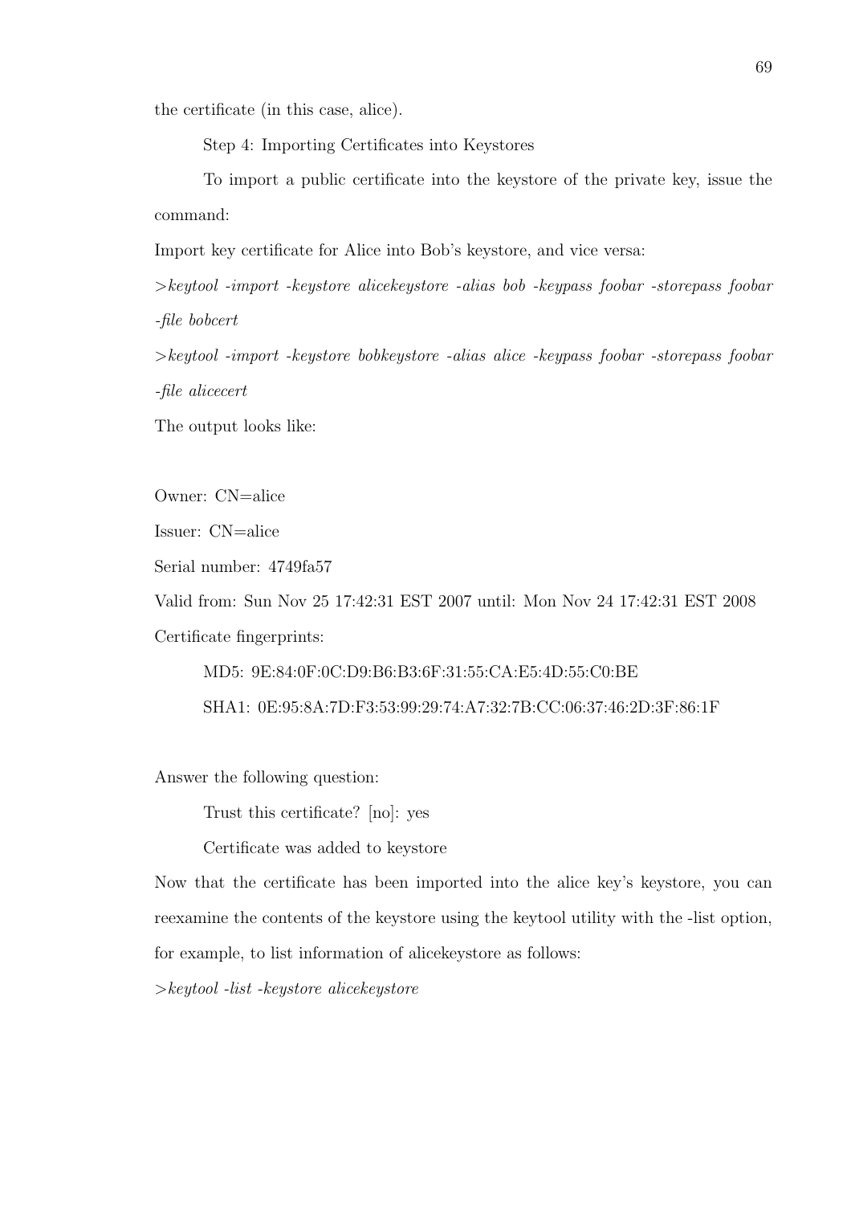the certificate (in this case, alice).

Step 4: Importing Certificates into Keystores

To import a public certificate into the keystore of the private key, issue the command:

Import key certificate for Alice into Bob's keystore, and vice versa:

*>keytool -import -keystore alicekeystore -alias bob -keypass foobar -storepass foobar -file bobcert*

*>keytool -import -keystore bobkeystore -alias alice -keypass foobar -storepass foobar -file alicecert*

The output looks like:

Owner: CN=alice

Issuer: CN=alice

Serial number: 4749fa57

Valid from: Sun Nov 25 17:42:31 EST 2007 until: Mon Nov 24 17:42:31 EST 2008

Certificate fingerprints:

MD5: 9E:84:0F:0C:D9:B6:B3:6F:31:55:CA:E5:4D:55:C0:BE

SHA1: 0E:95:8A:7D:F3:53:99:29:74:A7:32:7B:CC:06:37:46:2D:3F:86:1F

Answer the following question:

Trust this certificate? [no]: yes

Certificate was added to keystore

Now that the certificate has been imported into the alice key's keystore, you can reexamine the contents of the keystore using the keytool utility with the -list option, for example, to list information of alicekeystore as follows:

*>keytool -list -keystore alicekeystore*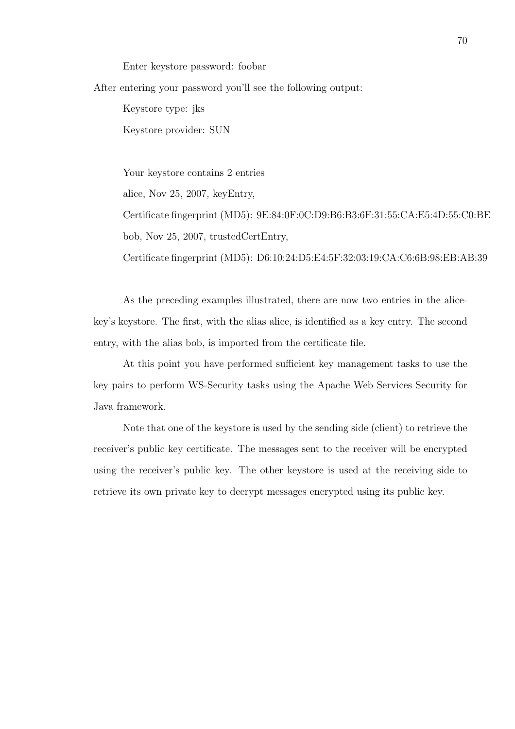Enter keystore password: foobar

After entering your password you'll see the following output:

```
Keystore type: jks
Keystore provider: SUN

Your keystore contains 2 entries
alice, Nov 25, 2007, keyEntry,
Certificate fingerprint (MD5): 9E:84:0F:0C:D9:B6:B3:6F:31:55:CA:E5:4D:55:C0:BE
bob, Nov 25, 2007, trustedCertEntry,
Certificate fingerprint (MD5): D6:10:24:D5:E4:5F:32:03:19:CA:C6:6B:98:EB:AB:39
```

As the preceding examples illustrated, there are now two entries in the alicekey's keystore. The first, with the alias alice, is identified as a key entry. The second entry, with the alias bob, is imported from the certificate file.

At this point you have performed sufficient key management tasks to use the key pairs to perform WS-Security tasks using the Apache Web Services Security for Java framework.

Note that one of the keystore is used by the sending side (client) to retrieve the receiver's public key certificate. The messages sent to the receiver will be encrypted using the receiver's public key. The other keystore is used at the receiving side to retrieve its own private key to decrypt messages encrypted using its public key.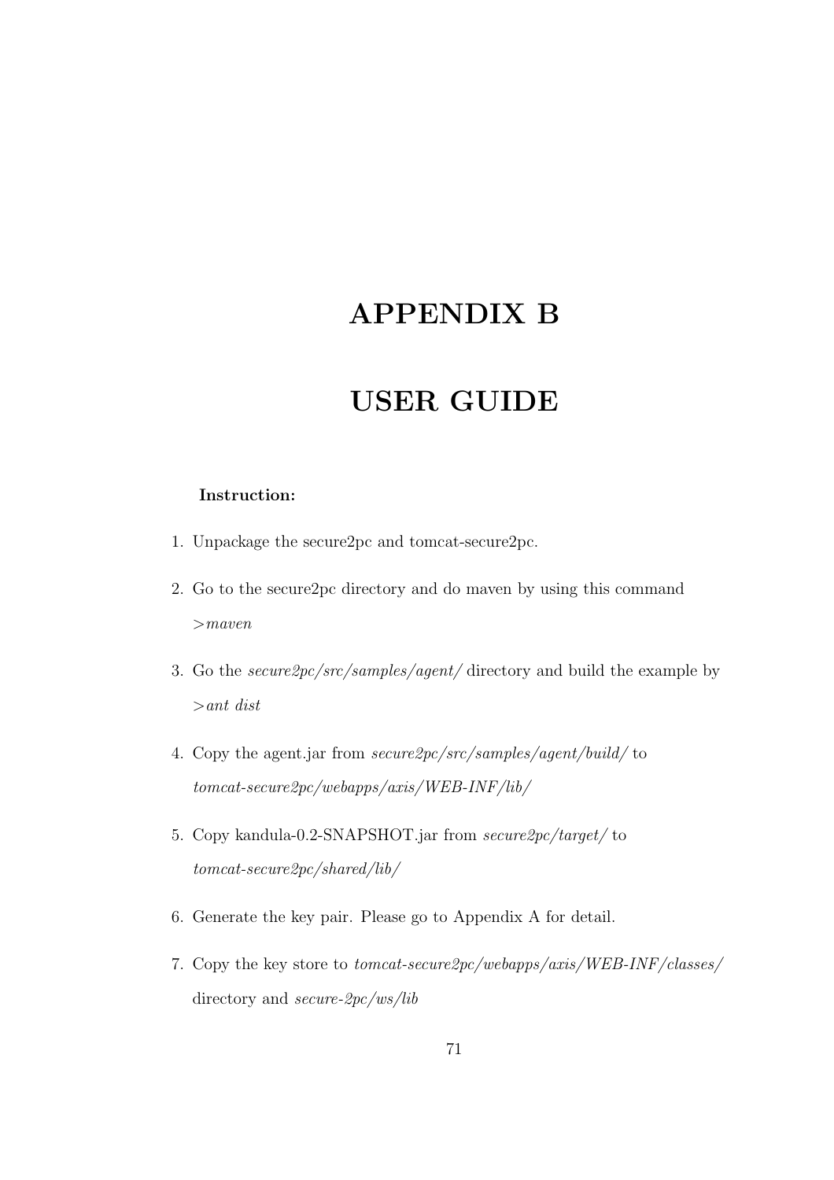# APPENDIX B

# USER GUIDE

**Instruction:**

1. Unpackage the secure2pc and tomcat-secure2pc.
2. Go to the secure2pc directory and do maven by using this command
   >*maven*
3. Go the *secure2pc/src/samples/agent/* directory and build the example by
   >*ant dist*
4. Copy the agent.jar from *secure2pc/src/samples/agent/build/* to
   *tomcat-secure2pc/webapps/axis/WEB-INF/lib/*
5. Copy kandula-0.2-SNAPSHOT.jar from *secure2pc/target/* to
   *tomcat-secure2pc/shared/lib/*
6. Generate the key pair. Please go to Appendix A for detail.
7. Copy the key store to *tomcat-secure2pc/webapps/axis/WEB-INF/classes/*
   directory and *secure-2pc/ws/lib*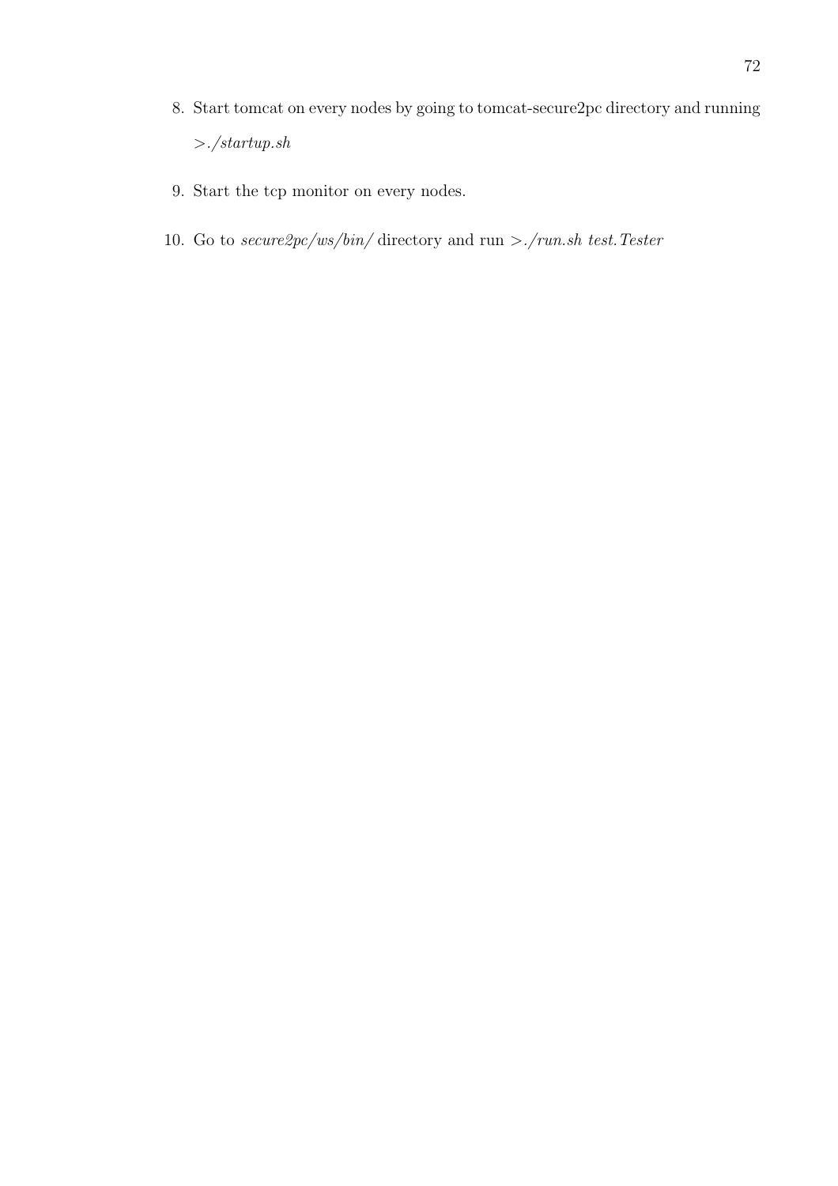8. Start tomcat on every nodes by going to tomcat-secure2pc directory and running *>./startup.sh*
9. Start the tcp monitor on every nodes.
10. Go to *secure2pc/ws/bin/* directory and run *>./run.sh test.Tester*